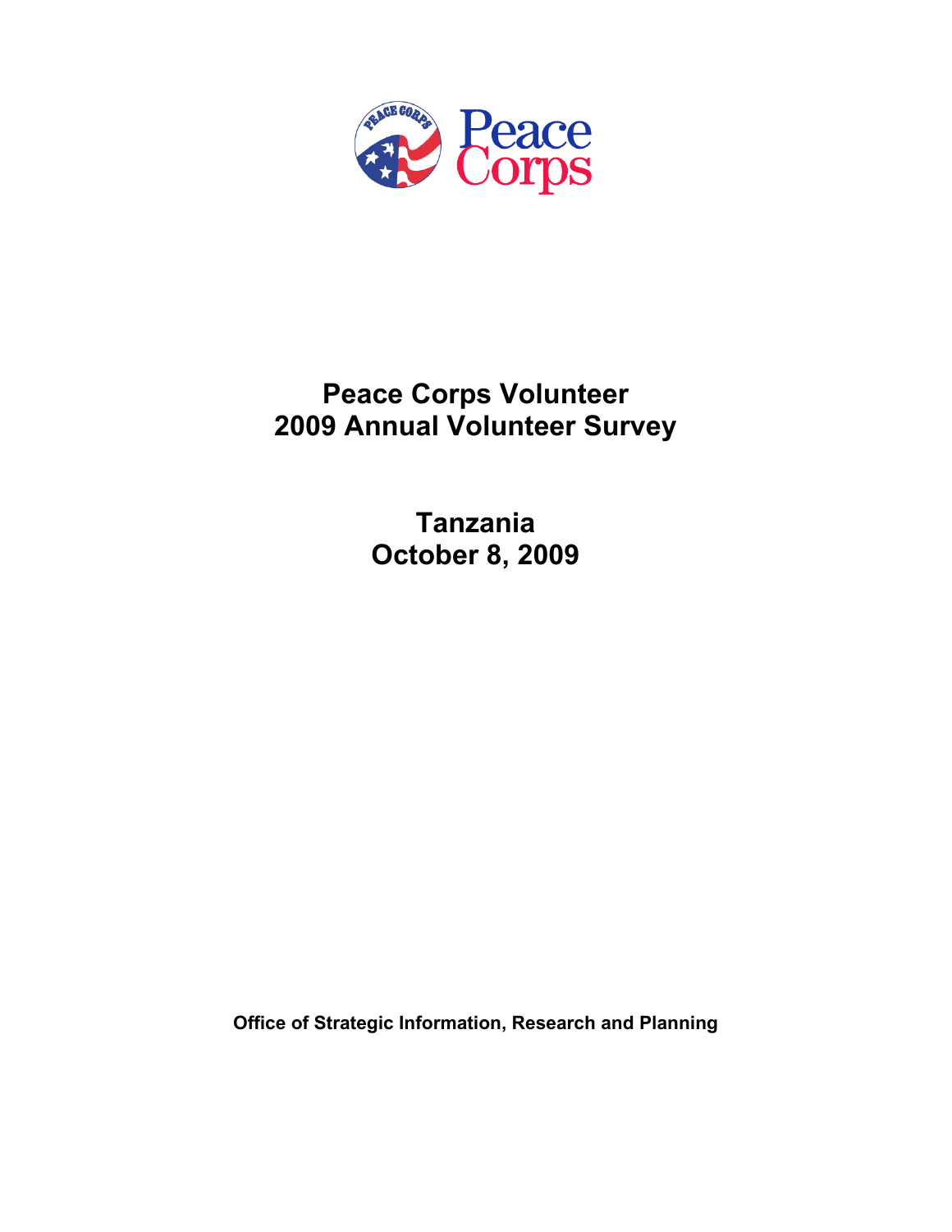Peace Corps

# Peace Corps Volunteer
# 2009 Annual Volunteer Survey

## Tanzania
## October 8, 2009

**Office of Strategic Information, Research and Planning**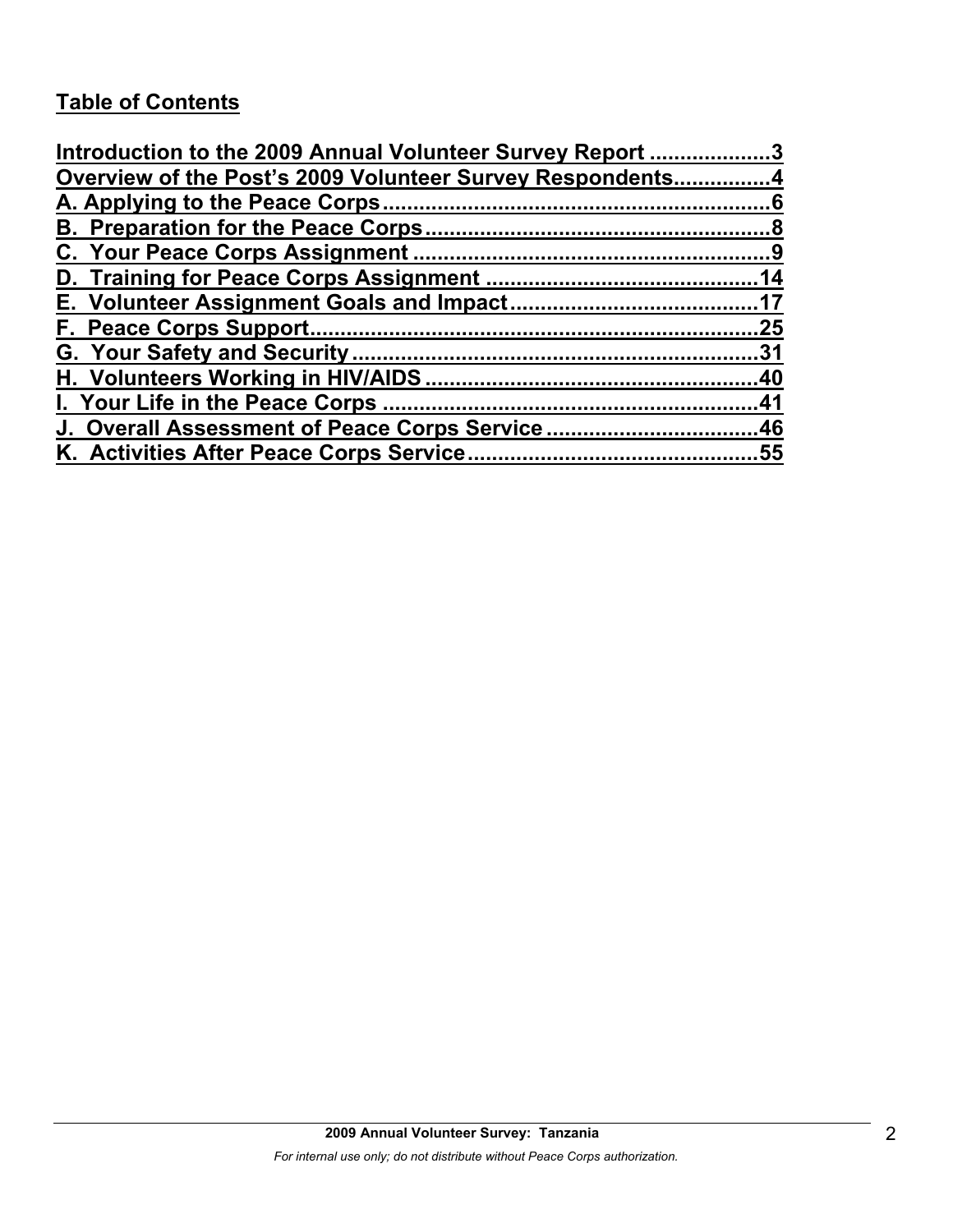# Table of Contents

Introduction to the 2009 Annual Volunteer Survey Report .................... 3
Overview of the Post's 2009 Volunteer Survey Respondents................ 4
A. Applying to the Peace Corps................................................................ 6
B. Preparation for the Peace Corps......................................................... 8
C. Your Peace Corps Assignment ........................................................... 9
D. Training for Peace Corps Assignment ............................................ 14
E. Volunteer Assignment Goals and Impact........................................ 17
F. Peace Corps Support......................................................................... 25
G. Your Safety and Security .................................................................. 31
H. Volunteers Working in HIV/AIDS ....................................................... 40
I. Your Life in the Peace Corps ............................................................. 41
J. Overall Assessment of Peace Corps Service .................................. 46
K. Activities After Peace Corps Service............................................... 55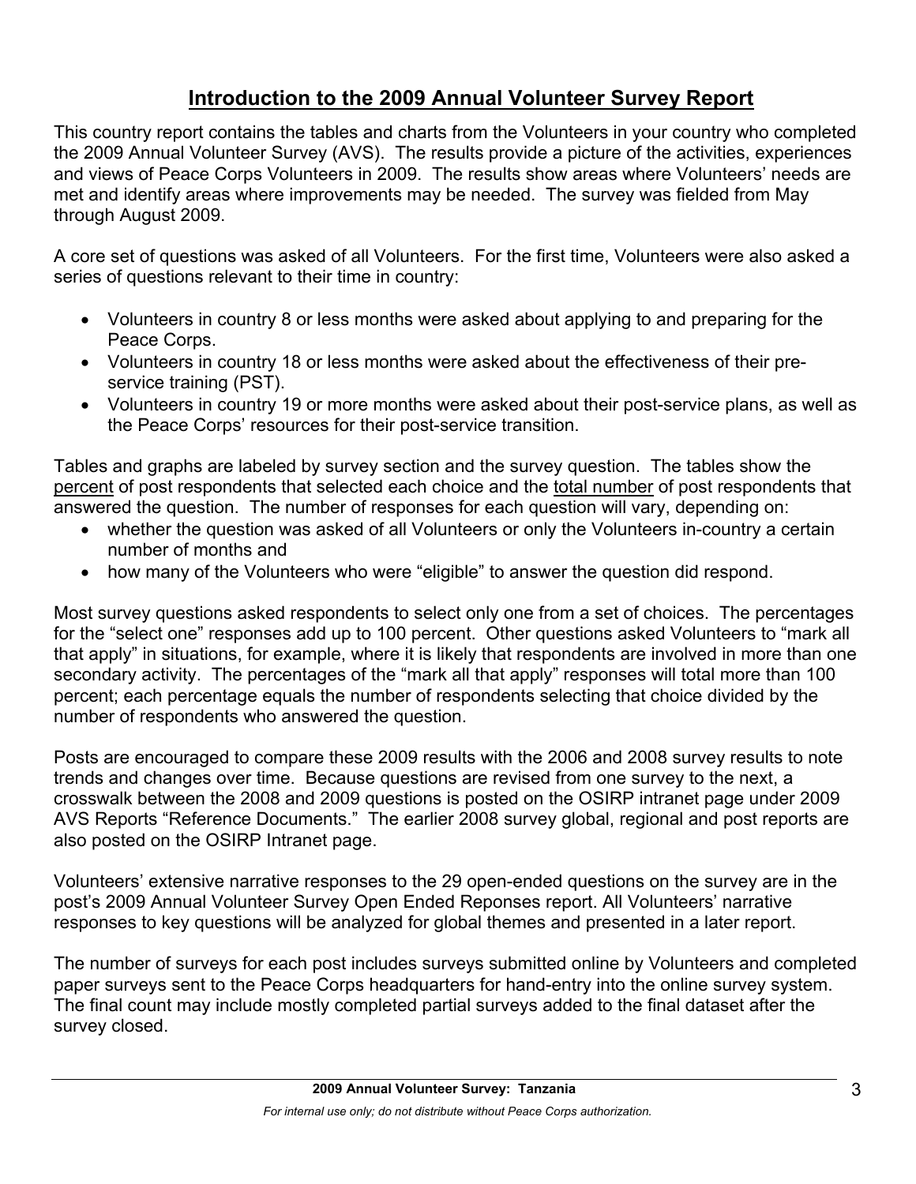# Introduction to the 2009 Annual Volunteer Survey Report

This country report contains the tables and charts from the Volunteers in your country who completed the 2009 Annual Volunteer Survey (AVS). The results provide a picture of the activities, experiences and views of Peace Corps Volunteers in 2009. The results show areas where Volunteers' needs are met and identify areas where improvements may be needed. The survey was fielded from May through August 2009.

A core set of questions was asked of all Volunteers. For the first time, Volunteers were also asked a series of questions relevant to their time in country:

- Volunteers in country 8 or less months were asked about applying to and preparing for the Peace Corps.
- Volunteers in country 18 or less months were asked about the effectiveness of their pre-service training (PST).
- Volunteers in country 19 or more months were asked about their post-service plans, as well as the Peace Corps' resources for their post-service transition.

Tables and graphs are labeled by survey section and the survey question. The tables show the percent of post respondents that selected each choice and the total number of post respondents that answered the question. The number of responses for each question will vary, depending on:

- whether the question was asked of all Volunteers or only the Volunteers in-country a certain number of months and
- how many of the Volunteers who were "eligible" to answer the question did respond.

Most survey questions asked respondents to select only one from a set of choices. The percentages for the "select one" responses add up to 100 percent. Other questions asked Volunteers to "mark all that apply" in situations, for example, where it is likely that respondents are involved in more than one secondary activity. The percentages of the "mark all that apply" responses will total more than 100 percent; each percentage equals the number of respondents selecting that choice divided by the number of respondents who answered the question.

Posts are encouraged to compare these 2009 results with the 2006 and 2008 survey results to note trends and changes over time. Because questions are revised from one survey to the next, a crosswalk between the 2008 and 2009 questions is posted on the OSIRP intranet page under 2009 AVS Reports "Reference Documents." The earlier 2008 survey global, regional and post reports are also posted on the OSIRP Intranet page.

Volunteers' extensive narrative responses to the 29 open-ended questions on the survey are in the post's 2009 Annual Volunteer Survey Open Ended Reponses report. All Volunteers' narrative responses to key questions will be analyzed for global themes and presented in a later report.

The number of surveys for each post includes surveys submitted online by Volunteers and completed paper surveys sent to the Peace Corps headquarters for hand-entry into the online survey system. The final count may include mostly completed partial surveys added to the final dataset after the survey closed.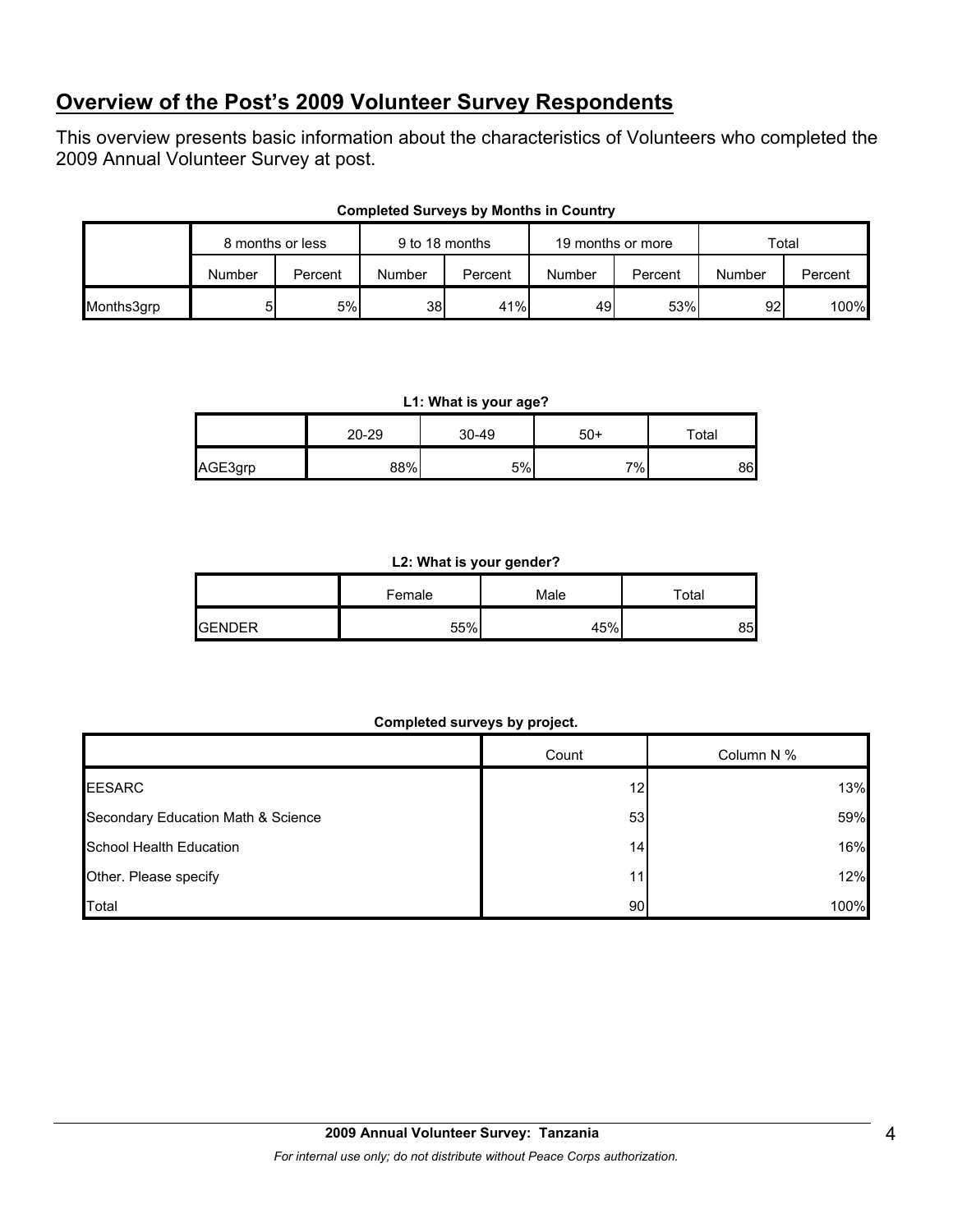## Overview of the Post's 2009 Volunteer Survey Respondents

This overview presents basic information about the characteristics of Volunteers who completed the 2009 Annual Volunteer Survey at post.

**Completed Surveys by Months in Country**

| | 8 months or less | | 9 to 18 months | | 19 months or more | | Total | |
|---|---|---|---|---|---|---|---|---|
| | Number | Percent | Number | Percent | Number | Percent | Number | Percent |
| Months3grp | 5 | 5% | 38 | 41% | 49 | 53% | 92 | 100% |

**L1: What is your age?**

| | 20-29 | 30-49 | 50+ | Total |
|---|---|---|---|---|
| AGE3grp | 88% | 5% | 7% | 86 |

**L2: What is your gender?**

| | Female | Male | Total |
|---|---|---|---|
| GENDER | 55% | 45% | 85 |

**Completed surveys by project.**

| | Count | Column N % |
|---|---|---|
| EESARC | 12 | 13% |
| Secondary Education Math & Science | 53 | 59% |
| School Health Education | 14 | 16% |
| Other. Please specify | 11 | 12% |
| Total | 90 | 100% |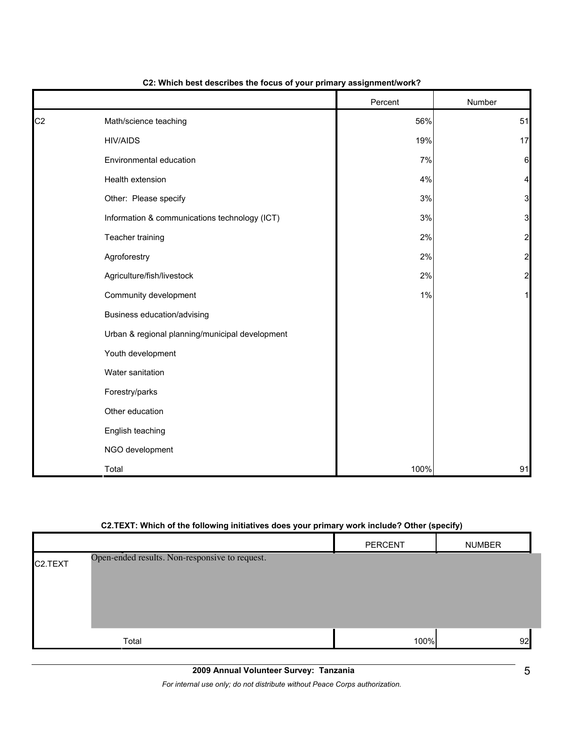**C2: Which best describes the focus of your primary assignment/work?**

| | | Percent | Number |
|---|---|---|---|
| C2 | Math/science teaching | 56% | 51 |
| | HIV/AIDS | 19% | 17 |
| | Environmental education | 7% | 6 |
| | Health extension | 4% | 4 |
| | Other: Please specify | 3% | 3 |
| | Information & communications technology (ICT) | 3% | 3 |
| | Teacher training | 2% | 2 |
| | Agroforestry | 2% | 2 |
| | Agriculture/fish/livestock | 2% | 2 |
| | Community development | 1% | 1 |
| | Business education/advising | | |
| | Urban & regional planning/municipal development | | |
| | Youth development | | |
| | Water sanitation | | |
| | Forestry/parks | | |
| | Other education | | |
| | English teaching | | |
| | NGO development | | |
| | Total | 100% | 91 |

**C2.TEXT: Which of the following initiatives does your primary work include? Other (specify)**

| | | PERCENT | NUMBER |
|---|---|---|---|
| C2.TEXT | Open-ended results. Non-responsive to request. | | |
| | Total | 100% | 92 |

**2009 Annual Volunteer Survey: Tanzania**

*For internal use only; do not distribute without Peace Corps authorization.*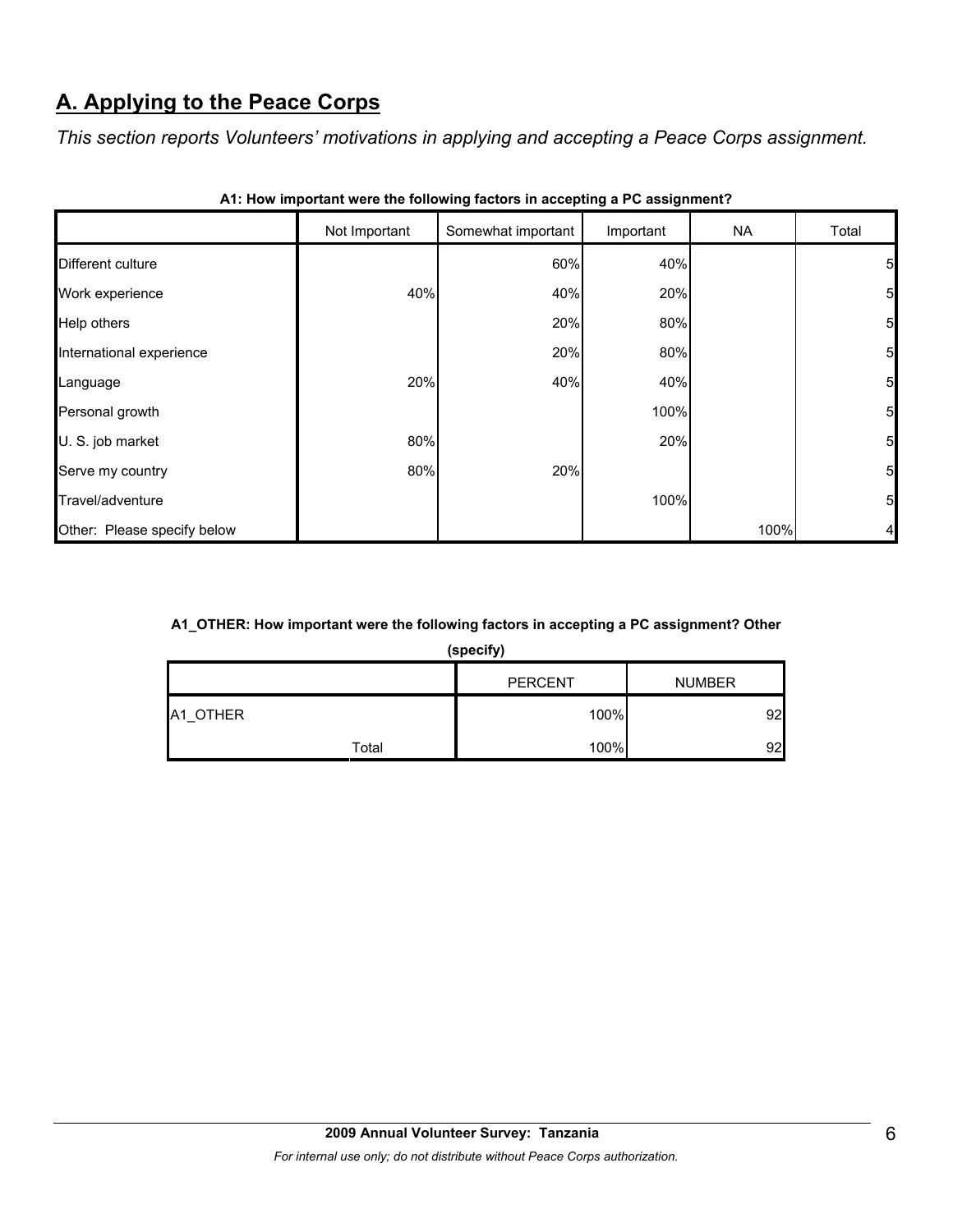## A. Applying to the Peace Corps

*This section reports Volunteers' motivations in applying and accepting a Peace Corps assignment.*

**A1: How important were the following factors in accepting a PC assignment?**

| | Not Important | Somewhat important | Important | NA | Total |
|---|---|---|---|---|---|
| Different culture | | 60% | 40% | | 5 |
| Work experience | 40% | 40% | 20% | | 5 |
| Help others | | 20% | 80% | | 5 |
| International experience | | 20% | 80% | | 5 |
| Language | 20% | 40% | 40% | | 5 |
| Personal growth | | | 100% | | 5 |
| U. S. job market | 80% | | 20% | | 5 |
| Serve my country | 80% | 20% | | | 5 |
| Travel/adventure | | | 100% | | 5 |
| Other: Please specify below | | | | 100% | 4 |

**A1_OTHER: How important were the following factors in accepting a PC assignment? Other (specify)**

| | | PERCENT | NUMBER |
|---|---|---|---|
| A1_OTHER | | 100% | 92 |
| | Total | 100% | 92 |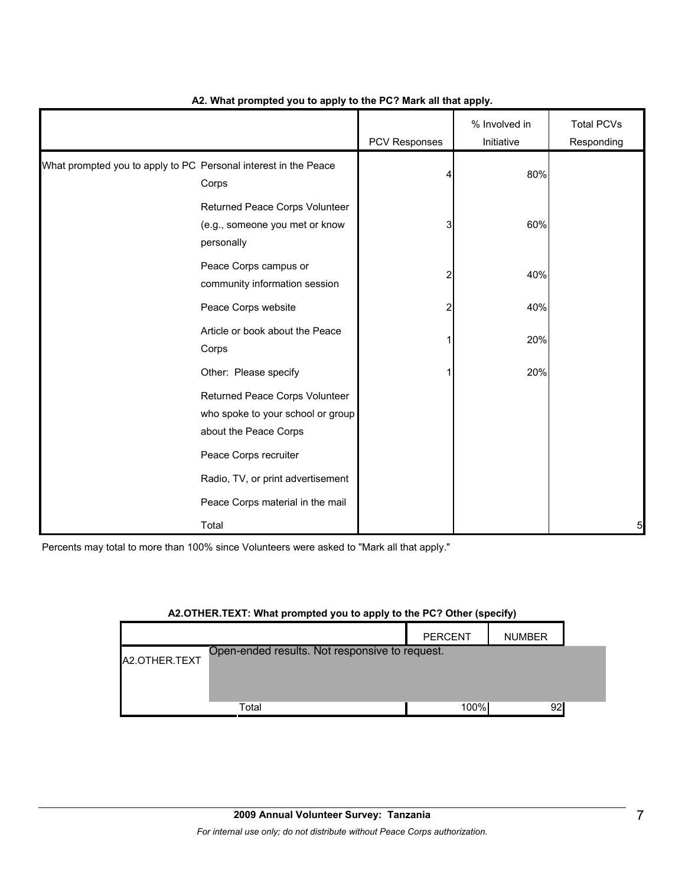**A2. What prompted you to apply to the PC? Mark all that apply.**

| | | PCV Responses | % Involved in Initiative | Total PCVs Responding |
|---|---|---|---|---|
| What prompted you to apply to PC | Personal interest in the Peace Corps | 4 | 80% | |
| | Returned Peace Corps Volunteer (e.g., someone you met or know personally | 3 | 60% | |
| | Peace Corps campus or community information session | 2 | 40% | |
| | Peace Corps website | 2 | 40% | |
| | Article or book about the Peace Corps | 1 | 20% | |
| | Other: Please specify | 1 | 20% | |
| | Returned Peace Corps Volunteer who spoke to your school or group about the Peace Corps | | | |
| | Peace Corps recruiter | | | |
| | Radio, TV, or print advertisement | | | |
| | Peace Corps material in the mail | | | |
| | Total | | | 5 |

Percents may total to more than 100% since Volunteers were asked to "Mark all that apply."

**A2.OTHER.TEXT: What prompted you to apply to the PC? Other (specify)**

| | | PERCENT | NUMBER |
|---|---|---|---|
| A2.OTHER.TEXT | Open-ended results. Not responsive to request. | | |
| | Total | 100% | 92 |

**2009 Annual Volunteer Survey: Tanzania**

*For internal use only; do not distribute without Peace Corps authorization.*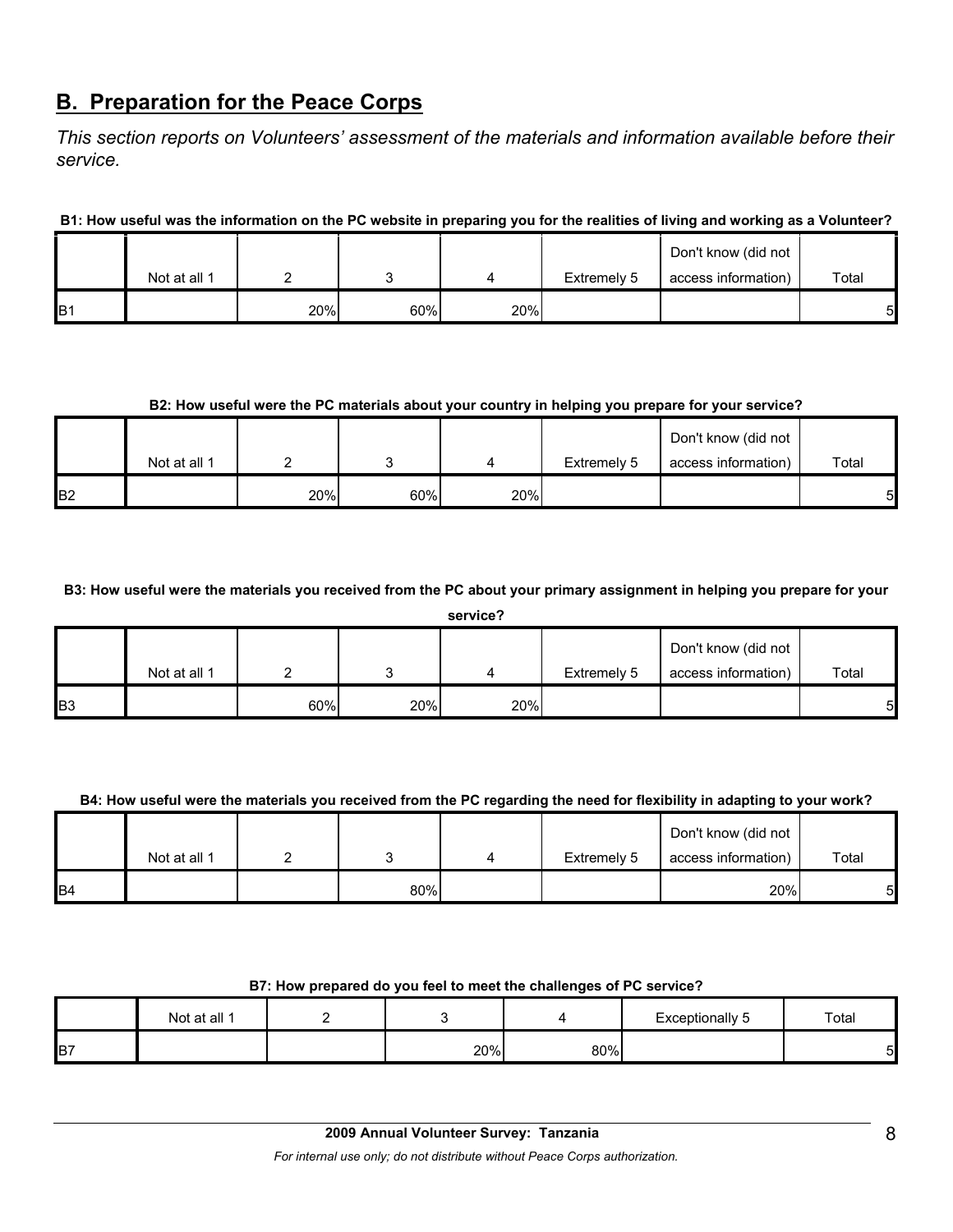## B. Preparation for the Peace Corps

*This section reports on Volunteers' assessment of the materials and information available before their service.*

**B1: How useful was the information on the PC website in preparing you for the realities of living and working as a Volunteer?**

| | Not at all 1 | 2 | 3 | 4 | Extremely 5 | Don't know (did not access information) | Total |
|---|---|---|---|---|---|---|---|
| B1 | | 20% | 60% | 20% | | | 5 |

**B2: How useful were the PC materials about your country in helping you prepare for your service?**

| | Not at all 1 | 2 | 3 | 4 | Extremely 5 | Don't know (did not access information) | Total |
|---|---|---|---|---|---|---|---|
| B2 | | 20% | 60% | 20% | | | 5 |

**B3: How useful were the materials you received from the PC about your primary assignment in helping you prepare for your service?**

| | Not at all 1 | 2 | 3 | 4 | Extremely 5 | Don't know (did not access information) | Total |
|---|---|---|---|---|---|---|---|
| B3 | | 60% | 20% | 20% | | | 5 |

**B4: How useful were the materials you received from the PC regarding the need for flexibility in adapting to your work?**

| | Not at all 1 | 2 | 3 | 4 | Extremely 5 | Don't know (did not access information) | Total |
|---|---|---|---|---|---|---|---|
| B4 | | | 80% | | | 20% | 5 |

**B7: How prepared do you feel to meet the challenges of PC service?**

| | Not at all 1 | 2 | 3 | 4 | Exceptionally 5 | Total |
|---|---|---|---|---|---|---|
| B7 | | | 20% | 80% | | 5 |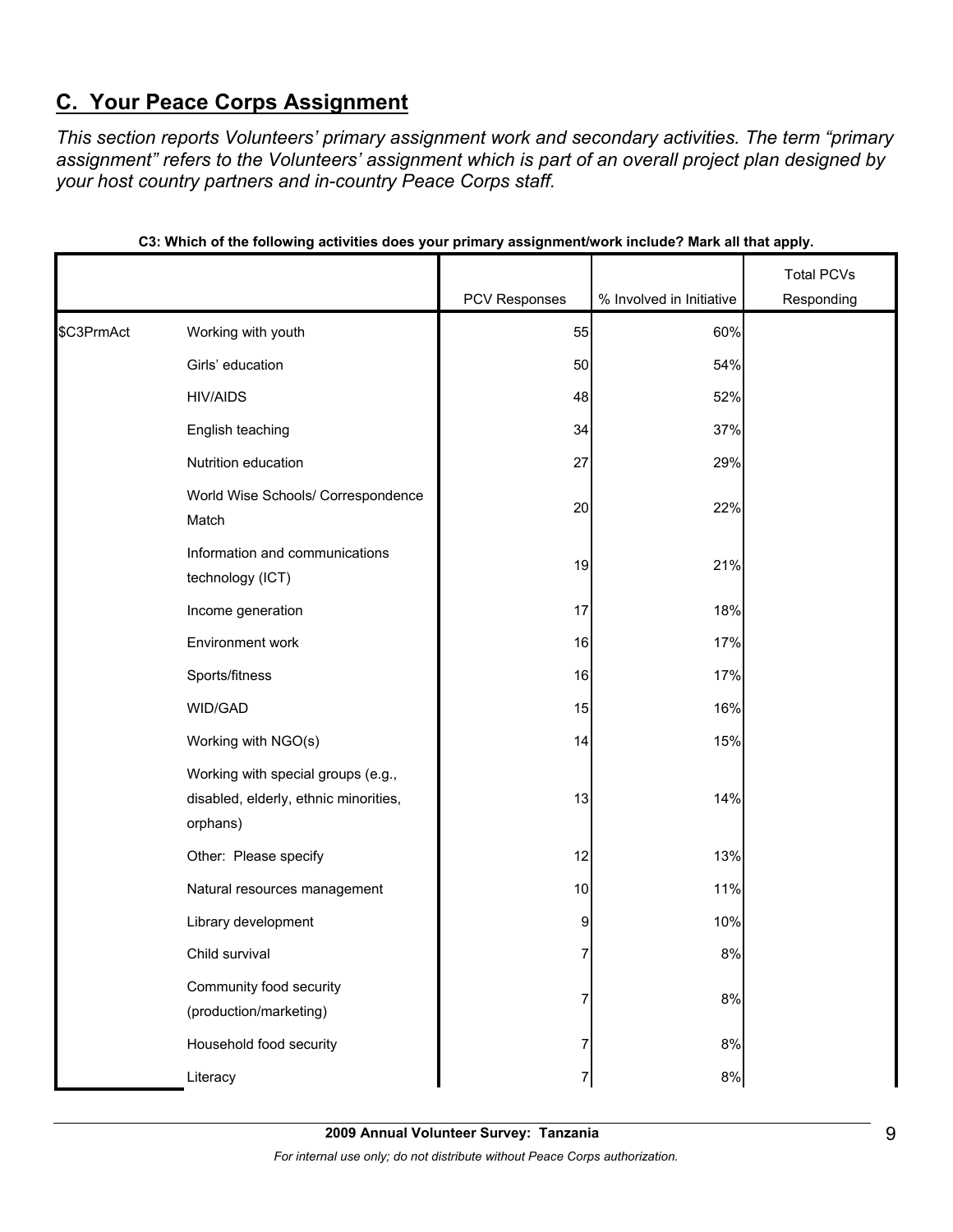## C. Your Peace Corps Assignment

*This section reports Volunteers' primary assignment work and secondary activities. The term "primary assignment" refers to the Volunteers' assignment which is part of an overall project plan designed by your host country partners and in-country Peace Corps staff.*

**C3: Which of the following activities does your primary assignment/work include? Mark all that apply.**

| | | PCV Responses | % Involved in Initiative | Total PCVs Responding |
|---|---|---|---|---|
| $C3PrmAct | Working with youth | 55 | 60% | |
| | Girls' education | 50 | 54% | |
| | HIV/AIDS | 48 | 52% | |
| | English teaching | 34 | 37% | |
| | Nutrition education | 27 | 29% | |
| | World Wise Schools/ Correspondence Match | 20 | 22% | |
| | Information and communications technology (ICT) | 19 | 21% | |
| | Income generation | 17 | 18% | |
| | Environment work | 16 | 17% | |
| | Sports/fitness | 16 | 17% | |
| | WID/GAD | 15 | 16% | |
| | Working with NGO(s) | 14 | 15% | |
| | Working with special groups (e.g., disabled, elderly, ethnic minorities, orphans) | 13 | 14% | |
| | Other: Please specify | 12 | 13% | |
| | Natural resources management | 10 | 11% | |
| | Library development | 9 | 10% | |
| | Child survival | 7 | 8% | |
| | Community food security (production/marketing) | 7 | 8% | |
| | Household food security | 7 | 8% | |
| | Literacy | 7 | 8% | |

**2009 Annual Volunteer Survey: Tanzania**

*For internal use only; do not distribute without Peace Corps authorization.*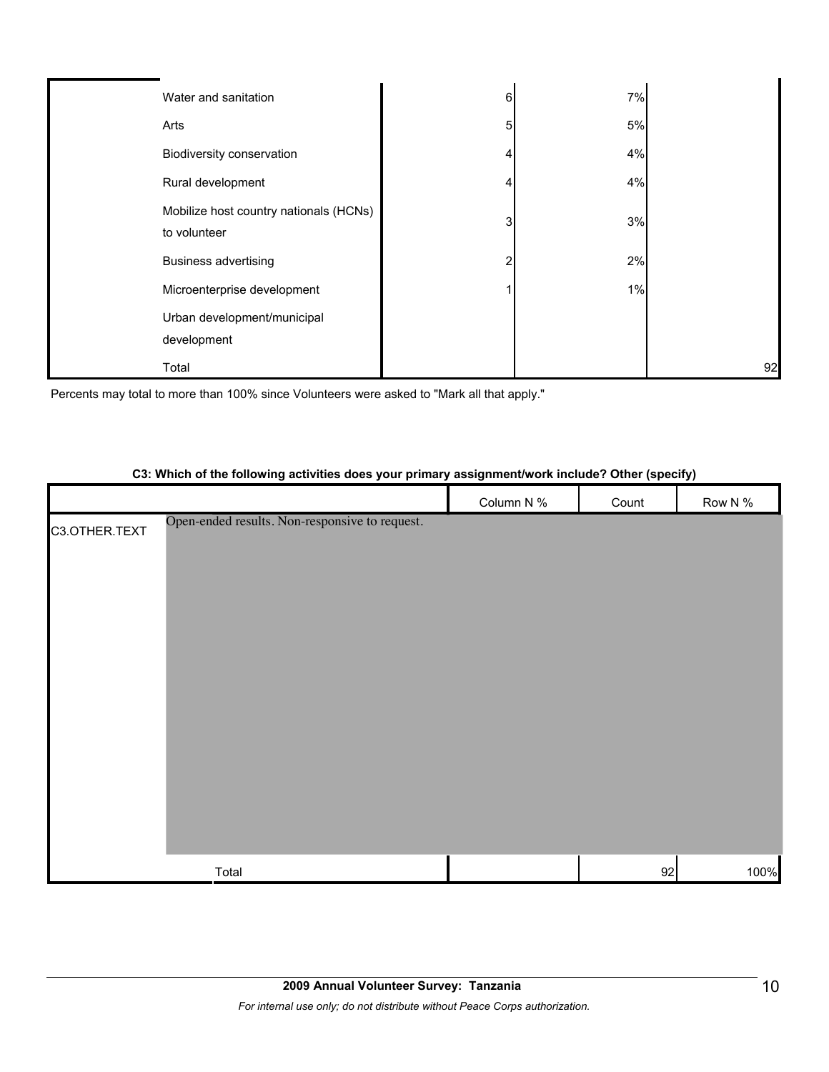| | | | | |
|---|---|---|---|---|
| | Water and sanitation | 6 | 7% | |
| | Arts | 5 | 5% | |
| | Biodiversity conservation | 4 | 4% | |
| | Rural development | 4 | 4% | |
| | Mobilize host country nationals (HCNs) to volunteer | 3 | 3% | |
| | Business advertising | 2 | 2% | |
| | Microenterprise development | 1 | 1% | |
| | Urban development/municipal development | | | |
| | Total | | | 92 |

Percents may total to more than 100% since Volunteers were asked to "Mark all that apply."

**C3: Which of the following activities does your primary assignment/work include? Other (specify)**

| | | Column N % | Count | Row N % |
|---|---|---|---|---|
| C3.OTHER.TEXT | Open-ended results. Non-responsive to request. | | | |
| | Total | | 92 | 100% |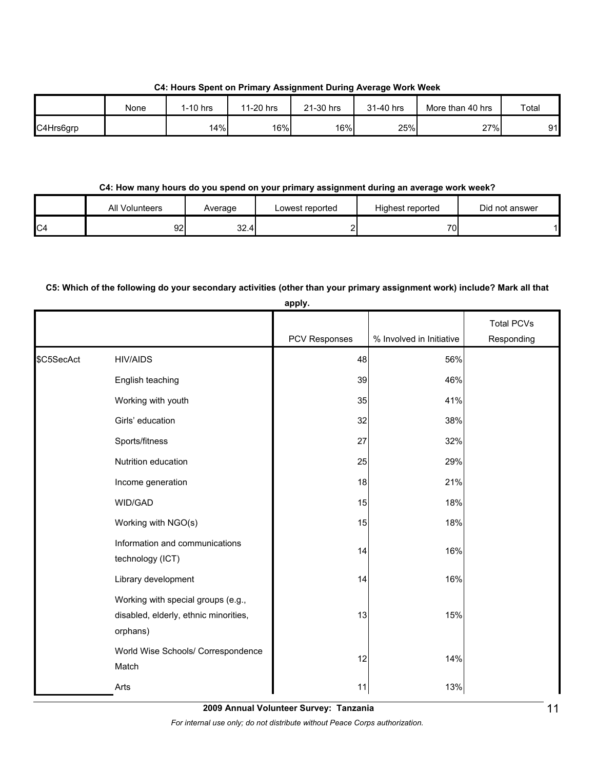**C4: Hours Spent on Primary Assignment During Average Work Week**

| | None | 1-10 hrs | 11-20 hrs | 21-30 hrs | 31-40 hrs | More than 40 hrs | Total |
|---|---|---|---|---|---|---|---|
| C4Hrs6grp | | 14% | 16% | 16% | 25% | 27% | 91 |

**C4: How many hours do you spend on your primary assignment during an average work week?**

| | All Volunteers | Average | Lowest reported | Highest reported | Did not answer |
|---|---|---|---|---|---|
| C4 | 92 | 32.4 | 2 | 70 | 1 |

**C5: Which of the following do your secondary activities (other than your primary assignment work) include? Mark all that apply.**

| | | PCV Responses | % Involved in Initiative | Total PCVs Responding |
|---|---|---|---|---|
| $C5SecAct | HIV/AIDS | 48 | 56% | |
| | English teaching | 39 | 46% | |
| | Working with youth | 35 | 41% | |
| | Girls' education | 32 | 38% | |
| | Sports/fitness | 27 | 32% | |
| | Nutrition education | 25 | 29% | |
| | Income generation | 18 | 21% | |
| | WID/GAD | 15 | 18% | |
| | Working with NGO(s) | 15 | 18% | |
| | Information and communications technology (ICT) | 14 | 16% | |
| | Library development | 14 | 16% | |
| | Working with special groups (e.g., disabled, elderly, ethnic minorities, orphans) | 13 | 15% | |
| | World Wise Schools/ Correspondence Match | 12 | 14% | |
| | Arts | 11 | 13% | |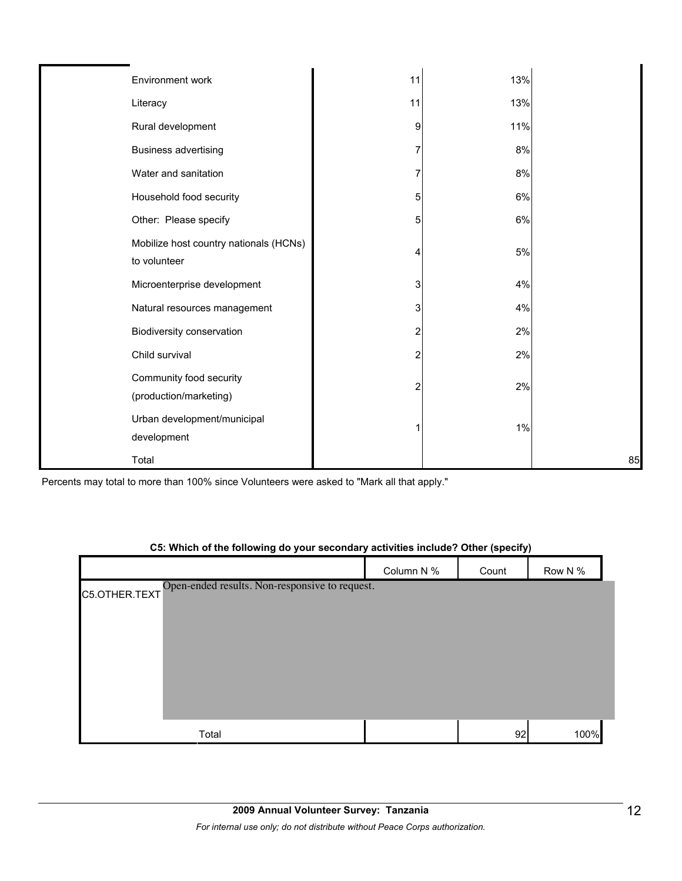| | | | | |
|---|---|---|---|---|
| | Environment work | 11 | 13% | |
| | Literacy | 11 | 13% | |
| | Rural development | 9 | 11% | |
| | Business advertising | 7 | 8% | |
| | Water and sanitation | 7 | 8% | |
| | Household food security | 5 | 6% | |
| | Other: Please specify | 5 | 6% | |
| | Mobilize host country nationals (HCNs) to volunteer | 4 | 5% | |
| | Microenterprise development | 3 | 4% | |
| | Natural resources management | 3 | 4% | |
| | Biodiversity conservation | 2 | 2% | |
| | Child survival | 2 | 2% | |
| | Community food security (production/marketing) | 2 | 2% | |
| | Urban development/municipal development | 1 | 1% | |
| | Total | | | 85 |

Percents may total to more than 100% since Volunteers were asked to "Mark all that apply."

**C5: Which of the following do your secondary activities include? Other (specify)**

| | | Column N % | Count | Row N % |
|---|---|---|---|---|
| C5.OTHER.TEXT | Open-ended results. Non-responsive to request. | | | |
| | Total | | 92 | 100% |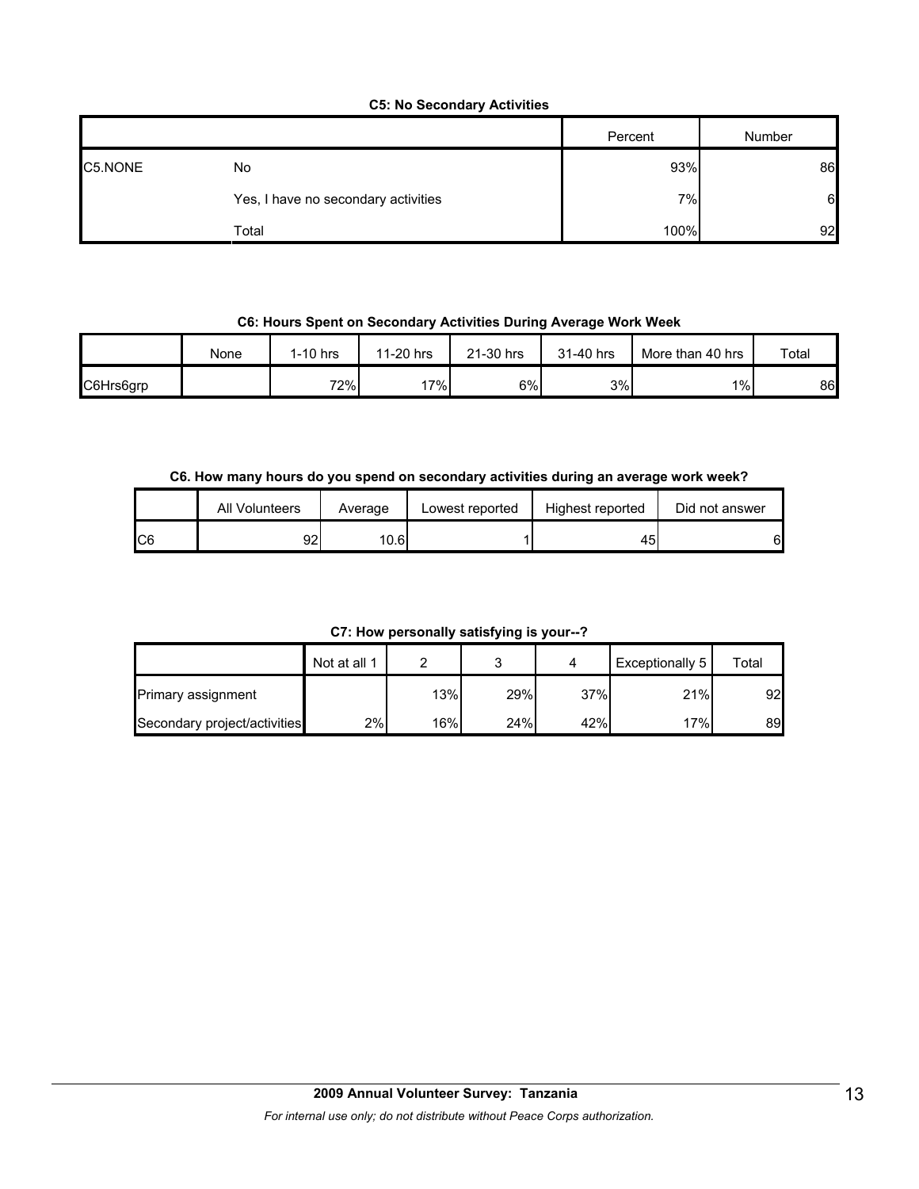**C5: No Secondary Activities**

| | | Percent | Number |
|---|---|---|---|
| C5.NONE | No | 93% | 86 |
| | Yes, I have no secondary activities | 7% | 6 |
| | Total | 100% | 92 |

**C6: Hours Spent on Secondary Activities During Average Work Week**

| | None | 1-10 hrs | 11-20 hrs | 21-30 hrs | 31-40 hrs | More than 40 hrs | Total |
|---|---|---|---|---|---|---|---|
| C6Hrs6grp | | 72% | 17% | 6% | 3% | 1% | 86 |

**C6. How many hours do you spend on secondary activities during an average work week?**

| | All Volunteers | Average | Lowest reported | Highest reported | Did not answer |
|---|---|---|---|---|---|
| C6 | 92 | 10.6 | 1 | 45 | 6 |

**C7: How personally satisfying is your--?**

| | Not at all 1 | 2 | 3 | 4 | Exceptionally 5 | Total |
|---|---|---|---|---|---|---|
| Primary assignment | | 13% | 29% | 37% | 21% | 92 |
| Secondary project/activities | 2% | 16% | 24% | 42% | 17% | 89 |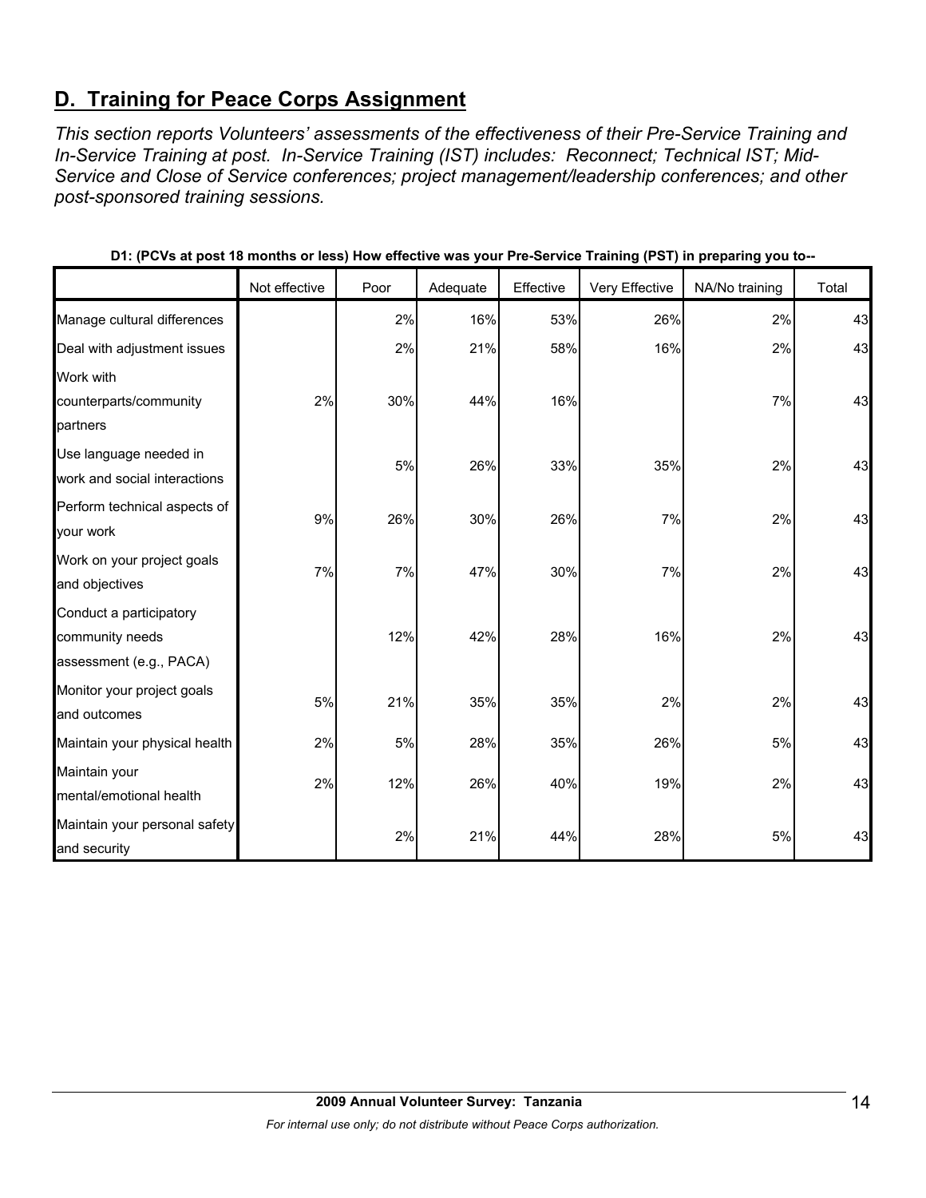## D. Training for Peace Corps Assignment

*This section reports Volunteers' assessments of the effectiveness of their Pre-Service Training and In-Service Training at post. In-Service Training (IST) includes: Reconnect; Technical IST; Mid-Service and Close of Service conferences; project management/leadership conferences; and other post-sponsored training sessions.*

**D1: (PCVs at post 18 months or less) How effective was your Pre-Service Training (PST) in preparing you to--**

| | Not effective | Poor | Adequate | Effective | Very Effective | NA/No training | Total |
|---|---|---|---|---|---|---|---|
| Manage cultural differences | | 2% | 16% | 53% | 26% | 2% | 43 |
| Deal with adjustment issues | | 2% | 21% | 58% | 16% | 2% | 43 |
| Work with counterparts/community partners | 2% | 30% | 44% | 16% | | 7% | 43 |
| Use language needed in work and social interactions | | 5% | 26% | 33% | 35% | 2% | 43 |
| Perform technical aspects of your work | 9% | 26% | 30% | 26% | 7% | 2% | 43 |
| Work on your project goals and objectives | 7% | 7% | 47% | 30% | 7% | 2% | 43 |
| Conduct a participatory community needs assessment (e.g., PACA) | | 12% | 42% | 28% | 16% | 2% | 43 |
| Monitor your project goals and outcomes | 5% | 21% | 35% | 35% | 2% | 2% | 43 |
| Maintain your physical health | 2% | 5% | 28% | 35% | 26% | 5% | 43 |
| Maintain your mental/emotional health | 2% | 12% | 26% | 40% | 19% | 2% | 43 |
| Maintain your personal safety and security | | 2% | 21% | 44% | 28% | 5% | 43 |

**2009 Annual Volunteer Survey: Tanzania**

*For internal use only; do not distribute without Peace Corps authorization.*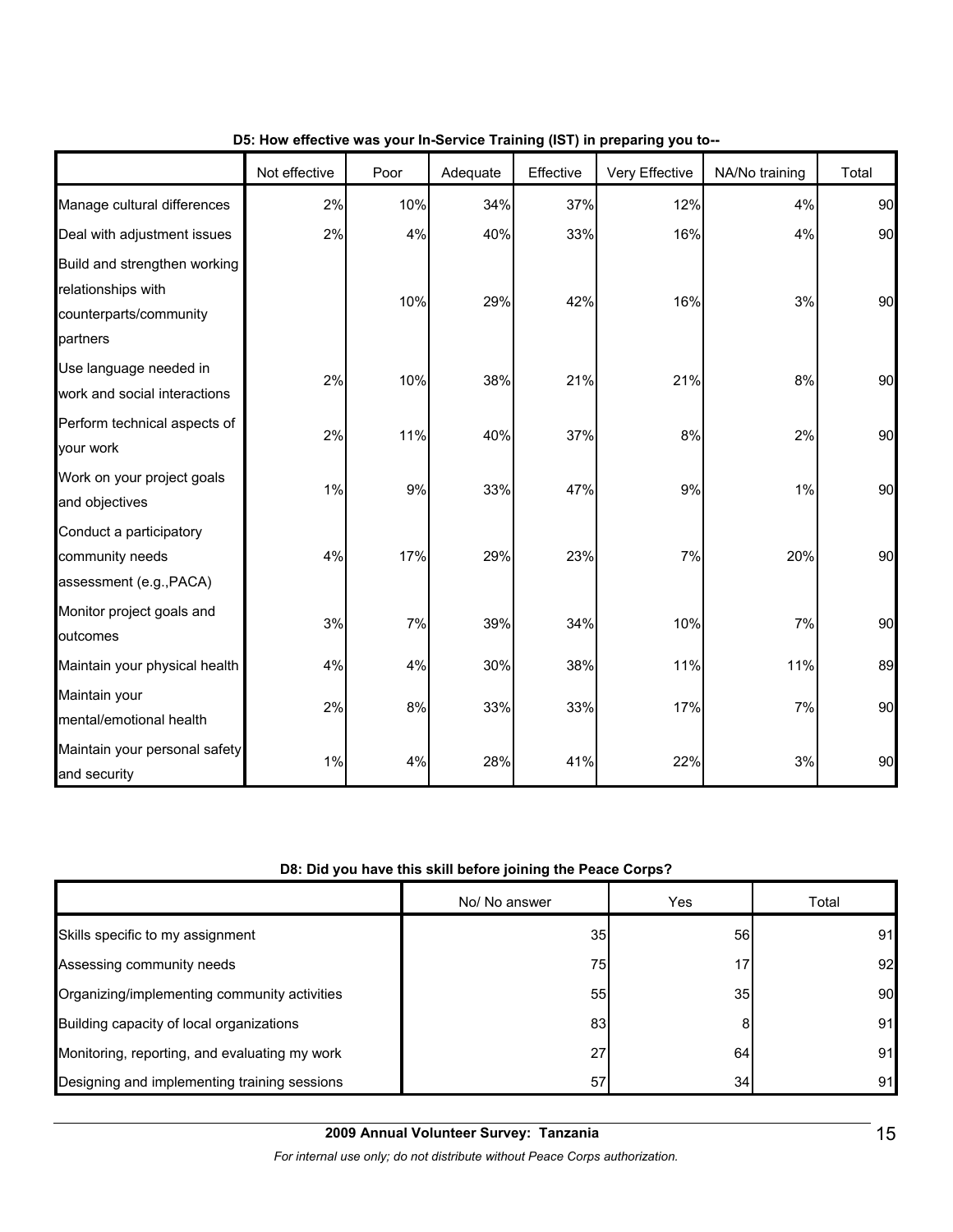**D5: How effective was your In-Service Training (IST) in preparing you to--**

| | Not effective | Poor | Adequate | Effective | Very Effective | NA/No training | Total |
|---|---|---|---|---|---|---|---|
| Manage cultural differences | 2% | 10% | 34% | 37% | 12% | 4% | 90 |
| Deal with adjustment issues | 2% | 4% | 40% | 33% | 16% | 4% | 90 |
| Build and strengthen working relationships with counterparts/community partners | | 10% | 29% | 42% | 16% | 3% | 90 |
| Use language needed in work and social interactions | 2% | 10% | 38% | 21% | 21% | 8% | 90 |
| Perform technical aspects of your work | 2% | 11% | 40% | 37% | 8% | 2% | 90 |
| Work on your project goals and objectives | 1% | 9% | 33% | 47% | 9% | 1% | 90 |
| Conduct a participatory community needs assessment (e.g.,PACA) | 4% | 17% | 29% | 23% | 7% | 20% | 90 |
| Monitor project goals and outcomes | 3% | 7% | 39% | 34% | 10% | 7% | 90 |
| Maintain your physical health | 4% | 4% | 30% | 38% | 11% | 11% | 89 |
| Maintain your mental/emotional health | 2% | 8% | 33% | 33% | 17% | 7% | 90 |
| Maintain your personal safety and security | 1% | 4% | 28% | 41% | 22% | 3% | 90 |

**D8: Did you have this skill before joining the Peace Corps?**

| | No/ No answer | Yes | Total |
|---|---|---|---|
| Skills specific to my assignment | 35 | 56 | 91 |
| Assessing community needs | 75 | 17 | 92 |
| Organizing/implementing community activities | 55 | 35 | 90 |
| Building capacity of local organizations | 83 | 8 | 91 |
| Monitoring, reporting, and evaluating my work | 27 | 64 | 91 |
| Designing and implementing training sessions | 57 | 34 | 91 |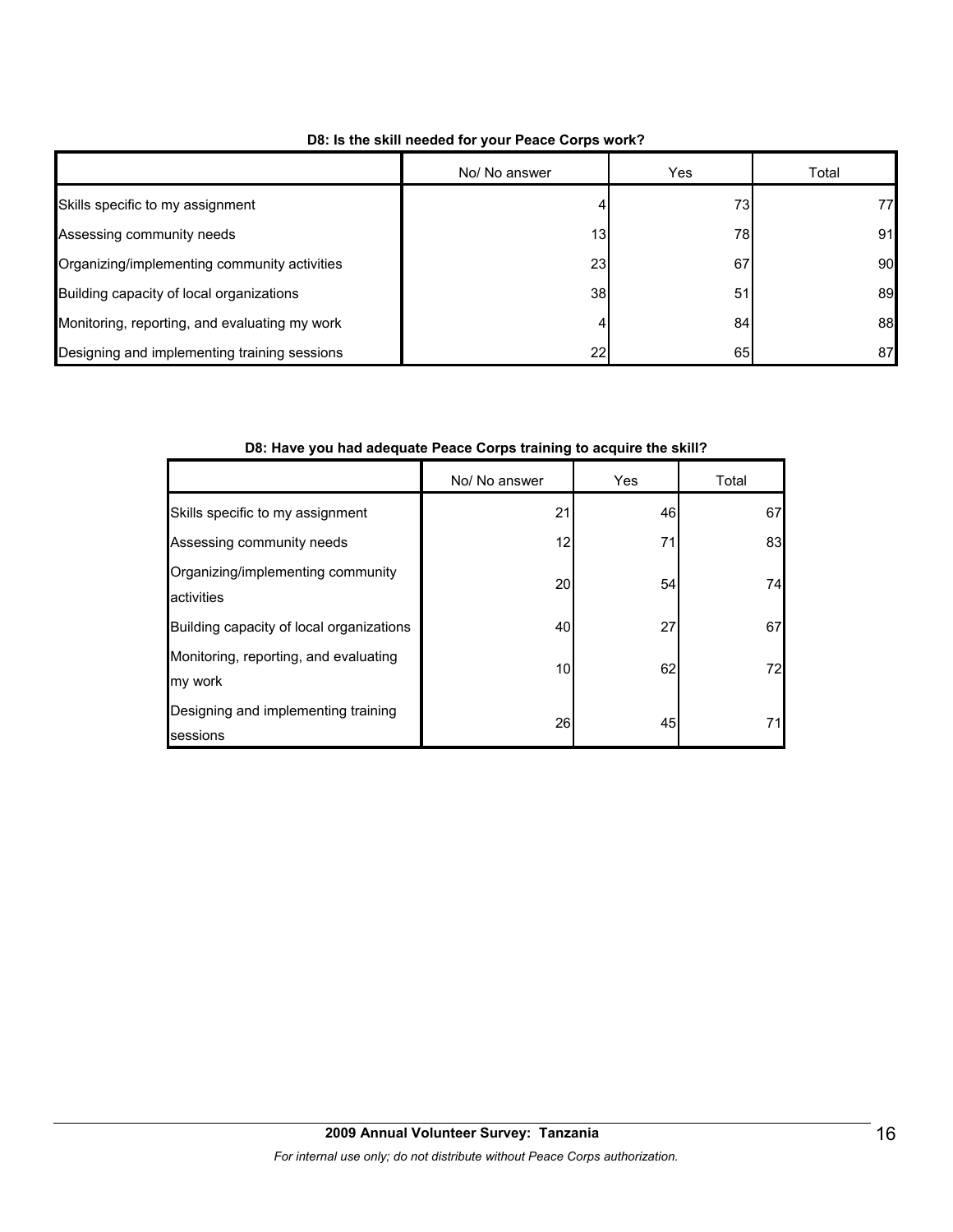**D8: Is the skill needed for your Peace Corps work?**

| | No/ No answer | Yes | Total |
|---|---|---|---|
| Skills specific to my assignment | 4 | 73 | 77 |
| Assessing community needs | 13 | 78 | 91 |
| Organizing/implementing community activities | 23 | 67 | 90 |
| Building capacity of local organizations | 38 | 51 | 89 |
| Monitoring, reporting, and evaluating my work | 4 | 84 | 88 |
| Designing and implementing training sessions | 22 | 65 | 87 |

**D8: Have you had adequate Peace Corps training to acquire the skill?**

| | No/ No answer | Yes | Total |
|---|---|---|---|
| Skills specific to my assignment | 21 | 46 | 67 |
| Assessing community needs | 12 | 71 | 83 |
| Organizing/implementing community activities | 20 | 54 | 74 |
| Building capacity of local organizations | 40 | 27 | 67 |
| Monitoring, reporting, and evaluating my work | 10 | 62 | 72 |
| Designing and implementing training sessions | 26 | 45 | 71 |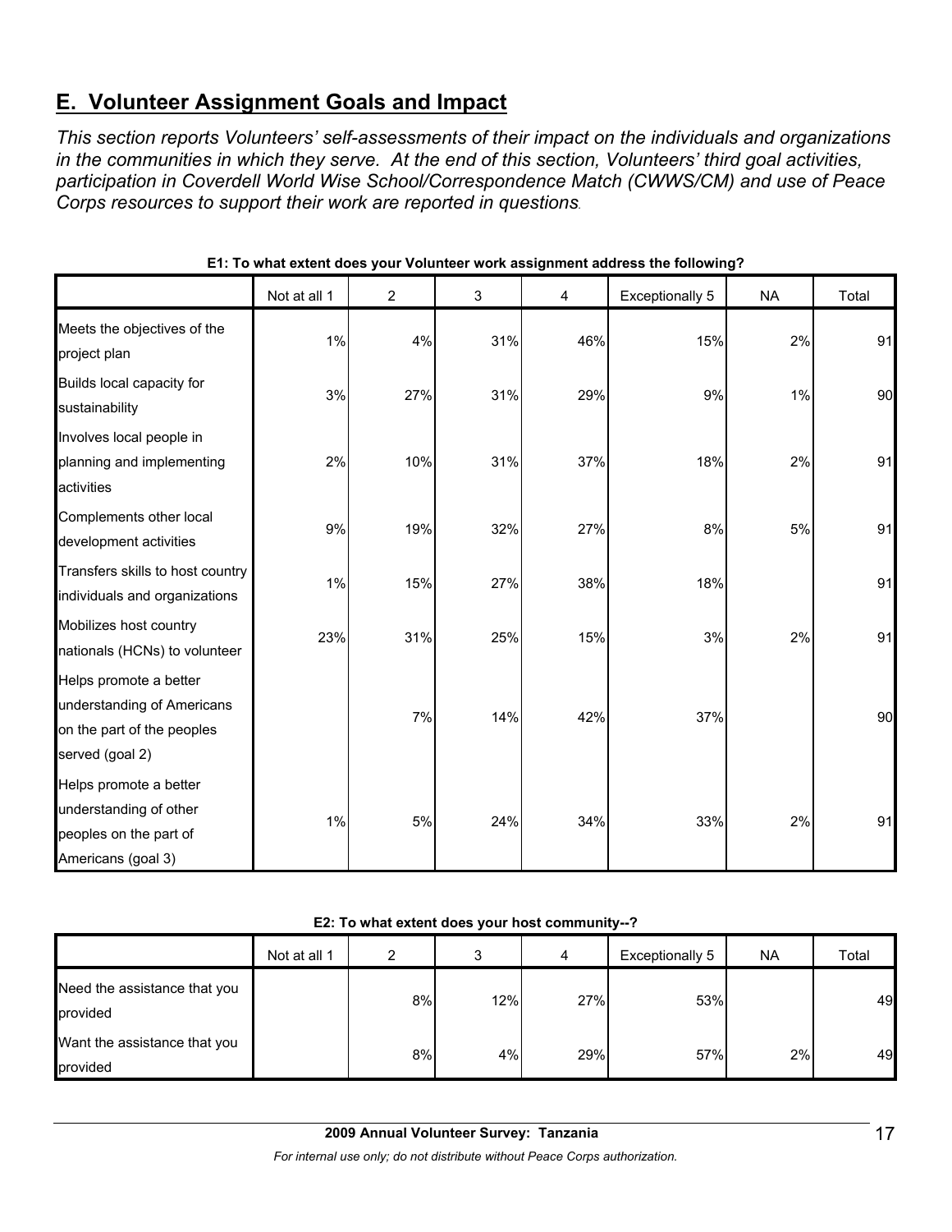## E. Volunteer Assignment Goals and Impact

*This section reports Volunteers' self-assessments of their impact on the individuals and organizations in the communities in which they serve. At the end of this section, Volunteers' third goal activities, participation in Coverdell World Wise School/Correspondence Match (CWWS/CM) and use of Peace Corps resources to support their work are reported in questions.*

**E1: To what extent does your Volunteer work assignment address the following?**

| | Not at all 1 | 2 | 3 | 4 | Exceptionally 5 | NA | Total |
|---|---|---|---|---|---|---|---|
| Meets the objectives of the project plan | 1% | 4% | 31% | 46% | 15% | 2% | 91 |
| Builds local capacity for sustainability | 3% | 27% | 31% | 29% | 9% | 1% | 90 |
| Involves local people in planning and implementing activities | 2% | 10% | 31% | 37% | 18% | 2% | 91 |
| Complements other local development activities | 9% | 19% | 32% | 27% | 8% | 5% | 91 |
| Transfers skills to host country individuals and organizations | 1% | 15% | 27% | 38% | 18% | | 91 |
| Mobilizes host country nationals (HCNs) to volunteer | 23% | 31% | 25% | 15% | 3% | 2% | 91 |
| Helps promote a better understanding of Americans on the part of the peoples served (goal 2) | | 7% | 14% | 42% | 37% | | 90 |
| Helps promote a better understanding of other peoples on the part of Americans (goal 3) | 1% | 5% | 24% | 34% | 33% | 2% | 91 |

**E2: To what extent does your host community--?**

| | Not at all 1 | 2 | 3 | 4 | Exceptionally 5 | NA | Total |
|---|---|---|---|---|---|---|---|
| Need the assistance that you provided | | 8% | 12% | 27% | 53% | | 49 |
| Want the assistance that you provided | | 8% | 4% | 29% | 57% | 2% | 49 |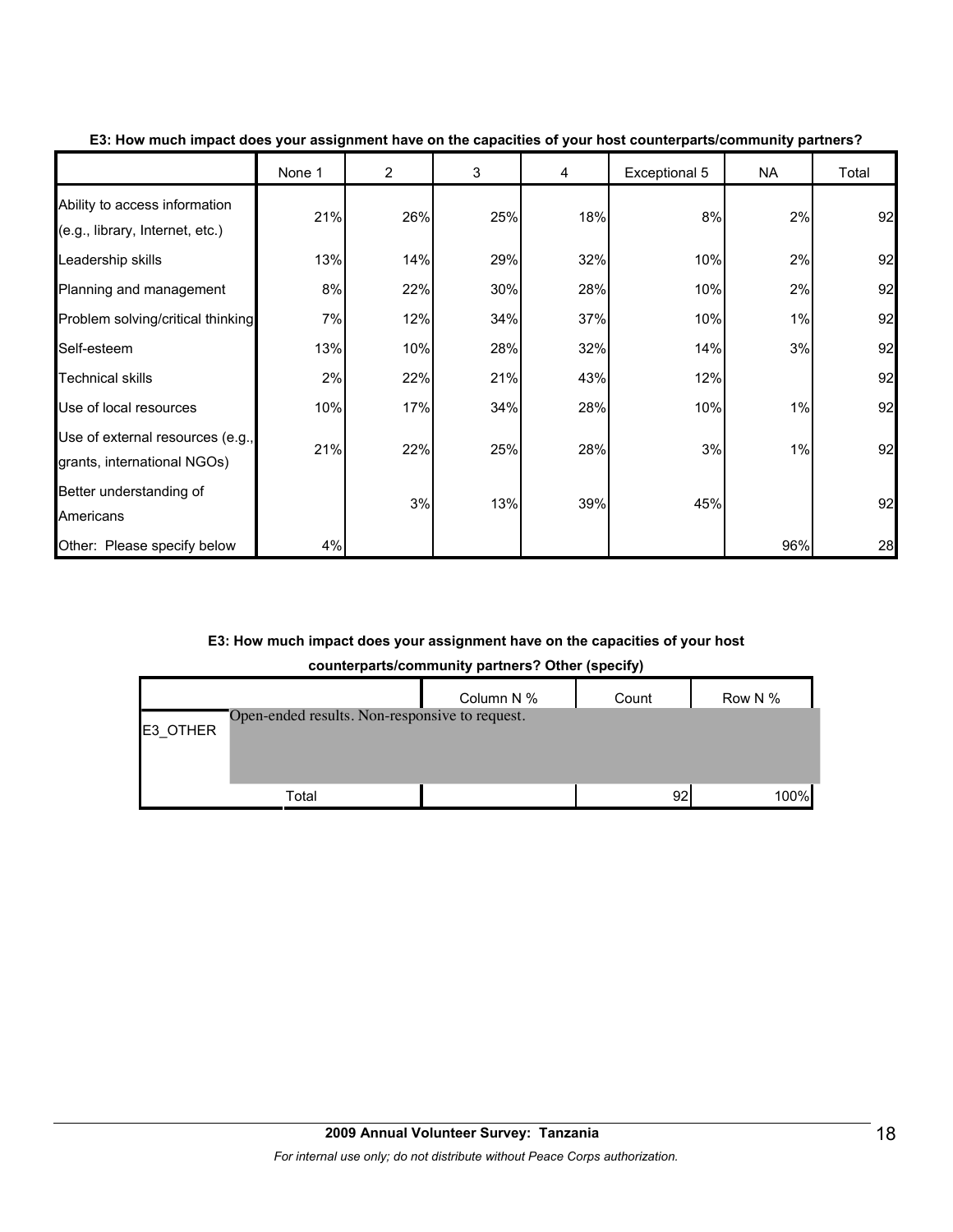**E3: How much impact does your assignment have on the capacities of your host counterparts/community partners?**

| | None 1 | 2 | 3 | 4 | Exceptional 5 | NA | Total |
|---|---|---|---|---|---|---|---|
| Ability to access information (e.g., library, Internet, etc.) | 21% | 26% | 25% | 18% | 8% | 2% | 92 |
| Leadership skills | 13% | 14% | 29% | 32% | 10% | 2% | 92 |
| Planning and management | 8% | 22% | 30% | 28% | 10% | 2% | 92 |
| Problem solving/critical thinking | 7% | 12% | 34% | 37% | 10% | 1% | 92 |
| Self-esteem | 13% | 10% | 28% | 32% | 14% | 3% | 92 |
| Technical skills | 2% | 22% | 21% | 43% | 12% | | 92 |
| Use of local resources | 10% | 17% | 34% | 28% | 10% | 1% | 92 |
| Use of external resources (e.g., grants, international NGOs) | 21% | 22% | 25% | 28% | 3% | 1% | 92 |
| Better understanding of Americans | | 3% | 13% | 39% | 45% | | 92 |
| Other: Please specify below | 4% | | | | | 96% | 28 |

**E3: How much impact does your assignment have on the capacities of your host counterparts/community partners? Other (specify)**

| | | Column N % | Count | Row N % |
|---|---|---|---|---|
| E3_OTHER | Open-ended results. Non-responsive to request. | | | |
| | Total | | 92 | 100% |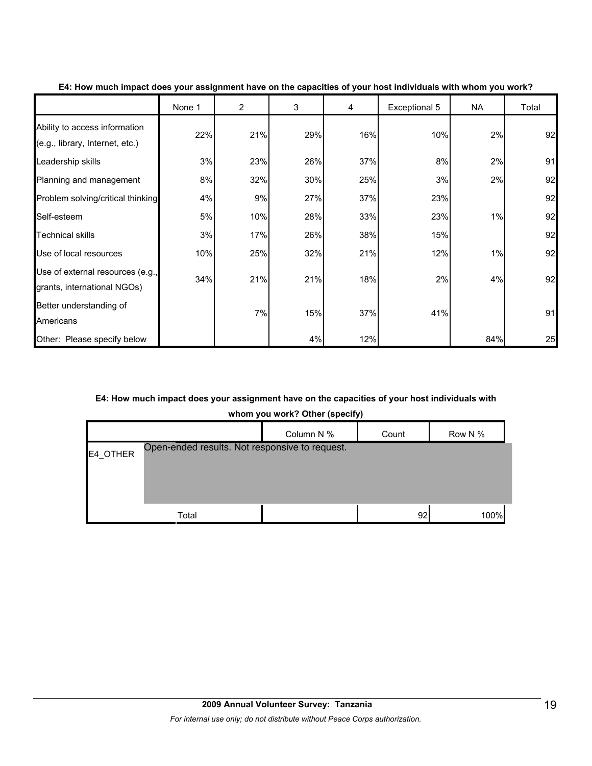**E4: How much impact does your assignment have on the capacities of your host individuals with whom you work?**

| | None 1 | 2 | 3 | 4 | Exceptional 5 | NA | Total |
|---|---|---|---|---|---|---|---|
| Ability to access information (e.g., library, Internet, etc.) | 22% | 21% | 29% | 16% | 10% | 2% | 92 |
| Leadership skills | 3% | 23% | 26% | 37% | 8% | 2% | 91 |
| Planning and management | 8% | 32% | 30% | 25% | 3% | 2% | 92 |
| Problem solving/critical thinking | 4% | 9% | 27% | 37% | 23% | | 92 |
| Self-esteem | 5% | 10% | 28% | 33% | 23% | 1% | 92 |
| Technical skills | 3% | 17% | 26% | 38% | 15% | | 92 |
| Use of local resources | 10% | 25% | 32% | 21% | 12% | 1% | 92 |
| Use of external resources (e.g., grants, international NGOs) | 34% | 21% | 21% | 18% | 2% | 4% | 92 |
| Better understanding of Americans | | 7% | 15% | 37% | 41% | | 91 |
| Other: Please specify below | | | 4% | 12% | | 84% | 25 |

**E4: How much impact does your assignment have on the capacities of your host individuals with whom you work? Other (specify)**

| | | Column N % | Count | Row N % |
|---|---|---|---|---|
| E4_OTHER | Open-ended results. Not responsive to request. | | | |
| | Total | | 92 | 100% |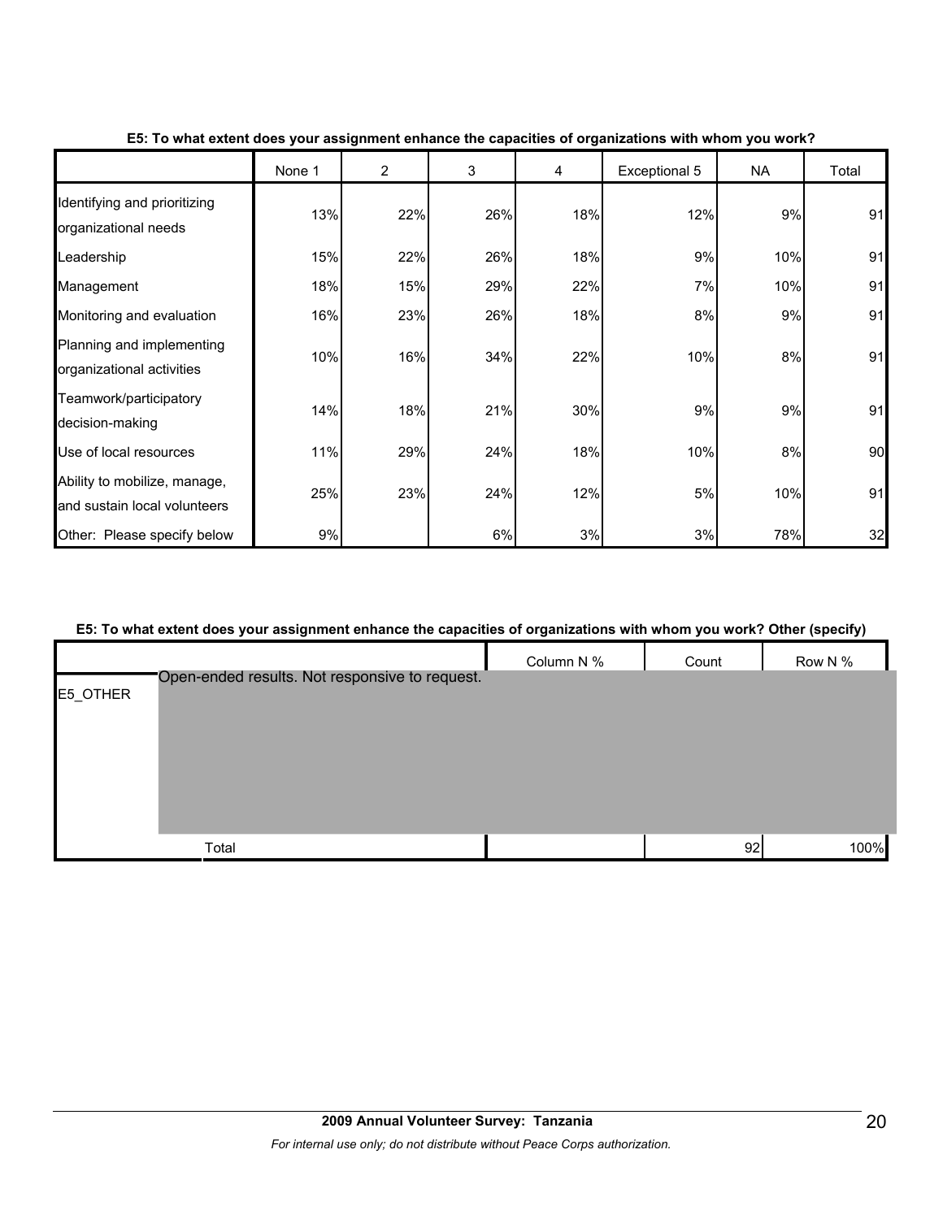**E5: To what extent does your assignment enhance the capacities of organizations with whom you work?**

| | None 1 | 2 | 3 | 4 | Exceptional 5 | NA | Total |
|---|---|---|---|---|---|---|---|
| Identifying and prioritizing organizational needs | 13% | 22% | 26% | 18% | 12% | 9% | 91 |
| Leadership | 15% | 22% | 26% | 18% | 9% | 10% | 91 |
| Management | 18% | 15% | 29% | 22% | 7% | 10% | 91 |
| Monitoring and evaluation | 16% | 23% | 26% | 18% | 8% | 9% | 91 |
| Planning and implementing organizational activities | 10% | 16% | 34% | 22% | 10% | 8% | 91 |
| Teamwork/participatory decision-making | 14% | 18% | 21% | 30% | 9% | 9% | 91 |
| Use of local resources | 11% | 29% | 24% | 18% | 10% | 8% | 90 |
| Ability to mobilize, manage, and sustain local volunteers | 25% | 23% | 24% | 12% | 5% | 10% | 91 |
| Other: Please specify below | 9% | | 6% | 3% | 3% | 78% | 32 |

**E5: To what extent does your assignment enhance the capacities of organizations with whom you work? Other (specify)**

| | | Column N % | Count | Row N % |
|---|---|---|---|---|
| E5_OTHER | Open-ended results. Not responsive to request. | | | |
| | Total | | 92 | 100% |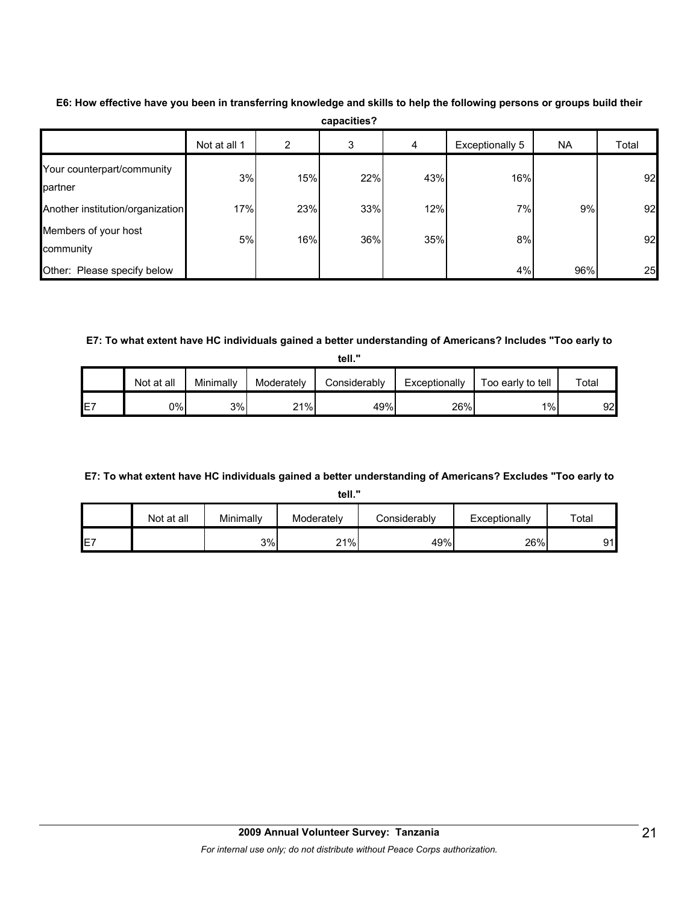**E6: How effective have you been in transferring knowledge and skills to help the following persons or groups build their capacities?**

| | Not at all 1 | 2 | 3 | 4 | Exceptionally 5 | NA | Total |
|---|---|---|---|---|---|---|---|
| Your counterpart/community partner | 3% | 15% | 22% | 43% | 16% | | 92 |
| Another institution/organization | 17% | 23% | 33% | 12% | 7% | 9% | 92 |
| Members of your host community | 5% | 16% | 36% | 35% | 8% | | 92 |
| Other: Please specify below | | | | | 4% | 96% | 25 |

**E7: To what extent have HC individuals gained a better understanding of Americans? Includes "Too early to tell."**

| | Not at all | Minimally | Moderately | Considerably | Exceptionally | Too early to tell | Total |
|---|---|---|---|---|---|---|---|
| E7 | 0% | 3% | 21% | 49% | 26% | 1% | 92 |

**E7: To what extent have HC individuals gained a better understanding of Americans? Excludes "Too early to tell."**

| | Not at all | Minimally | Moderately | Considerably | Exceptionally | Total |
|---|---|---|---|---|---|---|
| E7 | | 3% | 21% | 49% | 26% | 91 |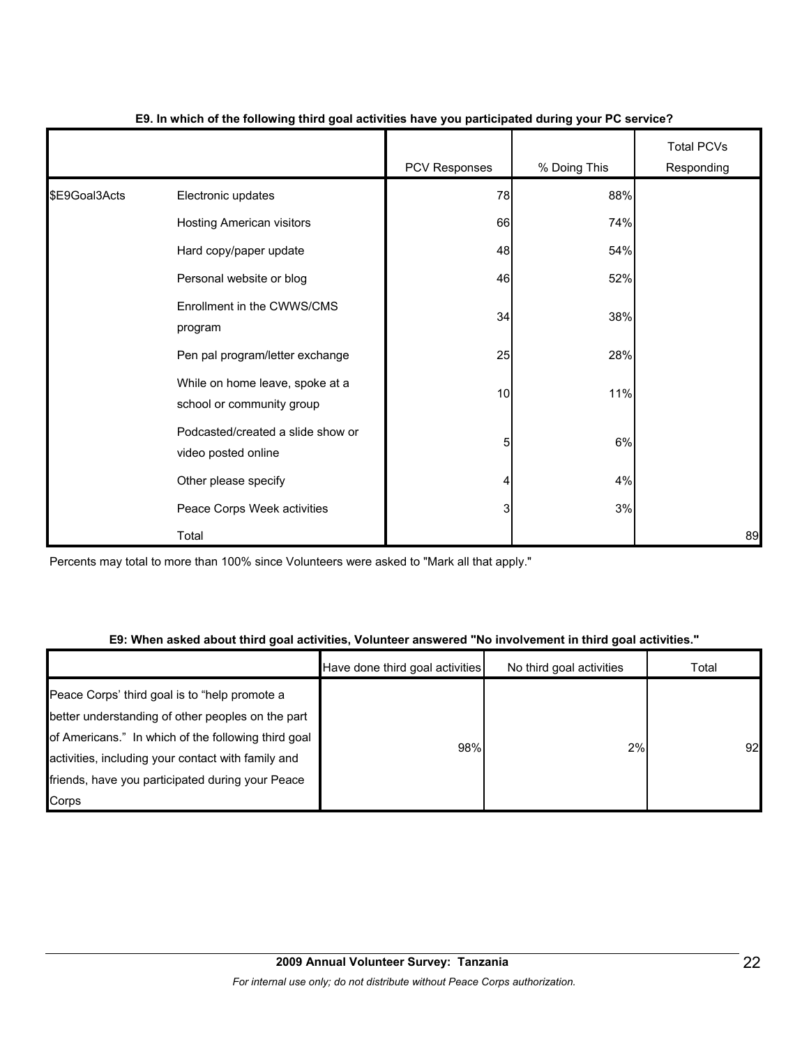**E9. In which of the following third goal activities have you participated during your PC service?**

| | | PCV Responses | % Doing This | Total PCVs Responding |
|---|---|---|---|---|
| $E9Goal3Acts | Electronic updates | 78 | 88% | |
| | Hosting American visitors | 66 | 74% | |
| | Hard copy/paper update | 48 | 54% | |
| | Personal website or blog | 46 | 52% | |
| | Enrollment in the CWWS/CMS program | 34 | 38% | |
| | Pen pal program/letter exchange | 25 | 28% | |
| | While on home leave, spoke at a school or community group | 10 | 11% | |
| | Podcasted/created a slide show or video posted online | 5 | 6% | |
| | Other please specify | 4 | 4% | |
| | Peace Corps Week activities | 3 | 3% | |
| | Total | | | 89 |

Percents may total to more than 100% since Volunteers were asked to "Mark all that apply."

**E9: When asked about third goal activities, Volunteer answered "No involvement in third goal activities."**

| | Have done third goal activities | No third goal activities | Total |
|---|---|---|---|
| Peace Corps' third goal is to "help promote a better understanding of other peoples on the part of Americans." In which of the following third goal activities, including your contact with family and friends, have you participated during your Peace Corps | 98% | 2% | 92 |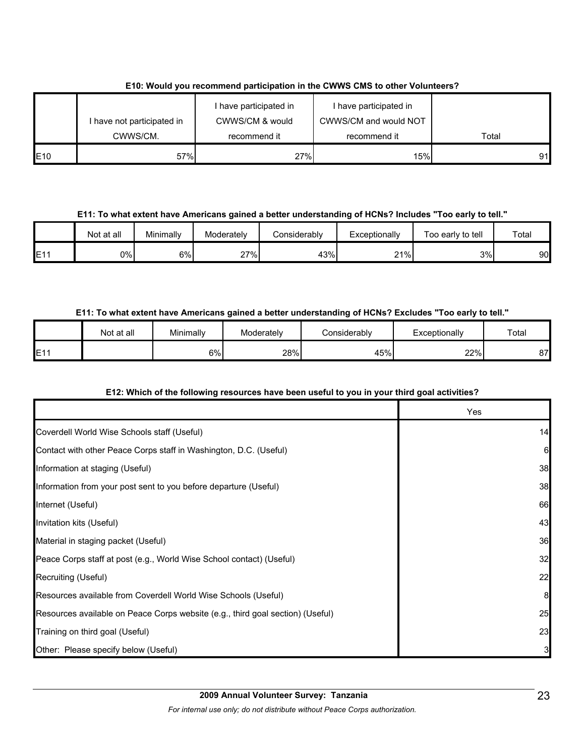**E10: Would you recommend participation in the CWWS CMS to other Volunteers?**

| | I have not participated in CWWS/CM. | I have participated in CWWS/CM & would recommend it | I have participated in CWWS/CM and would NOT recommend it | Total |
|---|---|---|---|---|
| E10 | 57% | 27% | 15% | 91 |

**E11: To what extent have Americans gained a better understanding of HCNs? Includes "Too early to tell."**

| | Not at all | Minimally | Moderately | Considerably | Exceptionally | Too early to tell | Total |
|---|---|---|---|---|---|---|---|
| E11 | 0% | 6% | 27% | 43% | 21% | 3% | 90 |

**E11: To what extent have Americans gained a better understanding of HCNs? Excludes "Too early to tell."**

| | Not at all | Minimally | Moderately | Considerably | Exceptionally | Total |
|---|---|---|---|---|---|---|
| E11 | | 6% | 28% | 45% | 22% | 87 |

**E12: Which of the following resources have been useful to you in your third goal activities?**

| | Yes |
|---|---|
| Coverdell World Wise Schools staff (Useful) | 14 |
| Contact with other Peace Corps staff in Washington, D.C. (Useful) | 6 |
| Information at staging (Useful) | 38 |
| Information from your post sent to you before departure (Useful) | 38 |
| Internet (Useful) | 66 |
| Invitation kits (Useful) | 43 |
| Material in staging packet (Useful) | 36 |
| Peace Corps staff at post (e.g., World Wise School contact) (Useful) | 32 |
| Recruiting (Useful) | 22 |
| Resources available from Coverdell World Wise Schools (Useful) | 8 |
| Resources available on Peace Corps website (e.g., third goal section) (Useful) | 25 |
| Training on third goal (Useful) | 23 |
| Other: Please specify below (Useful) | 3 |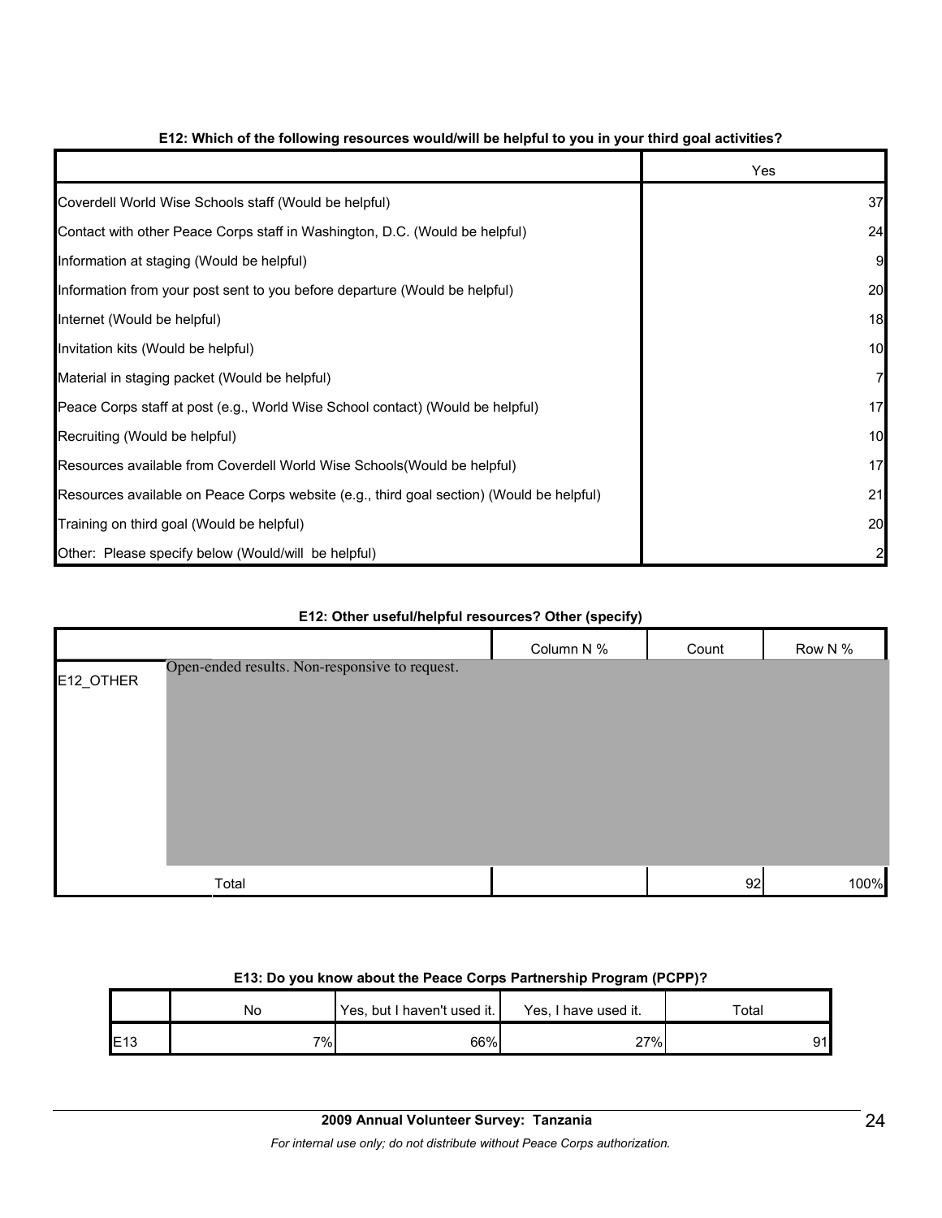### E12: Which of the following resources would/will be helpful to you in your third goal activities?

| | Yes |
|---|---|
| Coverdell World Wise Schools staff (Would be helpful) | 37 |
| Contact with other Peace Corps staff in Washington, D.C. (Would be helpful) | 24 |
| Information at staging (Would be helpful) | 9 |
| Information from your post sent to you before departure (Would be helpful) | 20 |
| Internet (Would be helpful) | 18 |
| Invitation kits (Would be helpful) | 10 |
| Material in staging packet (Would be helpful) | 7 |
| Peace Corps staff at post (e.g., World Wise School contact) (Would be helpful) | 17 |
| Recruiting (Would be helpful) | 10 |
| Resources available from Coverdell World Wise Schools(Would be helpful) | 17 |
| Resources available on Peace Corps website (e.g., third goal section) (Would be helpful) | 21 |
| Training on third goal (Would be helpful) | 20 |
| Other: Please specify below (Would/will be helpful) | 2 |

### E12: Other useful/helpful resources? Other (specify)

| | | Column N % | Count | Row N % |
|---|---|---|---|---|
| E12_OTHER | Open-ended results. Non-responsive to request. | | | |
| | Total | | 92 | 100% |

### E13: Do you know about the Peace Corps Partnership Program (PCPP)?

| | No | Yes, but I haven't used it. | Yes, I have used it. | Total |
|---|---|---|---|---|
| E13 | 7% | 66% | 27% | 91 |

**2009 Annual Volunteer Survey: Tanzania**

*For internal use only; do not distribute without Peace Corps authorization.*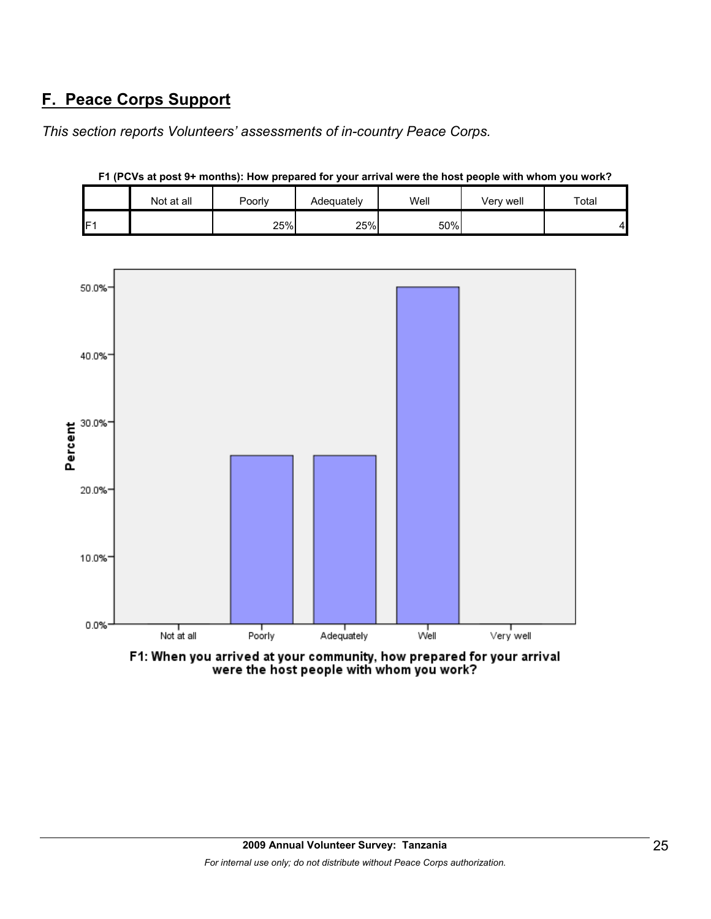## F. Peace Corps Support

*This section reports Volunteers' assessments of in-country Peace Corps.*

**F1 (PCVs at post 9+ months): How prepared for your arrival were the host people with whom you work?**

| | Not at all | Poorly | Adequately | Well | Very well | Total |
|---|---|---|---|---|---|---|
| F1 | | 25% | 25% | 50% | | 4 |

F1: When you arrived at your community, how prepared for your arrival were the host people with whom you work?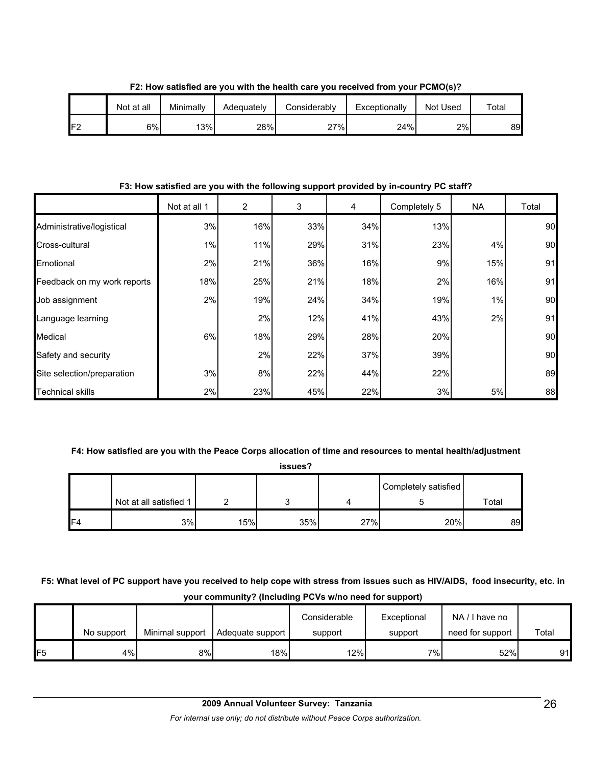**F2: How satisfied are you with the health care you received from your PCMO(s)?**

| | Not at all | Minimally | Adequately | Considerably | Exceptionally | Not Used | Total |
|---|---|---|---|---|---|---|---|
| F2 | 6% | 13% | 28% | 27% | 24% | 2% | 89 |

**F3: How satisfied are you with the following support provided by in-country PC staff?**

| | Not at all 1 | 2 | 3 | 4 | Completely 5 | NA | Total |
|---|---|---|---|---|---|---|---|
| Administrative/logistical | 3% | 16% | 33% | 34% | 13% | | 90 |
| Cross-cultural | 1% | 11% | 29% | 31% | 23% | 4% | 90 |
| Emotional | 2% | 21% | 36% | 16% | 9% | 15% | 91 |
| Feedback on my work reports | 18% | 25% | 21% | 18% | 2% | 16% | 91 |
| Job assignment | 2% | 19% | 24% | 34% | 19% | 1% | 90 |
| Language learning | | 2% | 12% | 41% | 43% | 2% | 91 |
| Medical | 6% | 18% | 29% | 28% | 20% | | 90 |
| Safety and security | | 2% | 22% | 37% | 39% | | 90 |
| Site selection/preparation | 3% | 8% | 22% | 44% | 22% | | 89 |
| Technical skills | 2% | 23% | 45% | 22% | 3% | 5% | 88 |

**F4: How satisfied are you with the Peace Corps allocation of time and resources to mental health/adjustment issues?**

| | Not at all satisfied 1 | 2 | 3 | 4 | Completely satisfied 5 | Total |
|---|---|---|---|---|---|---|
| F4 | 3% | 15% | 35% | 27% | 20% | 89 |

**F5: What level of PC support have you received to help cope with stress from issues such as HIV/AIDS, food insecurity, etc. in your community? (Including PCVs w/no need for support)**

| | No support | Minimal support | Adequate support | Considerable support | Exceptional support | NA / I have no need for support | Total |
|---|---|---|---|---|---|---|---|
| F5 | 4% | 8% | 18% | 12% | 7% | 52% | 91 |

**2009 Annual Volunteer Survey: Tanzania**

*For internal use only; do not distribute without Peace Corps authorization.*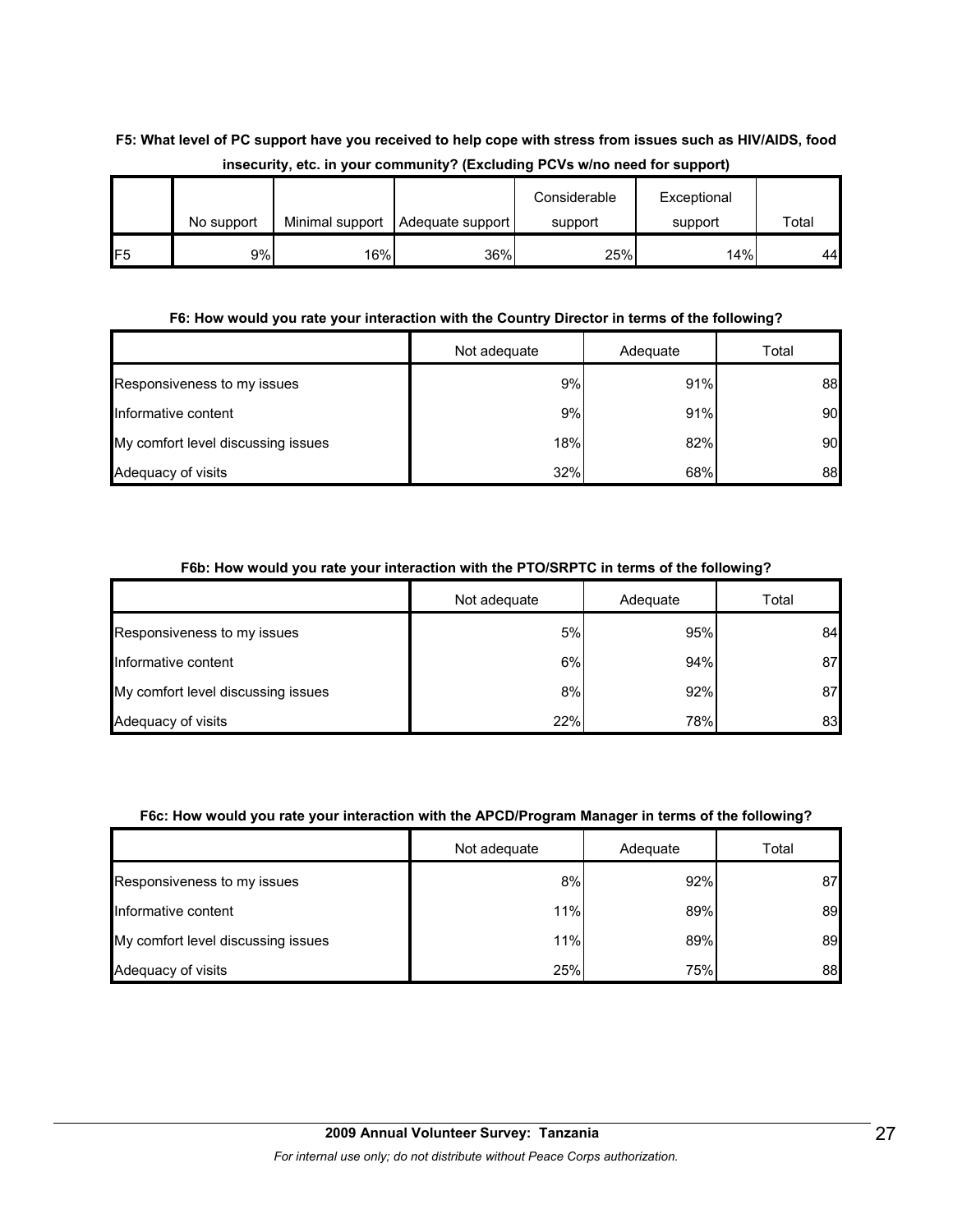**F5: What level of PC support have you received to help cope with stress from issues such as HIV/AIDS, food insecurity, etc. in your community? (Excluding PCVs w/no need for support)**

| | No support | Minimal support | Adequate support | Considerable support | Exceptional support | Total |
|---|---|---|---|---|---|---|
| F5 | 9% | 16% | 36% | 25% | 14% | 44 |

**F6: How would you rate your interaction with the Country Director in terms of the following?**

| | Not adequate | Adequate | Total |
|---|---|---|---|
| Responsiveness to my issues | 9% | 91% | 88 |
| Informative content | 9% | 91% | 90 |
| My comfort level discussing issues | 18% | 82% | 90 |
| Adequacy of visits | 32% | 68% | 88 |

**F6b: How would you rate your interaction with the PTO/SRPTC in terms of the following?**

| | Not adequate | Adequate | Total |
|---|---|---|---|
| Responsiveness to my issues | 5% | 95% | 84 |
| Informative content | 6% | 94% | 87 |
| My comfort level discussing issues | 8% | 92% | 87 |
| Adequacy of visits | 22% | 78% | 83 |

**F6c: How would you rate your interaction with the APCD/Program Manager in terms of the following?**

| | Not adequate | Adequate | Total |
|---|---|---|---|
| Responsiveness to my issues | 8% | 92% | 87 |
| Informative content | 11% | 89% | 89 |
| My comfort level discussing issues | 11% | 89% | 89 |
| Adequacy of visits | 25% | 75% | 88 |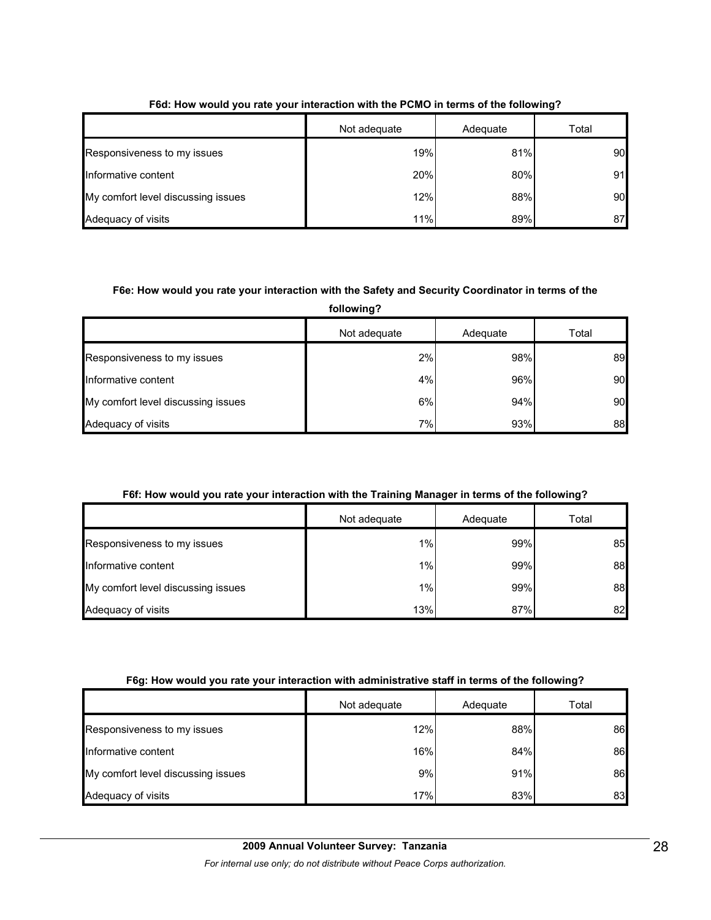**F6d: How would you rate your interaction with the PCMO in terms of the following?**

| | Not adequate | Adequate | Total |
|---|---|---|---|
| Responsiveness to my issues | 19% | 81% | 90 |
| Informative content | 20% | 80% | 91 |
| My comfort level discussing issues | 12% | 88% | 90 |
| Adequacy of visits | 11% | 89% | 87 |

**F6e: How would you rate your interaction with the Safety and Security Coordinator in terms of the following?**

| | Not adequate | Adequate | Total |
|---|---|---|---|
| Responsiveness to my issues | 2% | 98% | 89 |
| Informative content | 4% | 96% | 90 |
| My comfort level discussing issues | 6% | 94% | 90 |
| Adequacy of visits | 7% | 93% | 88 |

**F6f: How would you rate your interaction with the Training Manager in terms of the following?**

| | Not adequate | Adequate | Total |
|---|---|---|---|
| Responsiveness to my issues | 1% | 99% | 85 |
| Informative content | 1% | 99% | 88 |
| My comfort level discussing issues | 1% | 99% | 88 |
| Adequacy of visits | 13% | 87% | 82 |

**F6g: How would you rate your interaction with administrative staff in terms of the following?**

| | Not adequate | Adequate | Total |
|---|---|---|---|
| Responsiveness to my issues | 12% | 88% | 86 |
| Informative content | 16% | 84% | 86 |
| My comfort level discussing issues | 9% | 91% | 86 |
| Adequacy of visits | 17% | 83% | 83 |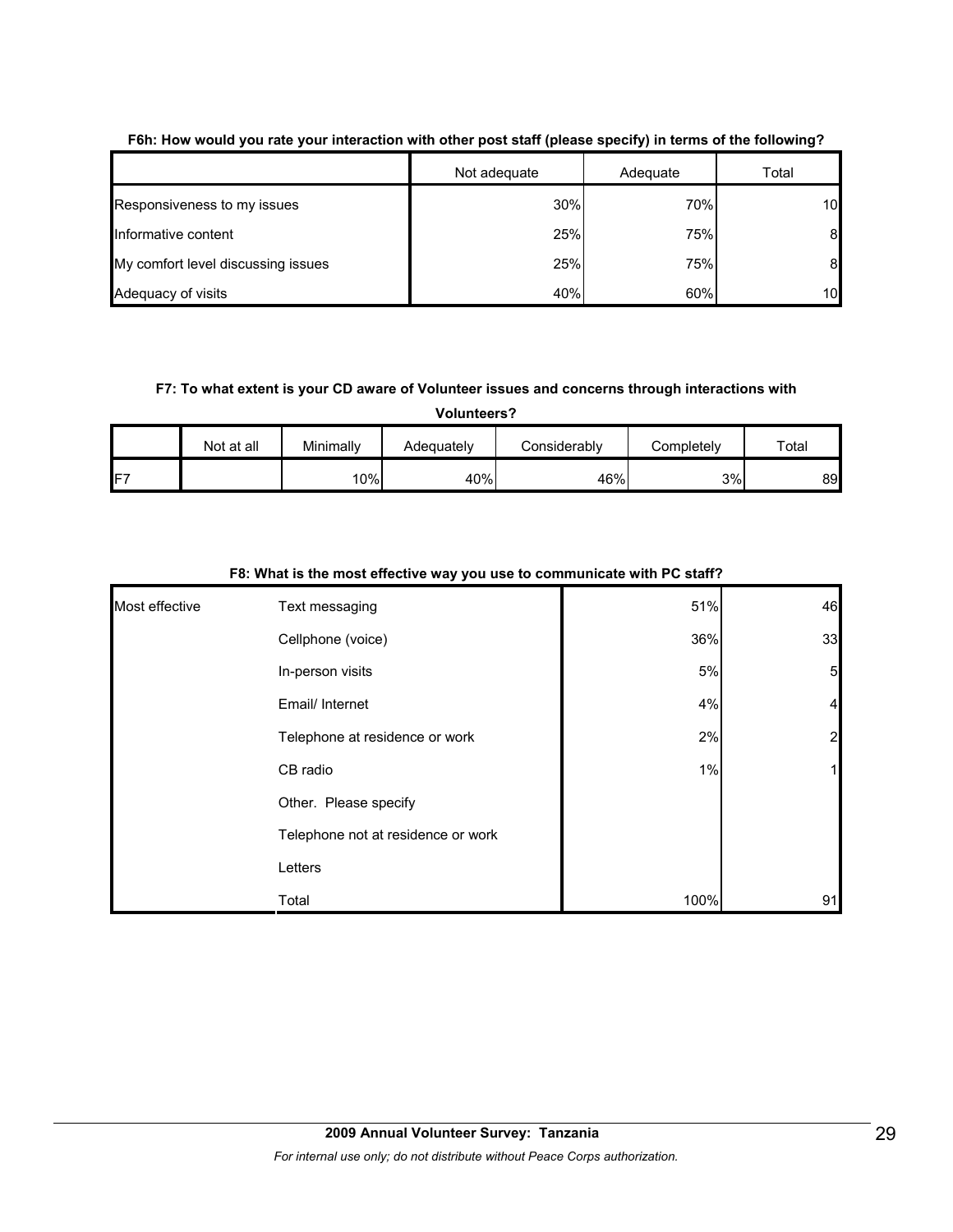**F6h: How would you rate your interaction with other post staff (please specify) in terms of the following?**

| | Not adequate | Adequate | Total |
|---|---|---|---|
| Responsiveness to my issues | 30% | 70% | 10 |
| Informative content | 25% | 75% | 8 |
| My comfort level discussing issues | 25% | 75% | 8 |
| Adequacy of visits | 40% | 60% | 10 |

**F7: To what extent is your CD aware of Volunteer issues and concerns through interactions with Volunteers?**

| | Not at all | Minimally | Adequately | Considerably | Completely | Total |
|---|---|---|---|---|---|---|
| F7 | | 10% | 40% | 46% | 3% | 89 |

**F8: What is the most effective way you use to communicate with PC staff?**

| | | | |
|---|---|---|---|
| Most effective | Text messaging | 51% | 46 |
| | Cellphone (voice) | 36% | 33 |
| | In-person visits | 5% | 5 |
| | Email/ Internet | 4% | 4 |
| | Telephone at residence or work | 2% | 2 |
| | CB radio | 1% | 1 |
| | Other. Please specify | | |
| | Telephone not at residence or work | | |
| | Letters | | |
| | Total | 100% | 91 |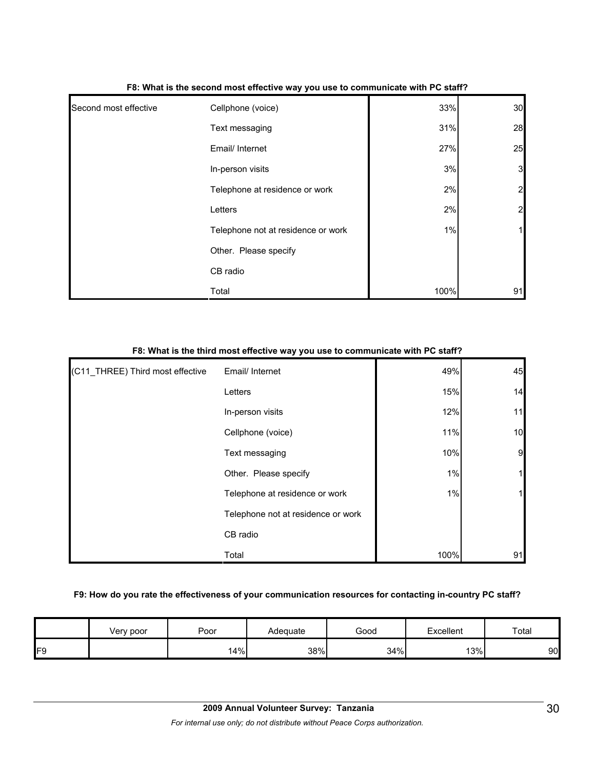**F8: What is the second most effective way you use to communicate with PC staff?**

| | | | |
|---|---|---|---|
| Second most effective | Cellphone (voice) | 33% | 30 |
| | Text messaging | 31% | 28 |
| | Email/ Internet | 27% | 25 |
| | In-person visits | 3% | 3 |
| | Telephone at residence or work | 2% | 2 |
| | Letters | 2% | 2 |
| | Telephone not at residence or work | 1% | 1 |
| | Other. Please specify | | |
| | CB radio | | |
| | Total | 100% | 91 |

**F8: What is the third most effective way you use to communicate with PC staff?**

| | | | |
|---|---|---|---|
| (C11_THREE) Third most effective | Email/ Internet | 49% | 45 |
| | Letters | 15% | 14 |
| | In-person visits | 12% | 11 |
| | Cellphone (voice) | 11% | 10 |
| | Text messaging | 10% | 9 |
| | Other. Please specify | 1% | 1 |
| | Telephone at residence or work | 1% | 1 |
| | Telephone not at residence or work | | |
| | CB radio | | |
| | Total | 100% | 91 |

**F9: How do you rate the effectiveness of your communication resources for contacting in-country PC staff?**

| | Very poor | Poor | Adequate | Good | Excellent | Total |
|---|---|---|---|---|---|---|
| F9 | | 14% | 38% | 34% | 13% | 90 |

**2009 Annual Volunteer Survey: Tanzania**

*For internal use only; do not distribute without Peace Corps authorization.*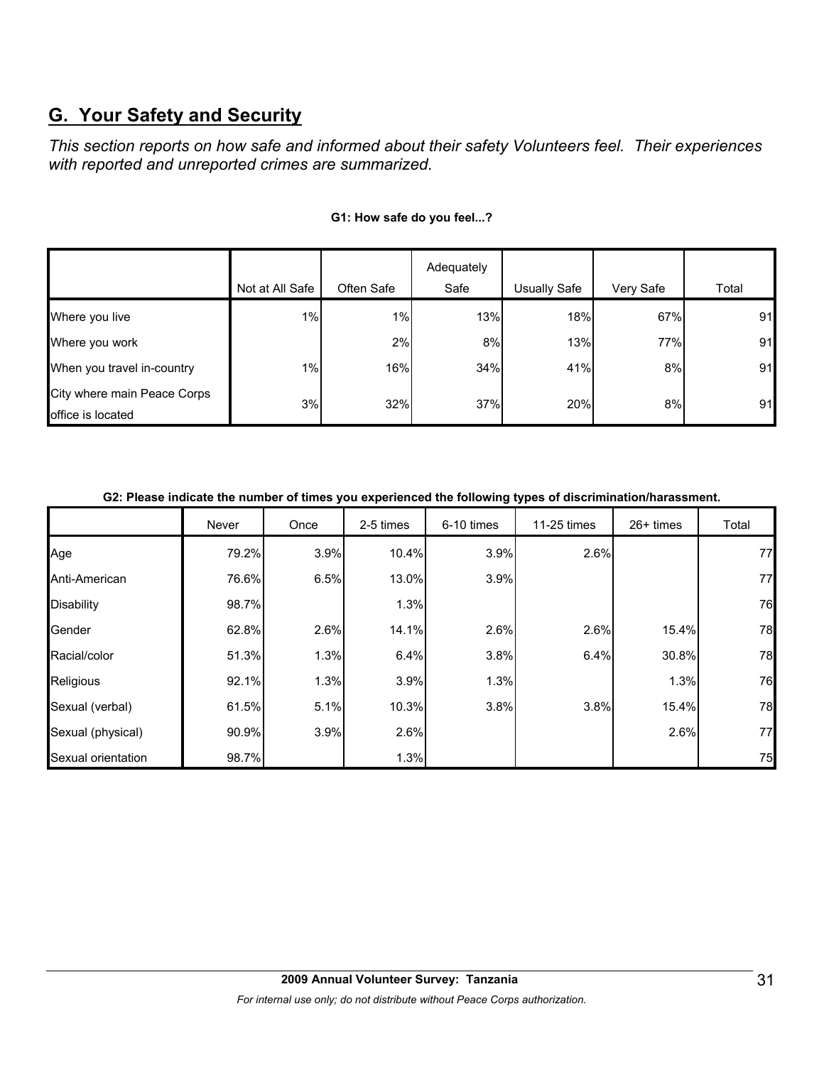## G. Your Safety and Security

*This section reports on how safe and informed about their safety Volunteers feel. Their experiences with reported and unreported crimes are summarized.*

**G1: How safe do you feel...?**

| | Not at All Safe | Often Safe | Adequately Safe | Usually Safe | Very Safe | Total |
|---|---|---|---|---|---|---|
| Where you live | 1% | 1% | 13% | 18% | 67% | 91 |
| Where you work | | 2% | 8% | 13% | 77% | 91 |
| When you travel in-country | 1% | 16% | 34% | 41% | 8% | 91 |
| City where main Peace Corps office is located | 3% | 32% | 37% | 20% | 8% | 91 |

**G2: Please indicate the number of times you experienced the following types of discrimination/harassment.**

| | Never | Once | 2-5 times | 6-10 times | 11-25 times | 26+ times | Total |
|---|---|---|---|---|---|---|---|
| Age | 79.2% | 3.9% | 10.4% | 3.9% | 2.6% | | 77 |
| Anti-American | 76.6% | 6.5% | 13.0% | 3.9% | | | 77 |
| Disability | 98.7% | | 1.3% | | | | 76 |
| Gender | 62.8% | 2.6% | 14.1% | 2.6% | 2.6% | 15.4% | 78 |
| Racial/color | 51.3% | 1.3% | 6.4% | 3.8% | 6.4% | 30.8% | 78 |
| Religious | 92.1% | 1.3% | 3.9% | 1.3% | | 1.3% | 76 |
| Sexual (verbal) | 61.5% | 5.1% | 10.3% | 3.8% | 3.8% | 15.4% | 78 |
| Sexual (physical) | 90.9% | 3.9% | 2.6% | | | 2.6% | 77 |
| Sexual orientation | 98.7% | | 1.3% | | | | 75 |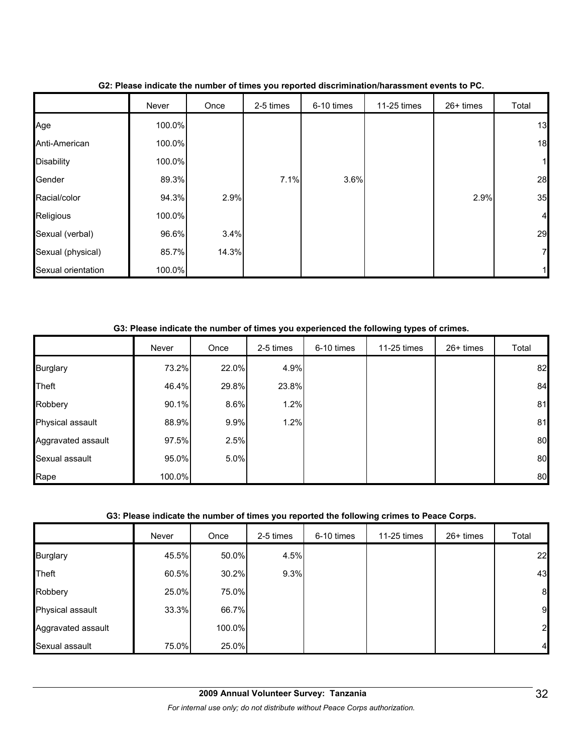**G2: Please indicate the number of times you reported discrimination/harassment events to PC.**

| | Never | Once | 2-5 times | 6-10 times | 11-25 times | 26+ times | Total |
|---|---|---|---|---|---|---|---|
| Age | 100.0% | | | | | | 13 |
| Anti-American | 100.0% | | | | | | 18 |
| Disability | 100.0% | | | | | | 1 |
| Gender | 89.3% | | 7.1% | 3.6% | | | 28 |
| Racial/color | 94.3% | 2.9% | | | | 2.9% | 35 |
| Religious | 100.0% | | | | | | 4 |
| Sexual (verbal) | 96.6% | 3.4% | | | | | 29 |
| Sexual (physical) | 85.7% | 14.3% | | | | | 7 |
| Sexual orientation | 100.0% | | | | | | 1 |

**G3: Please indicate the number of times you experienced the following types of crimes.**

| | Never | Once | 2-5 times | 6-10 times | 11-25 times | 26+ times | Total |
|---|---|---|---|---|---|---|---|
| Burglary | 73.2% | 22.0% | 4.9% | | | | 82 |
| Theft | 46.4% | 29.8% | 23.8% | | | | 84 |
| Robbery | 90.1% | 8.6% | 1.2% | | | | 81 |
| Physical assault | 88.9% | 9.9% | 1.2% | | | | 81 |
| Aggravated assault | 97.5% | 2.5% | | | | | 80 |
| Sexual assault | 95.0% | 5.0% | | | | | 80 |
| Rape | 100.0% | | | | | | 80 |

**G3: Please indicate the number of times you reported the following crimes to Peace Corps.**

| | Never | Once | 2-5 times | 6-10 times | 11-25 times | 26+ times | Total |
|---|---|---|---|---|---|---|---|
| Burglary | 45.5% | 50.0% | 4.5% | | | | 22 |
| Theft | 60.5% | 30.2% | 9.3% | | | | 43 |
| Robbery | 25.0% | 75.0% | | | | | 8 |
| Physical assault | 33.3% | 66.7% | | | | | 9 |
| Aggravated assault | | 100.0% | | | | | 2 |
| Sexual assault | 75.0% | 25.0% | | | | | 4 |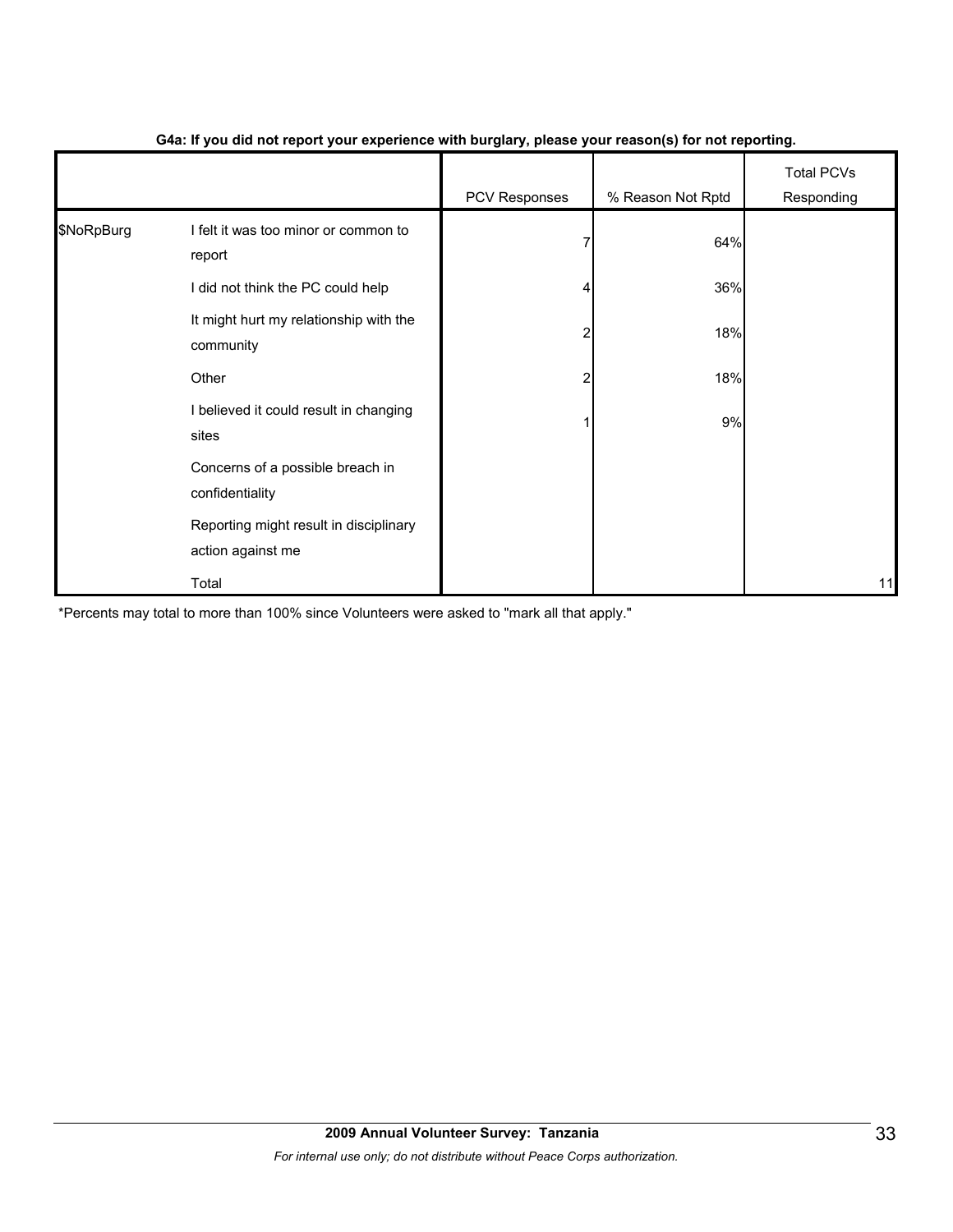**G4a: If you did not report your experience with burglary, please your reason(s) for not reporting.**

| | | PCV Responses | % Reason Not Rptd | Total PCVs Responding |
|---|---|---|---|---|
| $NoRpBurg | I felt it was too minor or common to report | 7 | 64% | |
| | I did not think the PC could help | 4 | 36% | |
| | It might hurt my relationship with the community | 2 | 18% | |
| | Other | 2 | 18% | |
| | I believed it could result in changing sites | 1 | 9% | |
| | Concerns of a possible breach in confidentiality | | | |
| | Reporting might result in disciplinary action against me | | | |
| | Total | | | 11 |

*Percents may total to more than 100% since Volunteers were asked to "mark all that apply."

**2009 Annual Volunteer Survey: Tanzania**

*For internal use only; do not distribute without Peace Corps authorization.*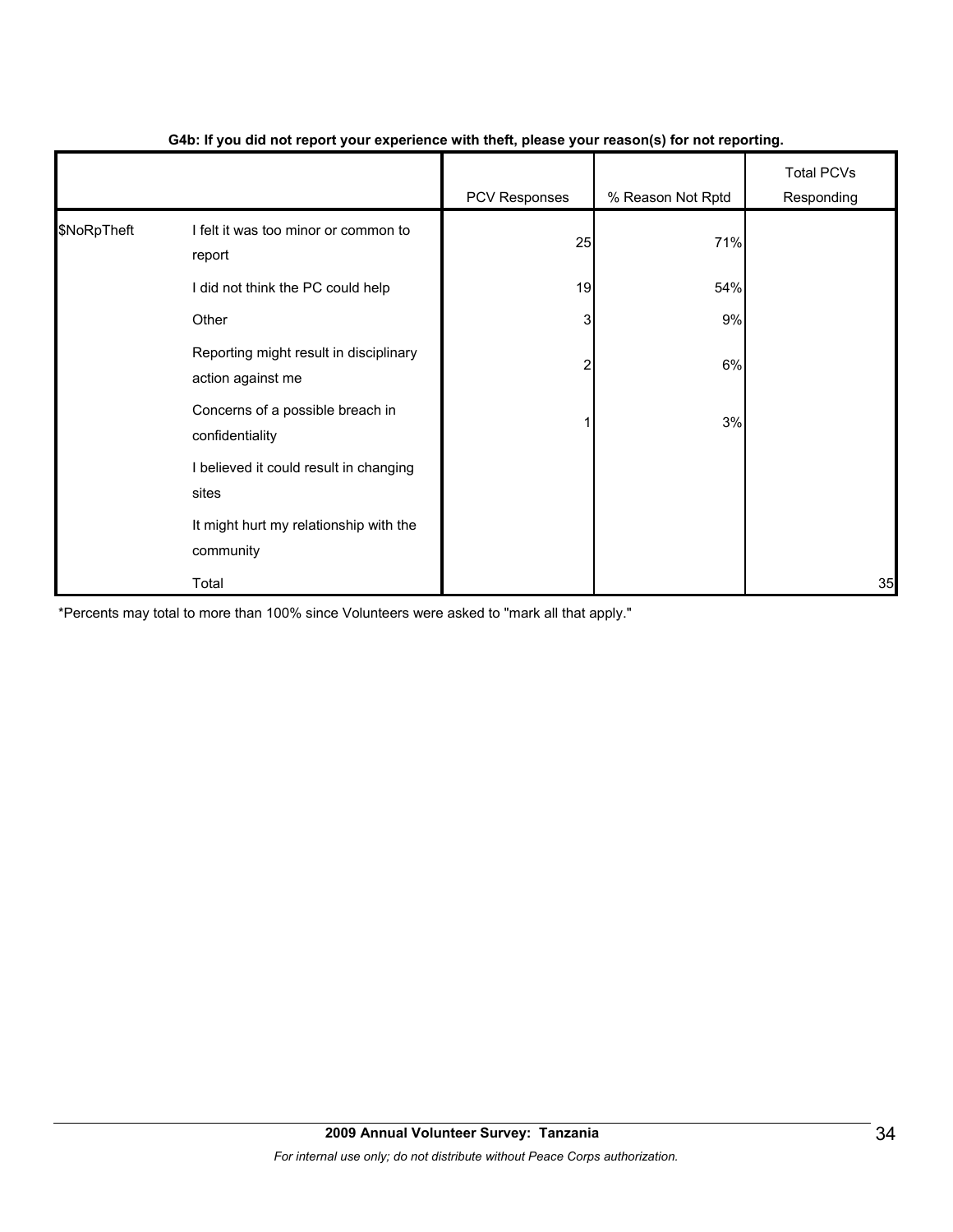**G4b: If you did not report your experience with theft, please your reason(s) for not reporting.**

| | | PCV Responses | % Reason Not Rptd | Total PCVs Responding |
|---|---|---|---|---|
| $NoRpTheft | I felt it was too minor or common to report | 25 | 71% | |
| | I did not think the PC could help | 19 | 54% | |
| | Other | 3 | 9% | |
| | Reporting might result in disciplinary action against me | 2 | 6% | |
| | Concerns of a possible breach in confidentiality | 1 | 3% | |
| | I believed it could result in changing sites | | | |
| | It might hurt my relationship with the community | | | |
| | Total | | | 35 |

*Percents may total to more than 100% since Volunteers were asked to "mark all that apply."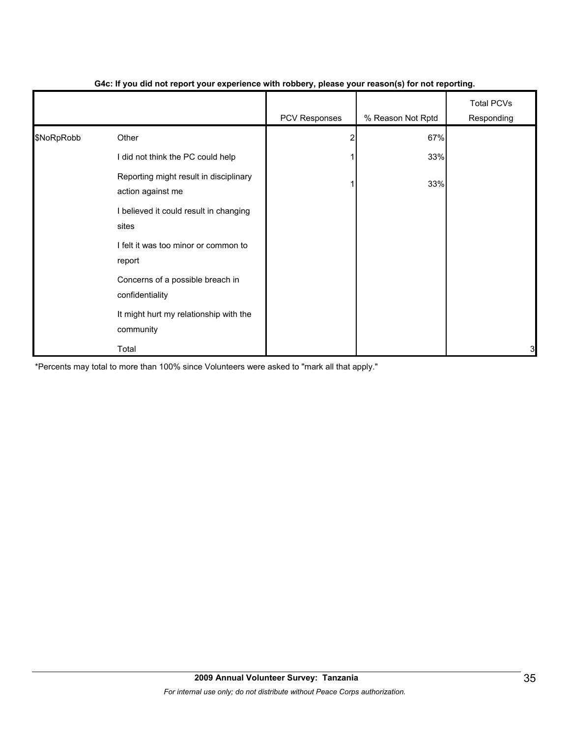**G4c: If you did not report your experience with robbery, please your reason(s) for not reporting.**

| | | PCV Responses | % Reason Not Rptd | Total PCVs Responding |
|---|---|---|---|---|
| $NoRpRobb | Other | 2 | 67% | |
| | I did not think the PC could help | 1 | 33% | |
| | Reporting might result in disciplinary action against me | 1 | 33% | |
| | I believed it could result in changing sites | | | |
| | I felt it was too minor or common to report | | | |
| | Concerns of a possible breach in confidentiality | | | |
| | It might hurt my relationship with the community | | | |
| | Total | | | 3 |

*Percents may total to more than 100% since Volunteers were asked to "mark all that apply."

**2009 Annual Volunteer Survey: Tanzania**

*For internal use only; do not distribute without Peace Corps authorization.*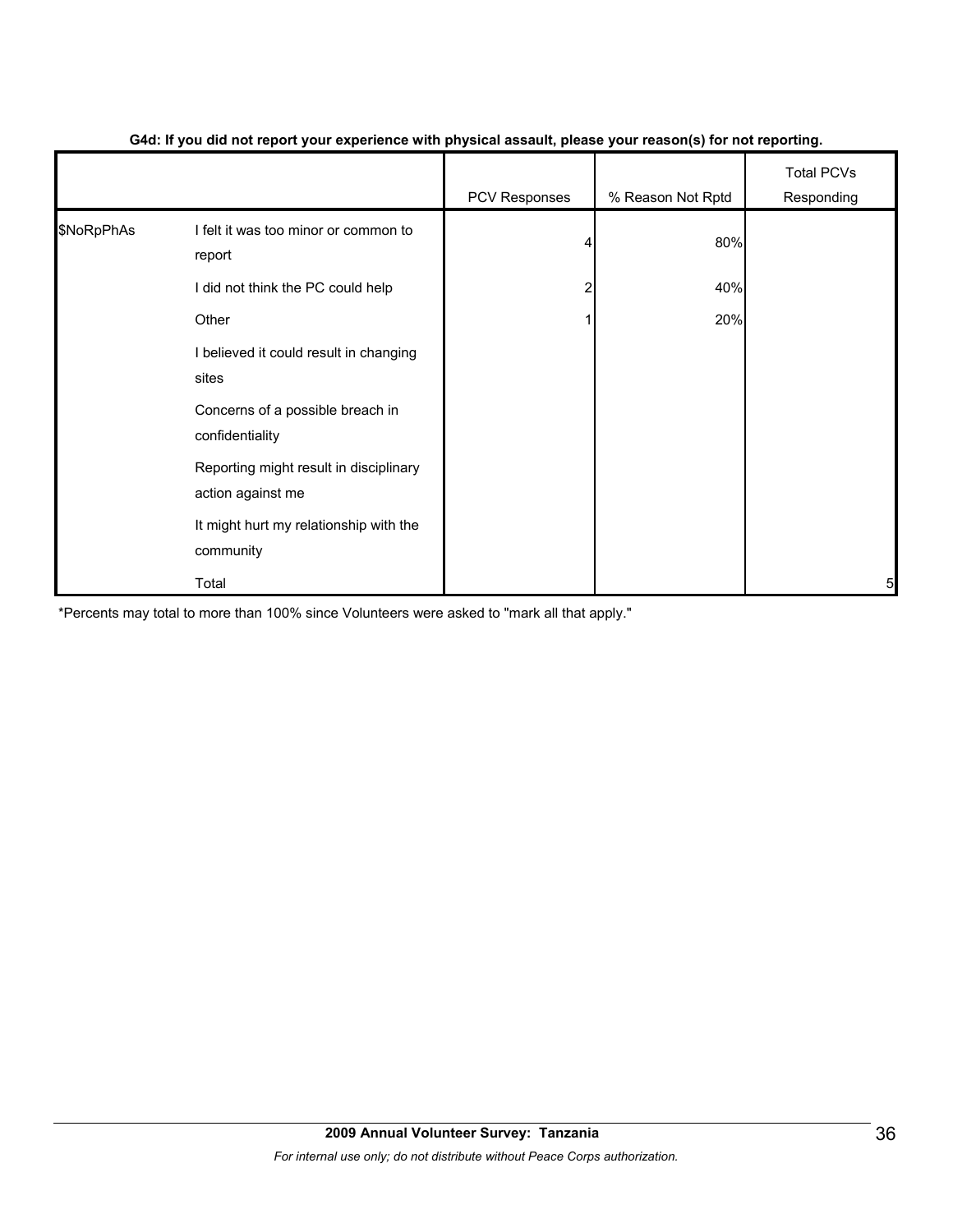**G4d: If you did not report your experience with physical assault, please your reason(s) for not reporting.**

| | | PCV Responses | % Reason Not Rptd | Total PCVs Responding |
|---|---|---|---|---|
| $NoRpPhAs | I felt it was too minor or common to report | 4 | 80% | |
| | I did not think the PC could help | 2 | 40% | |
| | Other | 1 | 20% | |
| | I believed it could result in changing sites | | | |
| | Concerns of a possible breach in confidentiality | | | |
| | Reporting might result in disciplinary action against me | | | |
| | It might hurt my relationship with the community | | | |
| | Total | | | 5 |

*Percents may total to more than 100% since Volunteers were asked to "mark all that apply."

**2009 Annual Volunteer Survey: Tanzania**

*For internal use only; do not distribute without Peace Corps authorization.*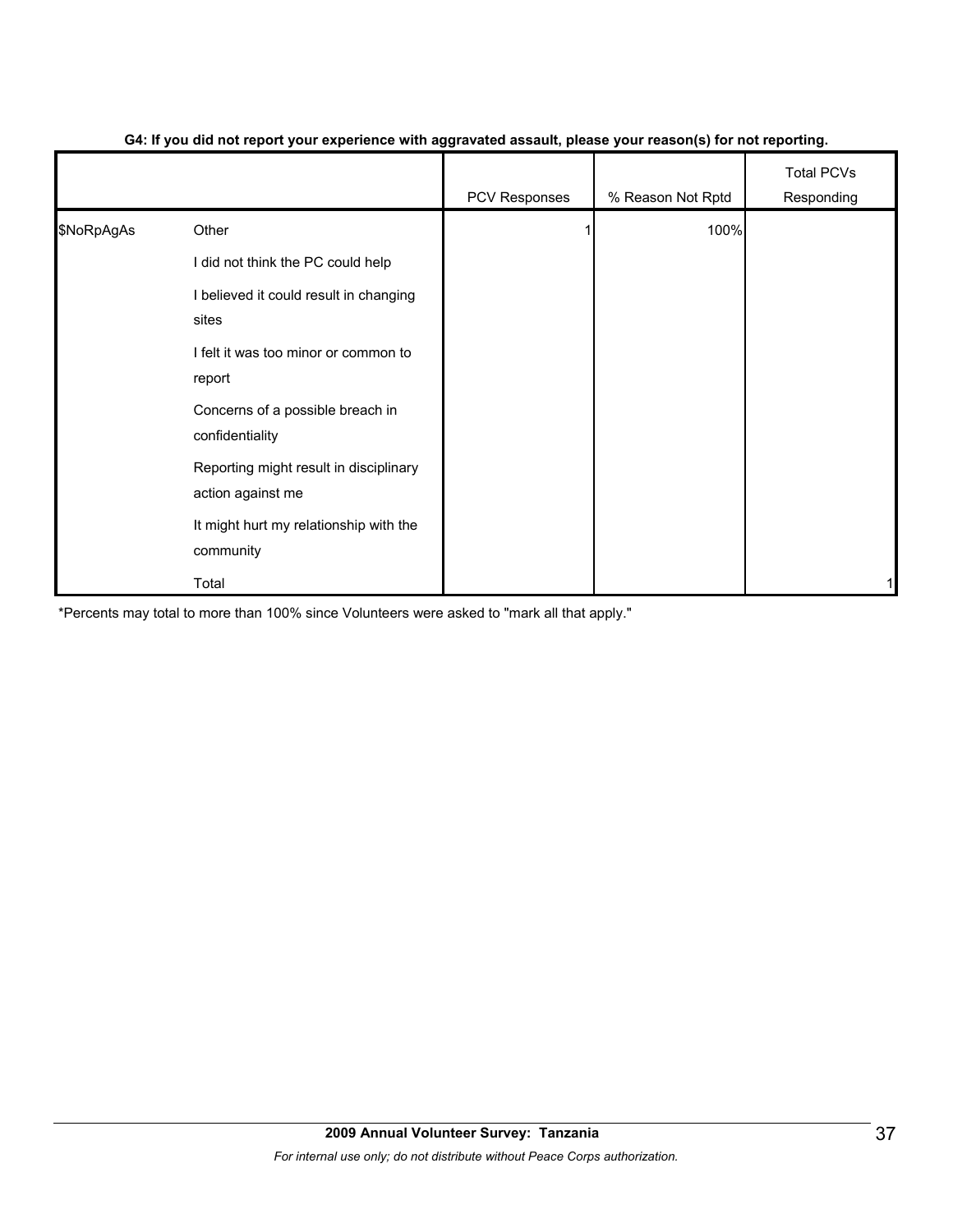**G4: If you did not report your experience with aggravated assault, please your reason(s) for not reporting.**

| | | PCV Responses | % Reason Not Rptd | Total PCVs Responding |
|---|---|---|---|---|
| $NoRpAgAs | Other | 1 | 100% | |
| | I did not think the PC could help | | | |
| | I believed it could result in changing sites | | | |
| | I felt it was too minor or common to report | | | |
| | Concerns of a possible breach in confidentiality | | | |
| | Reporting might result in disciplinary action against me | | | |
| | It might hurt my relationship with the community | | | |
| | Total | | | 1 |

*Percents may total to more than 100% since Volunteers were asked to "mark all that apply."

**2009 Annual Volunteer Survey: Tanzania**

*For internal use only; do not distribute without Peace Corps authorization.*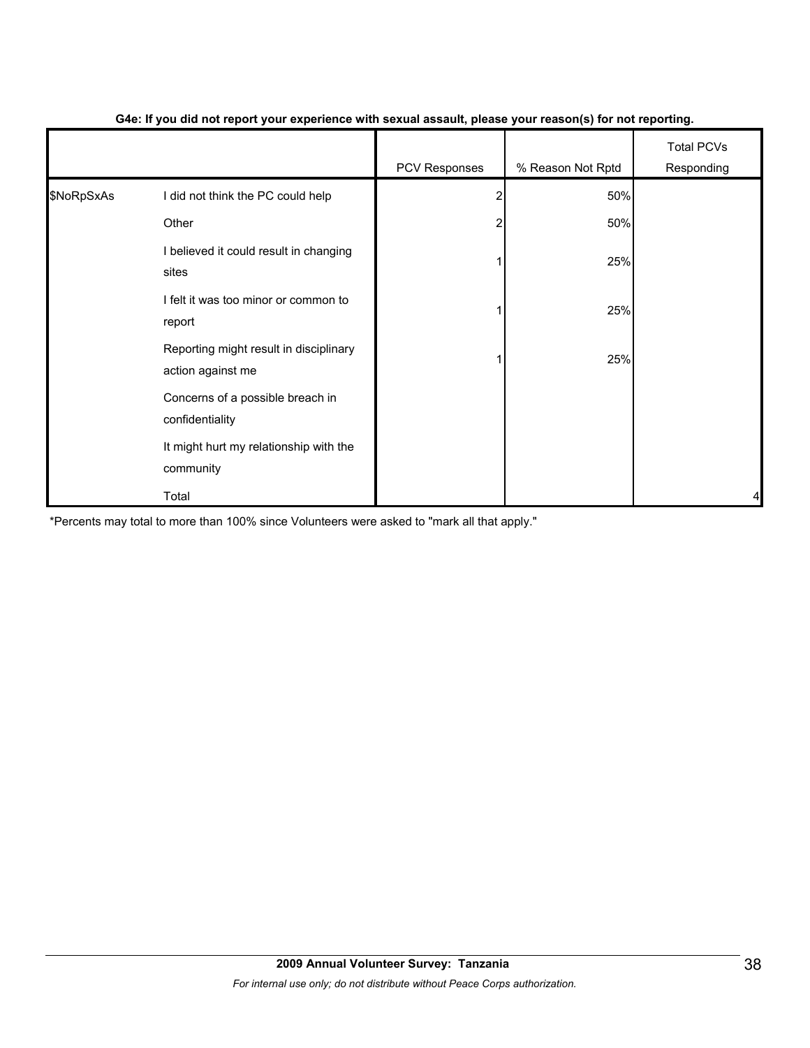**G4e: If you did not report your experience with sexual assault, please your reason(s) for not reporting.**

| | | PCV Responses | % Reason Not Rptd | Total PCVs Responding |
|---|---|---|---|---|
| $NoRpSxAs | I did not think the PC could help | 2 | 50% | |
| | Other | 2 | 50% | |
| | I believed it could result in changing sites | 1 | 25% | |
| | I felt it was too minor or common to report | 1 | 25% | |
| | Reporting might result in disciplinary action against me | 1 | 25% | |
| | Concerns of a possible breach in confidentiality | | | |
| | It might hurt my relationship with the community | | | |
| | Total | | | 4 |

*Percents may total to more than 100% since Volunteers were asked to "mark all that apply."

**2009 Annual Volunteer Survey: Tanzania**

*For internal use only; do not distribute without Peace Corps authorization.*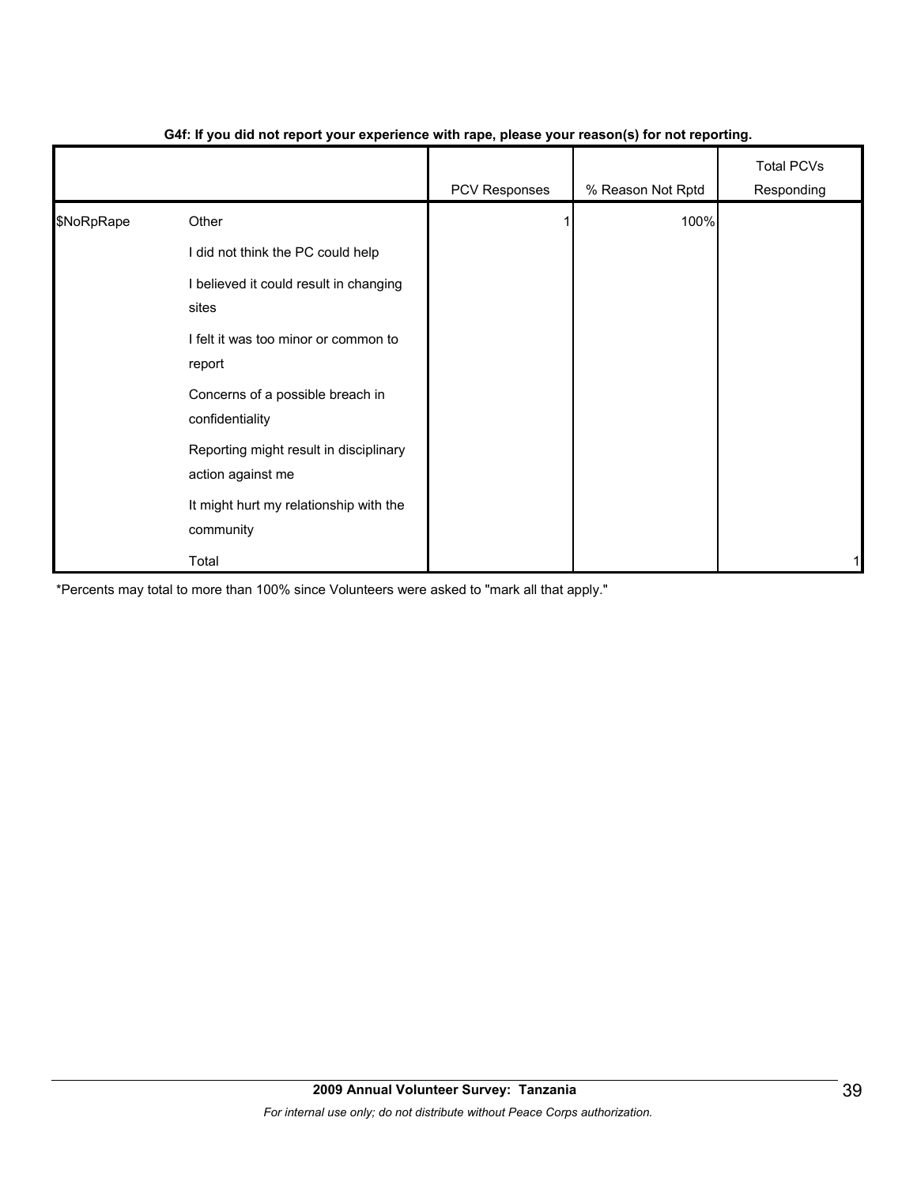**G4f: If you did not report your experience with rape, please your reason(s) for not reporting.**

| | | PCV Responses | % Reason Not Rptd | Total PCVs Responding |
|---|---|---|---|---|
| $NoRpRape | Other | 1 | 100% | |
| | I did not think the PC could help | | | |
| | I believed it could result in changing sites | | | |
| | I felt it was too minor or common to report | | | |
| | Concerns of a possible breach in confidentiality | | | |
| | Reporting might result in disciplinary action against me | | | |
| | It might hurt my relationship with the community | | | |
| | Total | | | 1 |

*Percents may total to more than 100% since Volunteers were asked to "mark all that apply."

**2009 Annual Volunteer Survey: Tanzania**

*For internal use only; do not distribute without Peace Corps authorization.*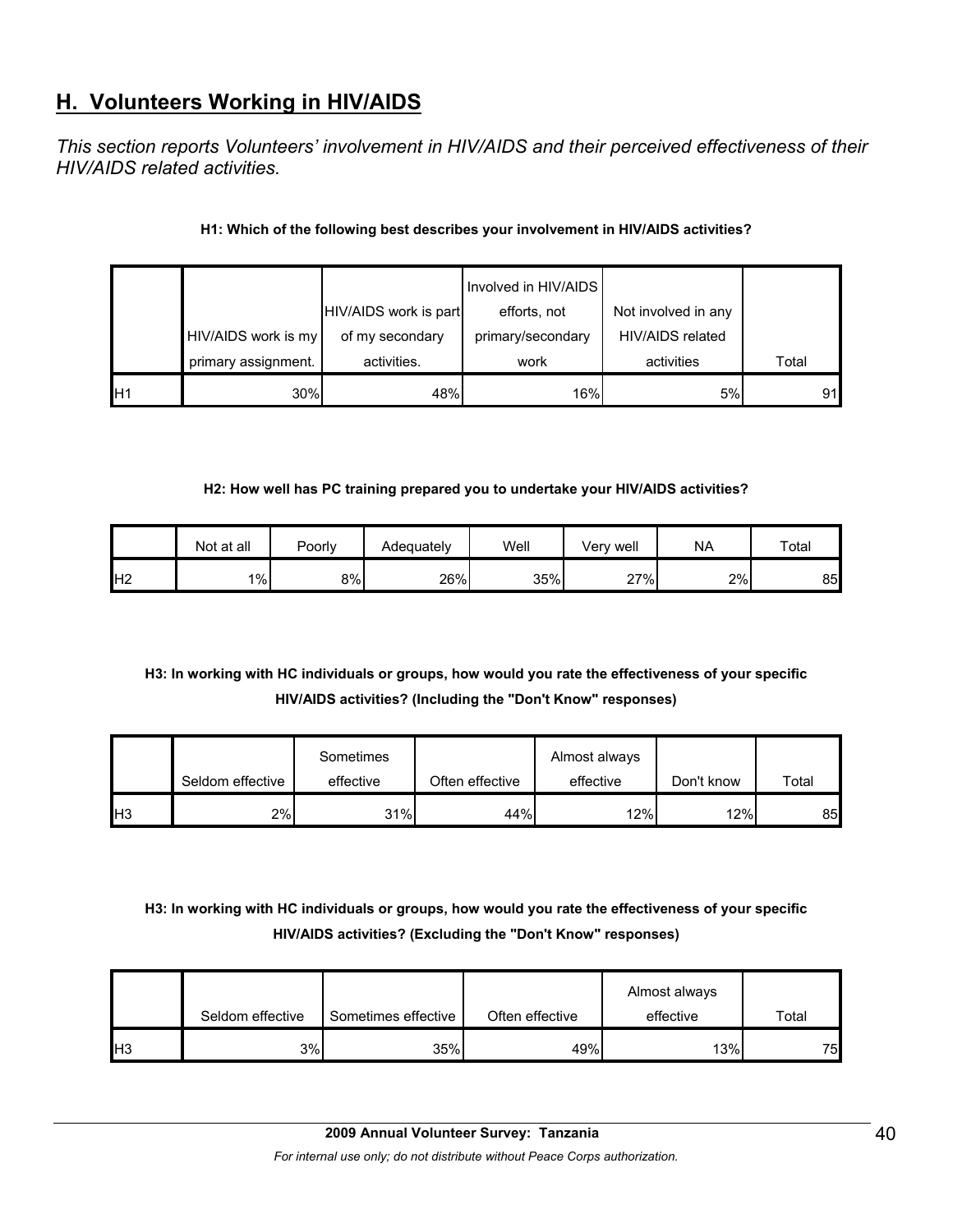## H. Volunteers Working in HIV/AIDS

*This section reports Volunteers' involvement in HIV/AIDS and their perceived effectiveness of their HIV/AIDS related activities.*

**H1: Which of the following best describes your involvement in HIV/AIDS activities?**

| | HIV/AIDS work is my primary assignment. | HIV/AIDS work is part of my secondary activities. | Involved in HIV/AIDS efforts, not primary/secondary work | Not involved in any HIV/AIDS related activities | Total |
|---|---|---|---|---|---|
| H1 | 30% | 48% | 16% | 5% | 91 |

**H2: How well has PC training prepared you to undertake your HIV/AIDS activities?**

| | Not at all | Poorly | Adequately | Well | Very well | NA | Total |
|---|---|---|---|---|---|---|---|
| H2 | 1% | 8% | 26% | 35% | 27% | 2% | 85 |

**H3: In working with HC individuals or groups, how would you rate the effectiveness of your specific HIV/AIDS activities? (Including the "Don't Know" responses)**

| | Seldom effective | Sometimes effective | Often effective | Almost always effective | Don't know | Total |
|---|---|---|---|---|---|---|
| H3 | 2% | 31% | 44% | 12% | 12% | 85 |

**H3: In working with HC individuals or groups, how would you rate the effectiveness of your specific HIV/AIDS activities? (Excluding the "Don't Know" responses)**

| | Seldom effective | Sometimes effective | Often effective | Almost always effective | Total |
|---|---|---|---|---|---|
| H3 | 3% | 35% | 49% | 13% | 75 |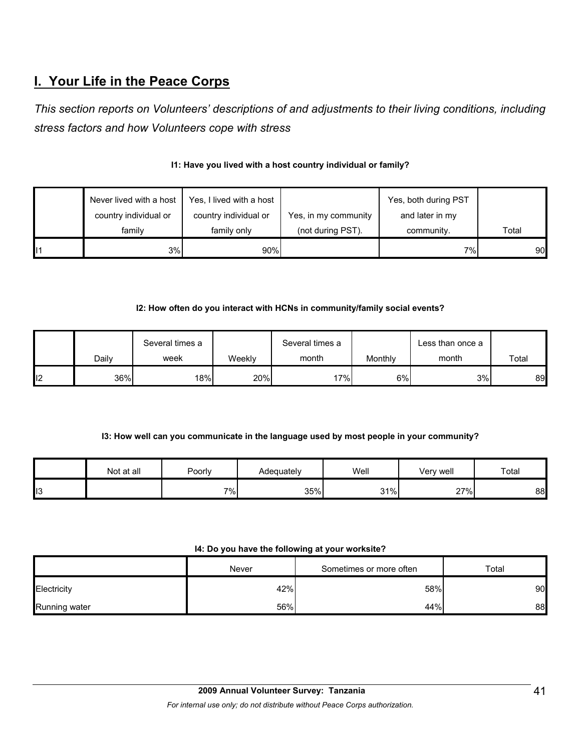## I. Your Life in the Peace Corps

*This section reports on Volunteers' descriptions of and adjustments to their living conditions, including stress factors and how Volunteers cope with stress*

**I1: Have you lived with a host country individual or family?**

| | Never lived with a host country individual or family | Yes, I lived with a host country individual or family only | Yes, in my community (not during PST). | Yes, both during PST and later in my community. | Total |
|---|---|---|---|---|---|
| I1 | 3% | 90% | | 7% | 90 |

**I2: How often do you interact with HCNs in community/family social events?**

| | Daily | Several times a week | Weekly | Several times a month | Monthly | Less than once a month | Total |
|---|---|---|---|---|---|---|---|
| I2 | 36% | 18% | 20% | 17% | 6% | 3% | 89 |

**I3: How well can you communicate in the language used by most people in your community?**

| | Not at all | Poorly | Adequately | Well | Very well | Total |
|---|---|---|---|---|---|---|
| I3 | | 7% | 35% | 31% | 27% | 88 |

**I4: Do you have the following at your worksite?**

| | Never | Sometimes or more often | Total |
|---|---|---|---|
| Electricity | 42% | 58% | 90 |
| Running water | 56% | 44% | 88 |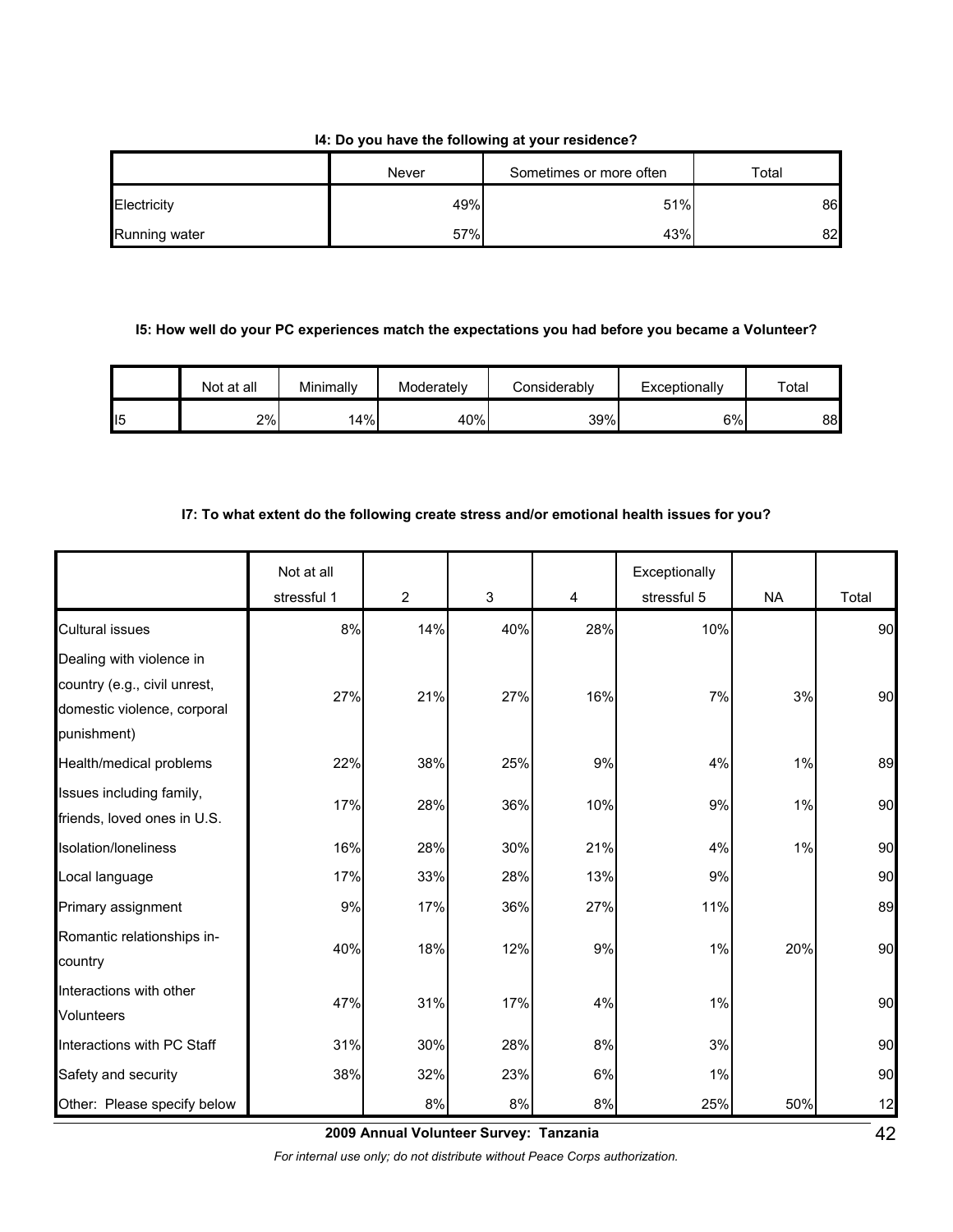**I4: Do you have the following at your residence?**

| | Never | Sometimes or more often | Total |
|---|---|---|---|
| Electricity | 49% | 51% | 86 |
| Running water | 57% | 43% | 82 |

**I5: How well do your PC experiences match the expectations you had before you became a Volunteer?**

| | Not at all | Minimally | Moderately | Considerably | Exceptionally | Total |
|---|---|---|---|---|---|---|
| I5 | 2% | 14% | 40% | 39% | 6% | 88 |

**I7: To what extent do the following create stress and/or emotional health issues for you?**

| | Not at all stressful 1 | 2 | 3 | 4 | Exceptionally stressful 5 | NA | Total |
|---|---|---|---|---|---|---|---|
| Cultural issues | 8% | 14% | 40% | 28% | 10% | | 90 |
| Dealing with violence in country (e.g., civil unrest, domestic violence, corporal punishment) | 27% | 21% | 27% | 16% | 7% | 3% | 90 |
| Health/medical problems | 22% | 38% | 25% | 9% | 4% | 1% | 89 |
| Issues including family, friends, loved ones in U.S. | 17% | 28% | 36% | 10% | 9% | 1% | 90 |
| Isolation/loneliness | 16% | 28% | 30% | 21% | 4% | 1% | 90 |
| Local language | 17% | 33% | 28% | 13% | 9% | | 90 |
| Primary assignment | 9% | 17% | 36% | 27% | 11% | | 89 |
| Romantic relationships in-country | 40% | 18% | 12% | 9% | 1% | 20% | 90 |
| Interactions with other Volunteers | 47% | 31% | 17% | 4% | 1% | | 90 |
| Interactions with PC Staff | 31% | 30% | 28% | 8% | 3% | | 90 |
| Safety and security | 38% | 32% | 23% | 6% | 1% | | 90 |
| Other: Please specify below | | 8% | 8% | 8% | 25% | 50% | 12 |

**2009 Annual Volunteer Survey: Tanzania**

*For internal use only; do not distribute without Peace Corps authorization.*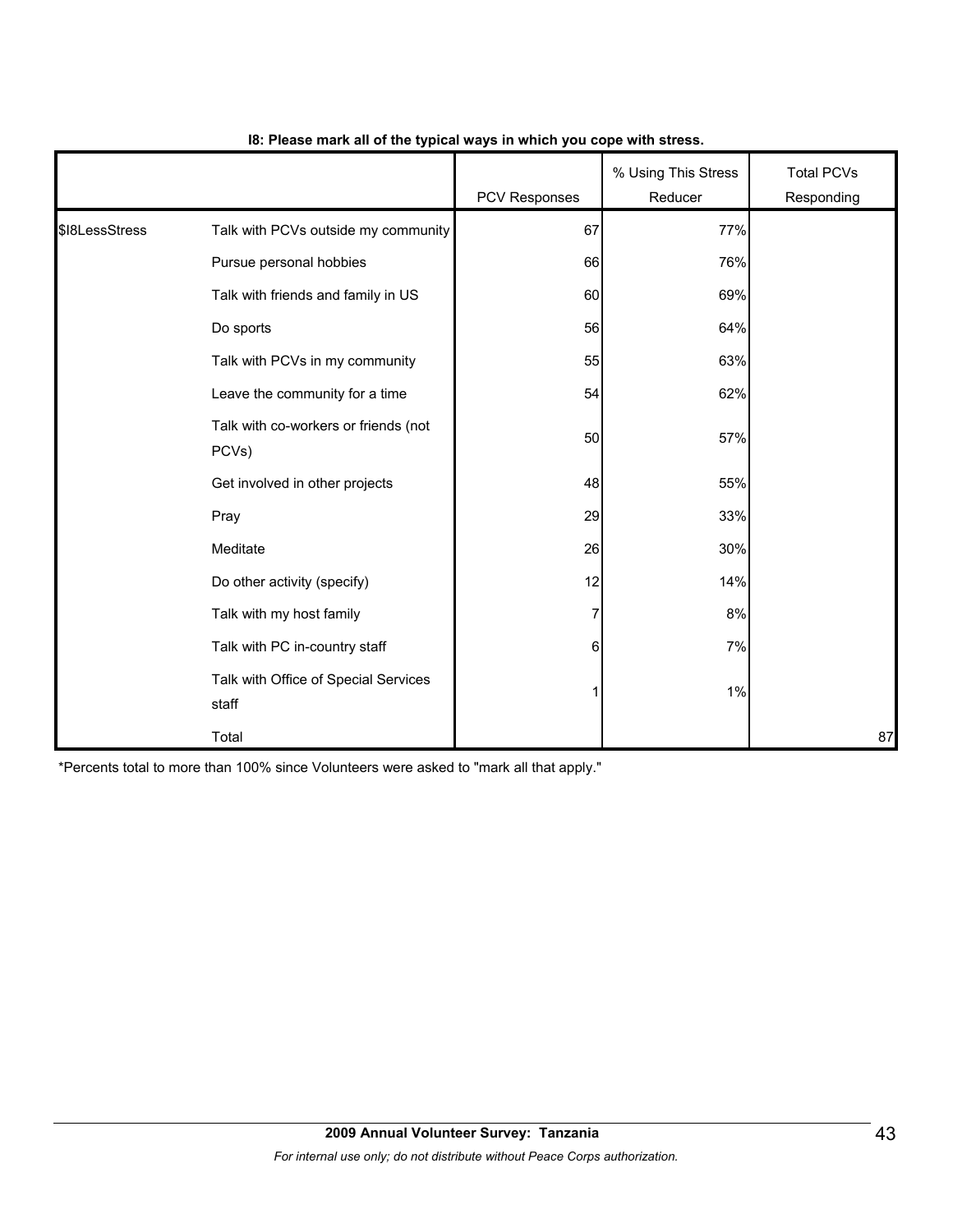**I8: Please mark all of the typical ways in which you cope with stress.**

| | | PCV Responses | % Using This Stress Reducer | Total PCVs Responding |
|---|---|---|---|---|
| $I8LessStress | Talk with PCVs outside my community | 67 | 77% | |
| | Pursue personal hobbies | 66 | 76% | |
| | Talk with friends and family in US | 60 | 69% | |
| | Do sports | 56 | 64% | |
| | Talk with PCVs in my community | 55 | 63% | |
| | Leave the community for a time | 54 | 62% | |
| | Talk with co-workers or friends (not PCVs) | 50 | 57% | |
| | Get involved in other projects | 48 | 55% | |
| | Pray | 29 | 33% | |
| | Meditate | 26 | 30% | |
| | Do other activity (specify) | 12 | 14% | |
| | Talk with my host family | 7 | 8% | |
| | Talk with PC in-country staff | 6 | 7% | |
| | Talk with Office of Special Services staff | 1 | 1% | |
| | Total | | | 87 |

*Percents total to more than 100% since Volunteers were asked to "mark all that apply."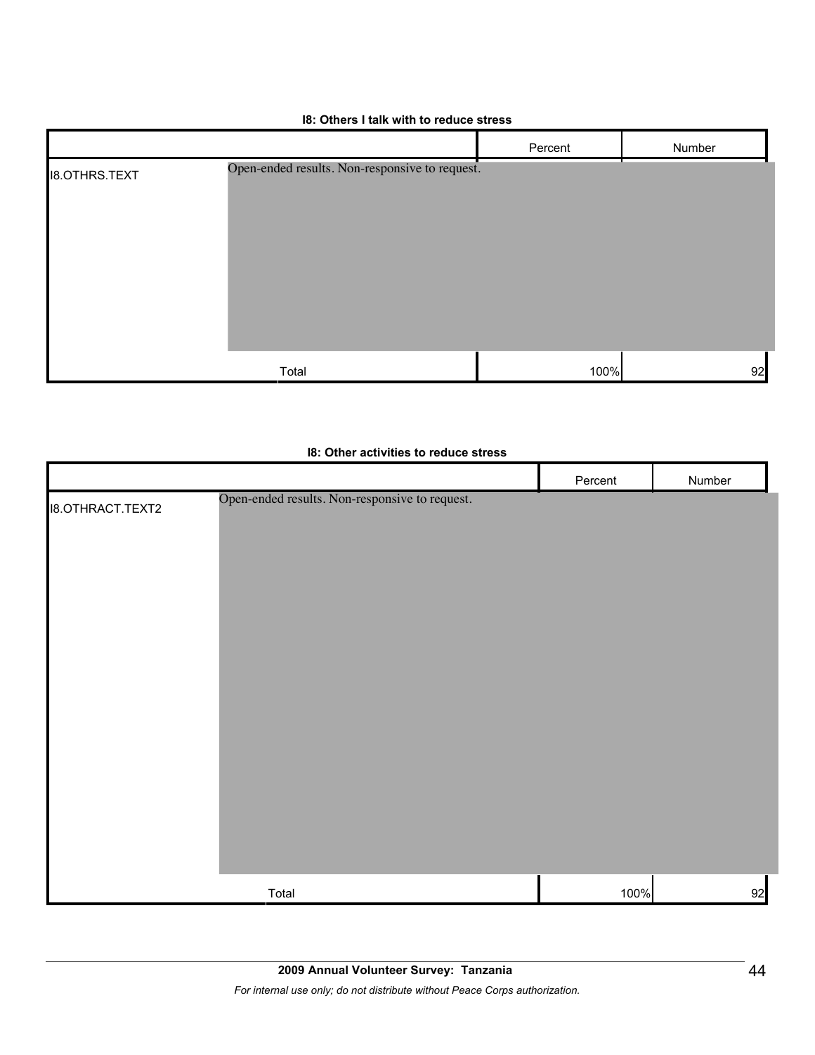**I8: Others I talk with to reduce stress**

| | | Percent | Number |
|---|---|---|---|
| I8.OTHRS.TEXT | Open-ended results. Non-responsive to request. | | |
| | Total | 100% | 92 |

**I8: Other activities to reduce stress**

| | | Percent | Number |
|---|---|---|---|
| I8.OTHRACT.TEXT2 | Open-ended results. Non-responsive to request. | | |
| | Total | 100% | 92 |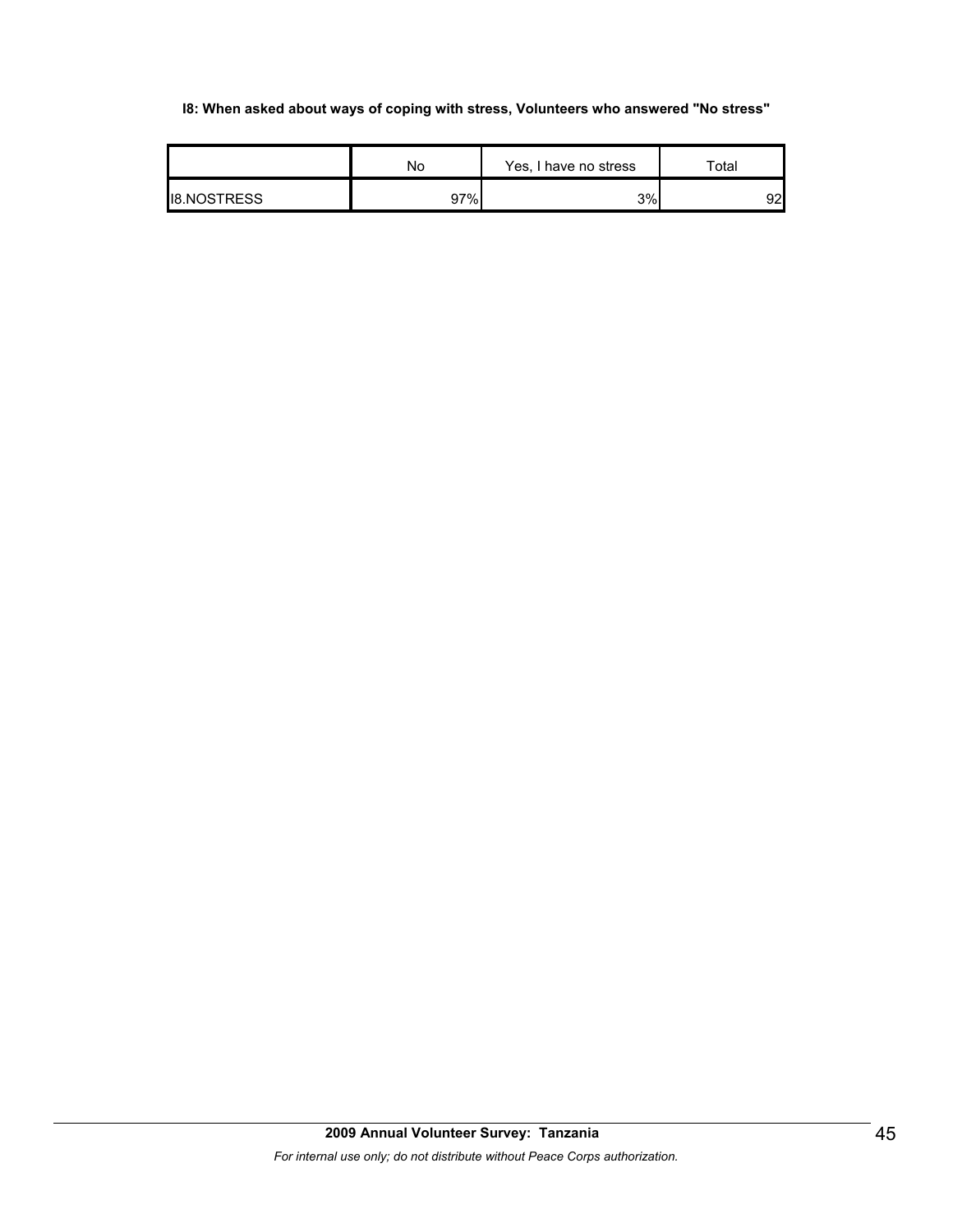**I8: When asked about ways of coping with stress, Volunteers who answered "No stress"**

| | No | Yes, I have no stress | Total |
|---|---|---|---|
| I8.NOSTRESS | 97% | 3% | 92 |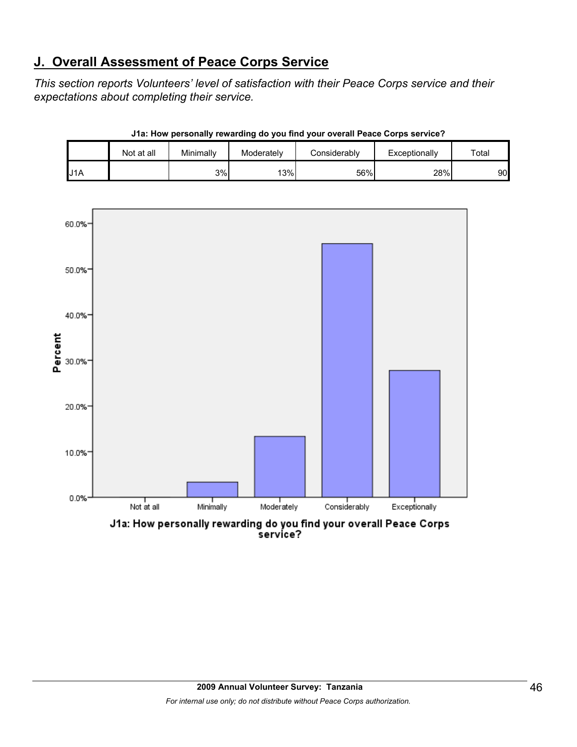## J. Overall Assessment of Peace Corps Service

*This section reports Volunteers' level of satisfaction with their Peace Corps service and their expectations about completing their service.*

**J1a: How personally rewarding do you find your overall Peace Corps service?**

| | Not at all | Minimally | Moderately | Considerably | Exceptionally | Total |
|---|---|---|---|---|---|---|
| J1A | | 3% | 13% | 56% | 28% | 90 |

J1a: How personally rewarding do you find your overall Peace Corps service?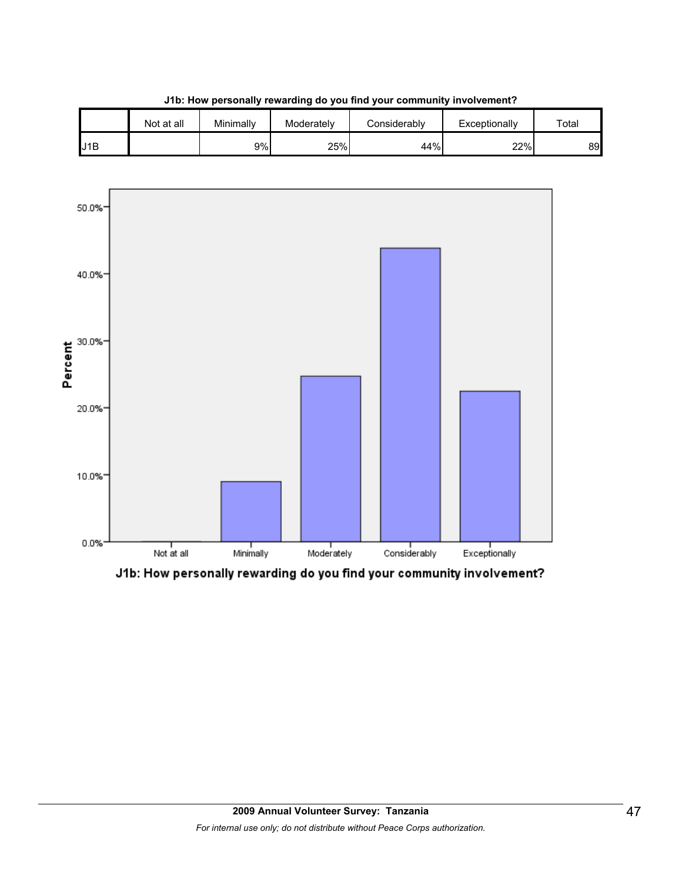**J1b: How personally rewarding do you find your community involvement?**

| | Not at all | Minimally | Moderately | Considerably | Exceptionally | Total |
|---|---|---|---|---|---|---|
| J1B | | 9% | 25% | 44% | 22% | 89 |

J1b: How personally rewarding do you find your community involvement?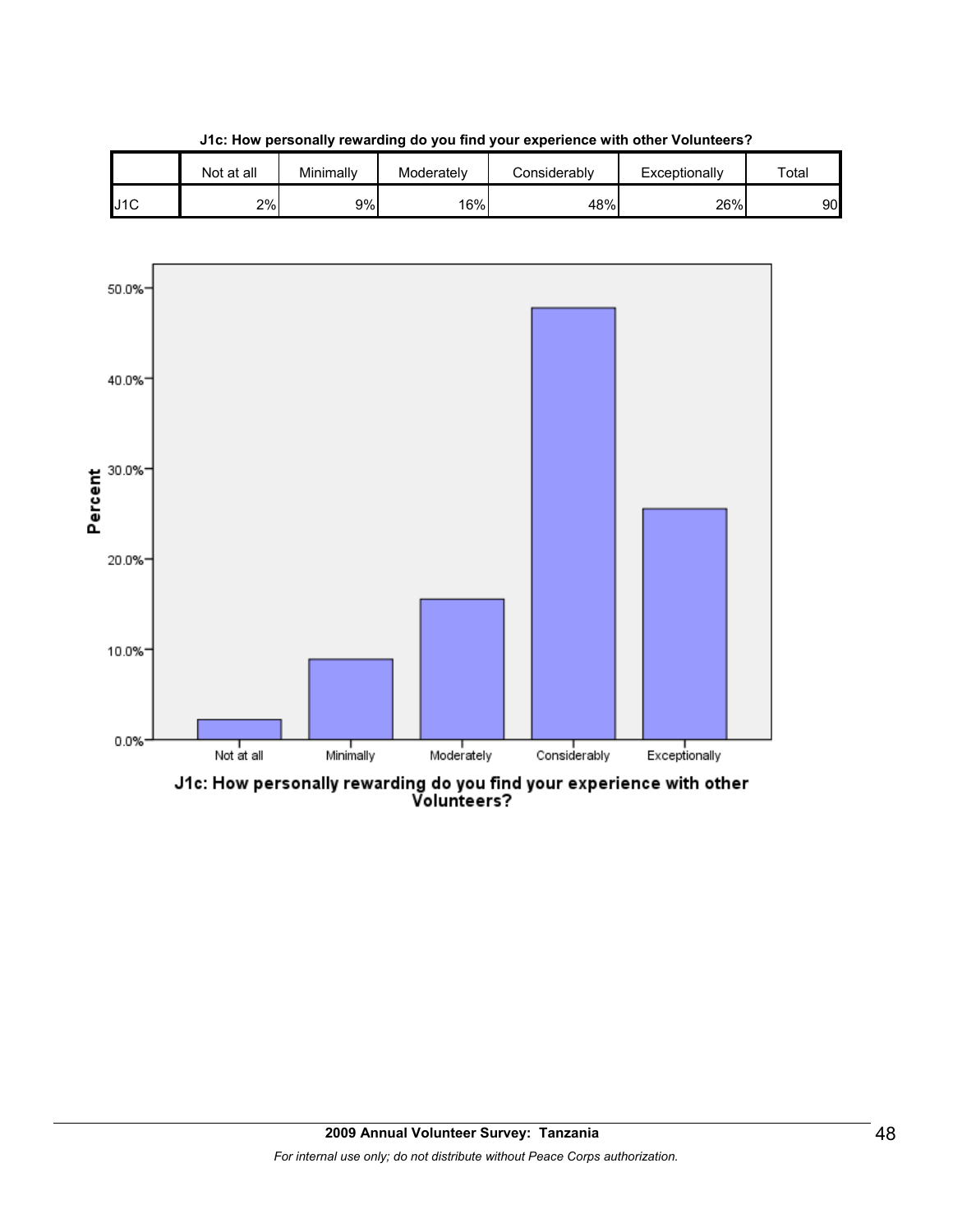**J1c: How personally rewarding do you find your experience with other Volunteers?**

| | Not at all | Minimally | Moderately | Considerably | Exceptionally | Total |
|---|---|---|---|---|---|---|
| J1C | 2% | 9% | 16% | 48% | 26% | 90 |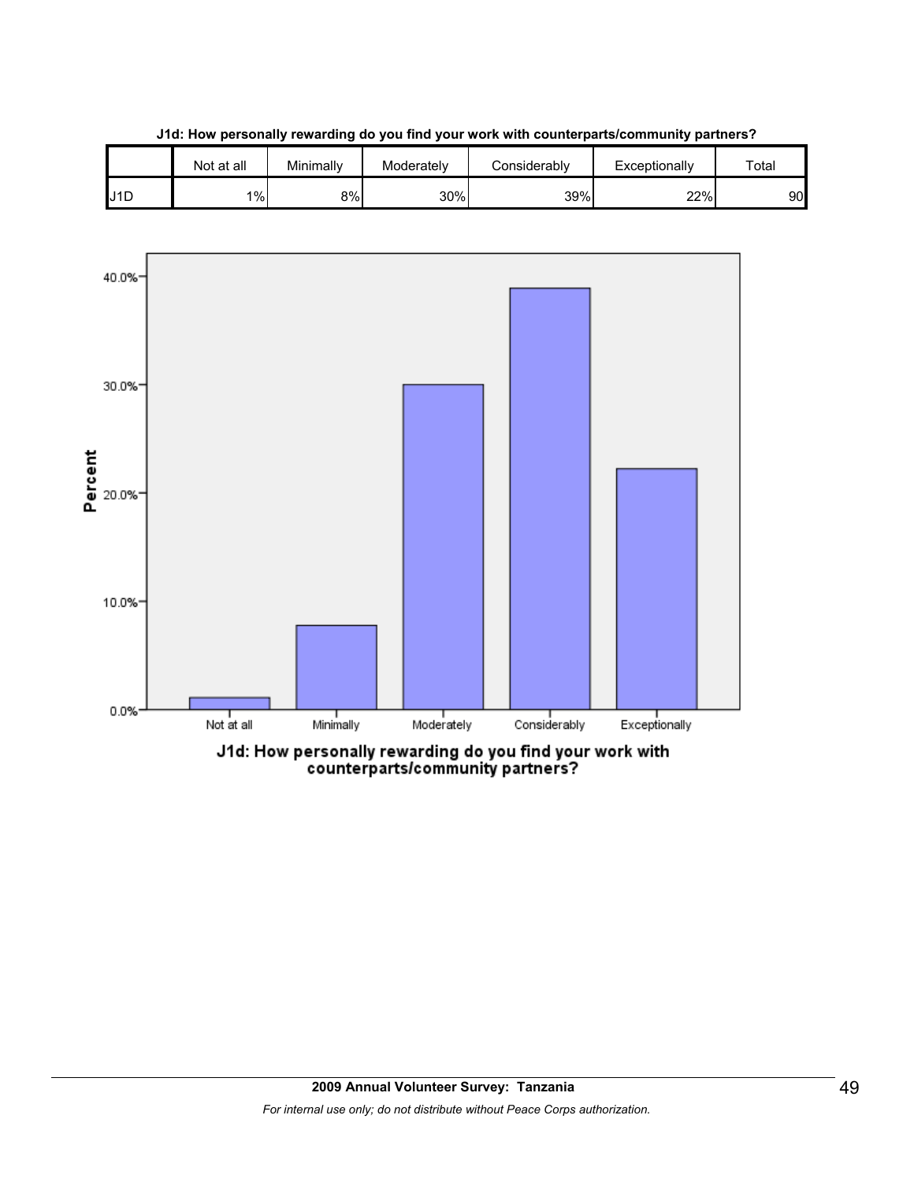**J1d: How personally rewarding do you find your work with counterparts/community partners?**

| | Not at all | Minimally | Moderately | Considerably | Exceptionally | Total |
|---|---|---|---|---|---|---|
| J1D | 1% | 8% | 30% | 39% | 22% | 90 |

J1d: How personally rewarding do you find your work with counterparts/community partners?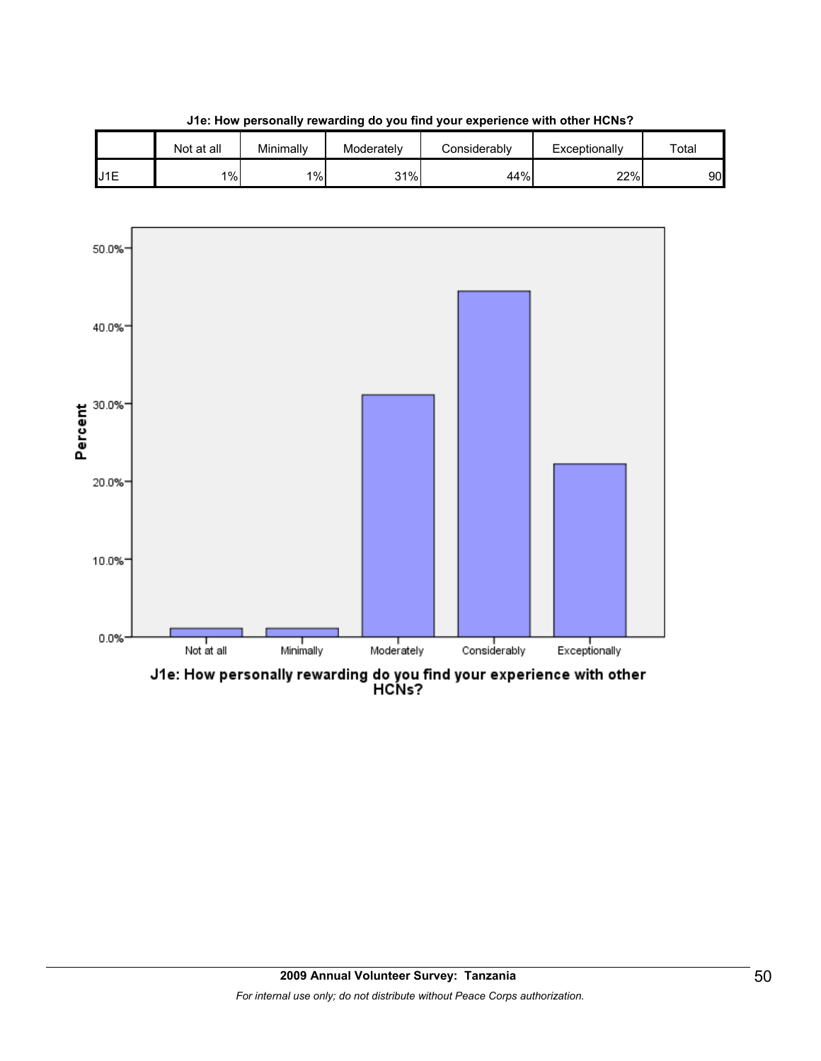**J1e: How personally rewarding do you find your experience with other HCNs?**

| | Not at all | Minimally | Moderately | Considerably | Exceptionally | Total |
|---|---|---|---|---|---|---|
| J1E | 1% | 1% | 31% | 44% | 22% | 90 |

J1e: How personally rewarding do you find your experience with other HCNs?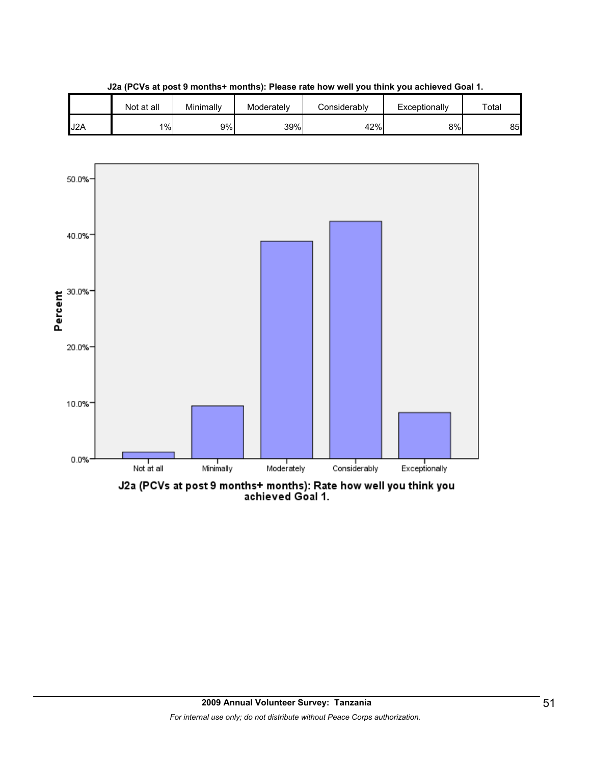**J2a (PCVs at post 9 months+ months): Please rate how well you think you achieved Goal 1.**

| | Not at all | Minimally | Moderately | Considerably | Exceptionally | Total |
|---|---|---|---|---|---|---|
| J2A | 1% | 9% | 39% | 42% | 8% | 85 |

J2a (PCVs at post 9 months+ months): Rate how well you think you achieved Goal 1.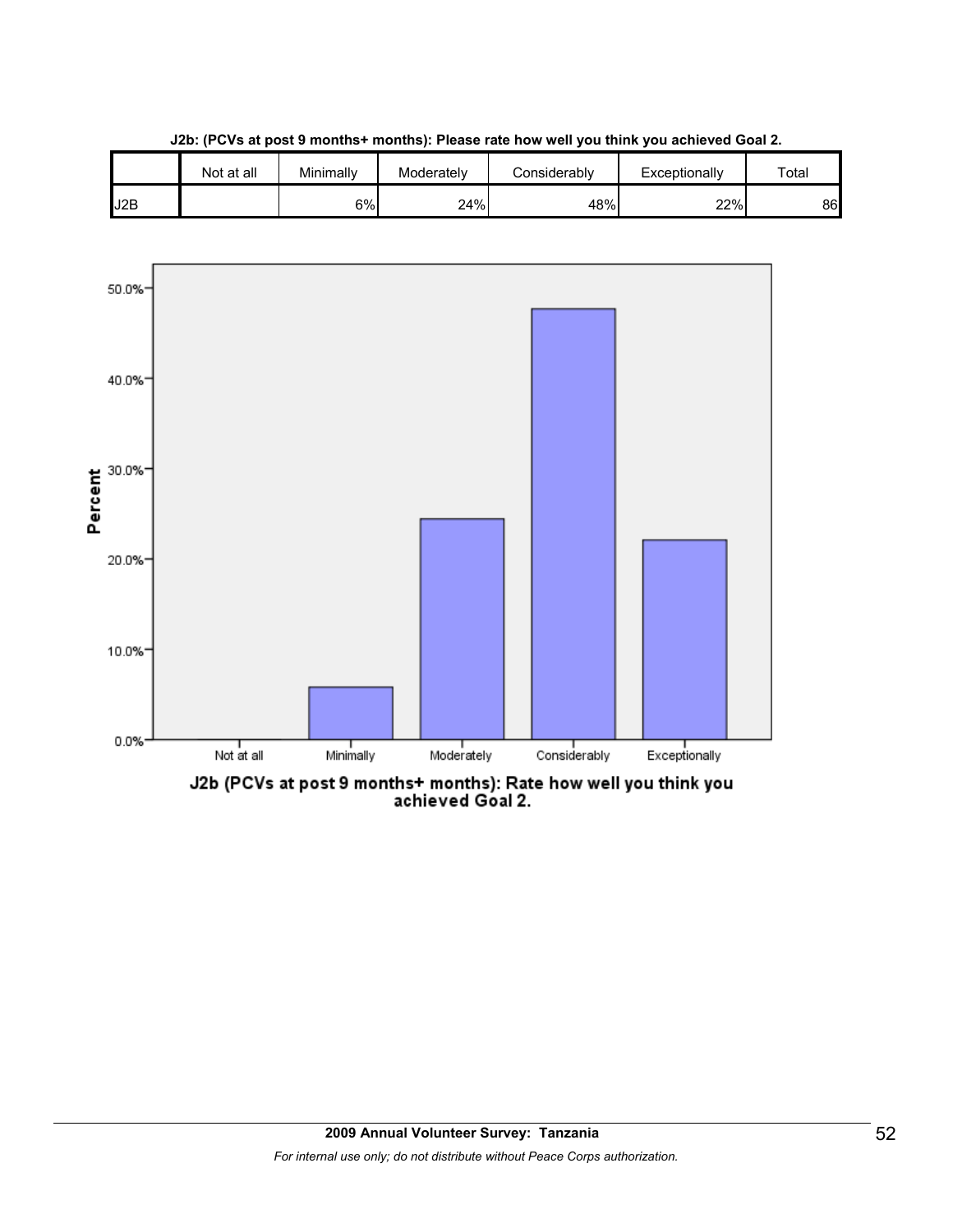**J2b: (PCVs at post 9 months+ months): Please rate how well you think you achieved Goal 2.**

| | Not at all | Minimally | Moderately | Considerably | Exceptionally | Total |
|---|---|---|---|---|---|---|
| J2B | | 6% | 24% | 48% | 22% | 86 |

**J2b (PCVs at post 9 months+ months): Rate how well you think you achieved Goal 2.**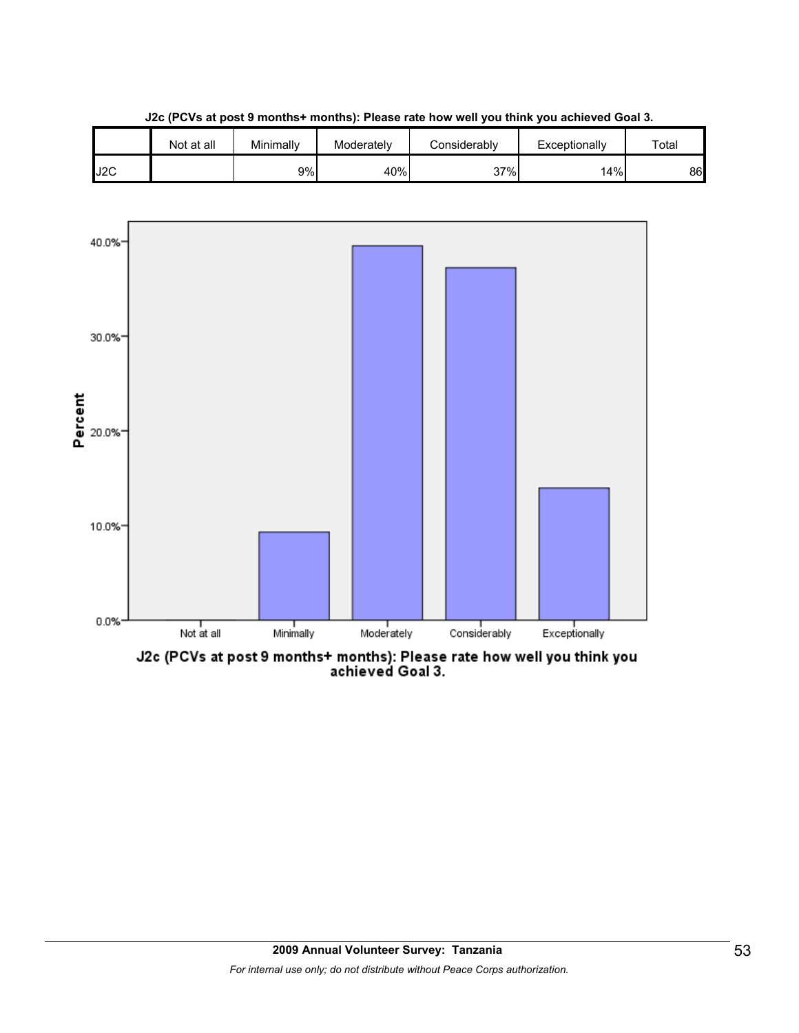**J2c (PCVs at post 9 months+ months): Please rate how well you think you achieved Goal 3.**

| | Not at all | Minimally | Moderately | Considerably | Exceptionally | Total |
|---|---|---|---|---|---|---|
| J2C | | 9% | 40% | 37% | 14% | 86 |

J2c (PCVs at post 9 months+ months): Please rate how well you think you achieved Goal 3.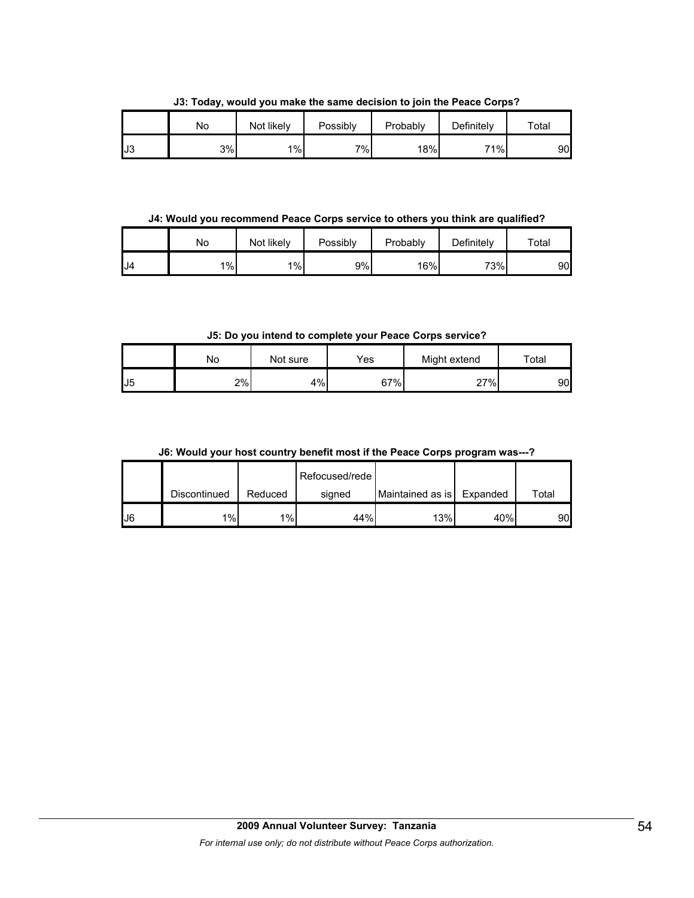**J3: Today, would you make the same decision to join the Peace Corps?**

| | No | Not likely | Possibly | Probably | Definitely | Total |
|---|---|---|---|---|---|---|
| J3 | 3% | 1% | 7% | 18% | 71% | 90 |

**J4: Would you recommend Peace Corps service to others you think are qualified?**

| | No | Not likely | Possibly | Probably | Definitely | Total |
|---|---|---|---|---|---|---|
| J4 | 1% | 1% | 9% | 16% | 73% | 90 |

**J5: Do you intend to complete your Peace Corps service?**

| | No | Not sure | Yes | Might extend | Total |
|---|---|---|---|---|---|
| J5 | 2% | 4% | 67% | 27% | 90 |

**J6: Would your host country benefit most if the Peace Corps program was---?**

| | Discontinued | Reduced | Refocused/redesigned | Maintained as is | Expanded | Total |
|---|---|---|---|---|---|---|
| J6 | 1% | 1% | 44% | 13% | 40% | 90 |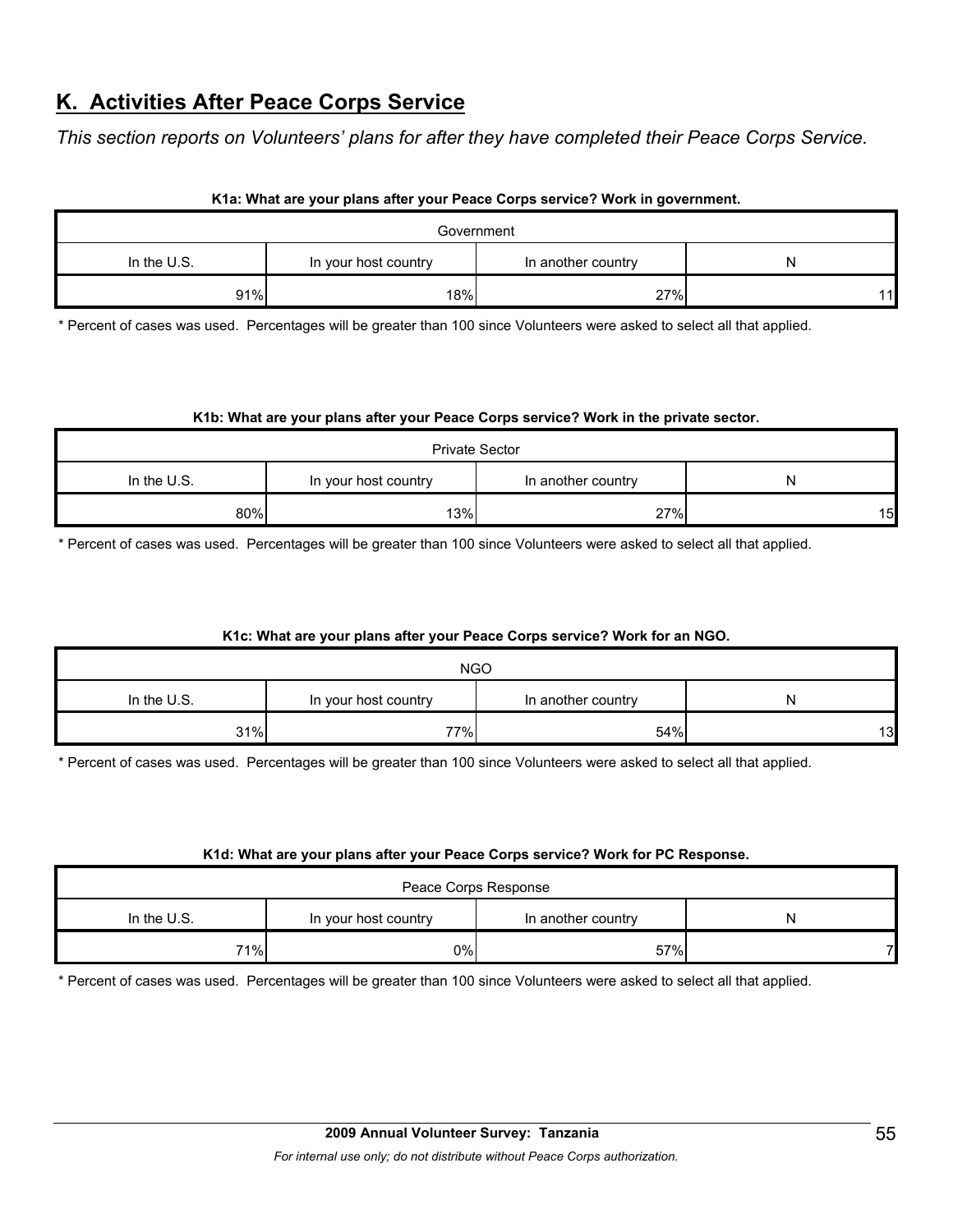## K. Activities After Peace Corps Service

*This section reports on Volunteers' plans for after they have completed their Peace Corps Service.*

**K1a: What are your plans after your Peace Corps service? Work in government.**

| Government | | | |
|---|---|---|---|
| In the U.S. | In your host country | In another country | N |
| 91% | 18% | 27% | 11 |

* Percent of cases was used. Percentages will be greater than 100 since Volunteers were asked to select all that applied.

**K1b: What are your plans after your Peace Corps service? Work in the private sector.**

| Private Sector | | | |
|---|---|---|---|
| In the U.S. | In your host country | In another country | N |
| 80% | 13% | 27% | 15 |

* Percent of cases was used. Percentages will be greater than 100 since Volunteers were asked to select all that applied.

**K1c: What are your plans after your Peace Corps service? Work for an NGO.**

| NGO | | | |
|---|---|---|---|
| In the U.S. | In your host country | In another country | N |
| 31% | 77% | 54% | 13 |

* Percent of cases was used. Percentages will be greater than 100 since Volunteers were asked to select all that applied.

**K1d: What are your plans after your Peace Corps service? Work for PC Response.**

| Peace Corps Response | | | |
|---|---|---|---|
| In the U.S. | In your host country | In another country | N |
| 71% | 0% | 57% | 7 |

* Percent of cases was used. Percentages will be greater than 100 since Volunteers were asked to select all that applied.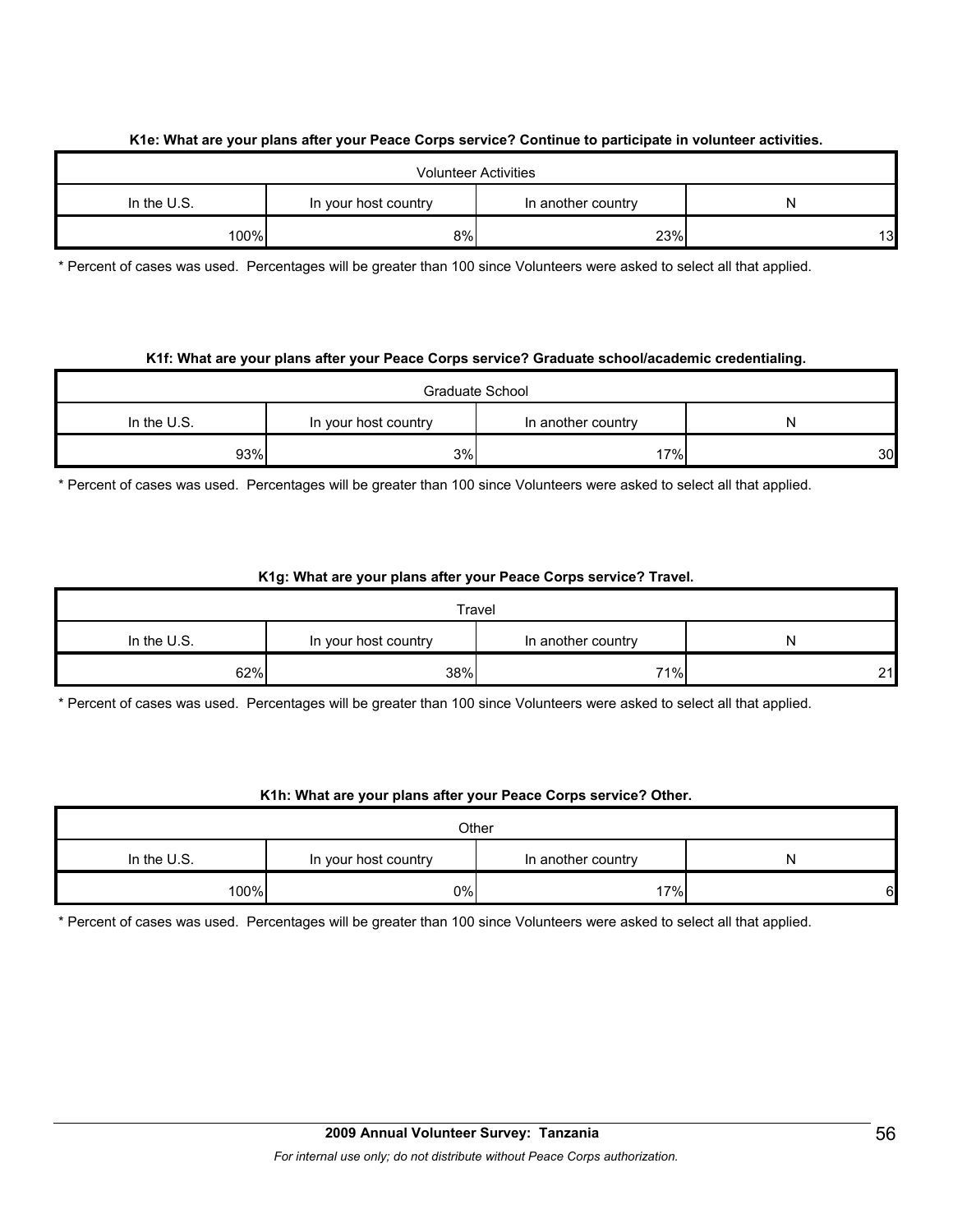**K1e: What are your plans after your Peace Corps service? Continue to participate in volunteer activities.**

| Volunteer Activities | | | |
|---|---|---|---|
| In the U.S. | In your host country | In another country | N |
| 100% | 8% | 23% | 13 |

* Percent of cases was used. Percentages will be greater than 100 since Volunteers were asked to select all that applied.

**K1f: What are your plans after your Peace Corps service? Graduate school/academic credentialing.**

| Graduate School | | | |
|---|---|---|---|
| In the U.S. | In your host country | In another country | N |
| 93% | 3% | 17% | 30 |

* Percent of cases was used. Percentages will be greater than 100 since Volunteers were asked to select all that applied.

**K1g: What are your plans after your Peace Corps service? Travel.**

| Travel | | | |
|---|---|---|---|
| In the U.S. | In your host country | In another country | N |
| 62% | 38% | 71% | 21 |

* Percent of cases was used. Percentages will be greater than 100 since Volunteers were asked to select all that applied.

**K1h: What are your plans after your Peace Corps service? Other.**

| Other | | | |
|---|---|---|---|
| In the U.S. | In your host country | In another country | N |
| 100% | 0% | 17% | 6 |

* Percent of cases was used. Percentages will be greater than 100 since Volunteers were asked to select all that applied.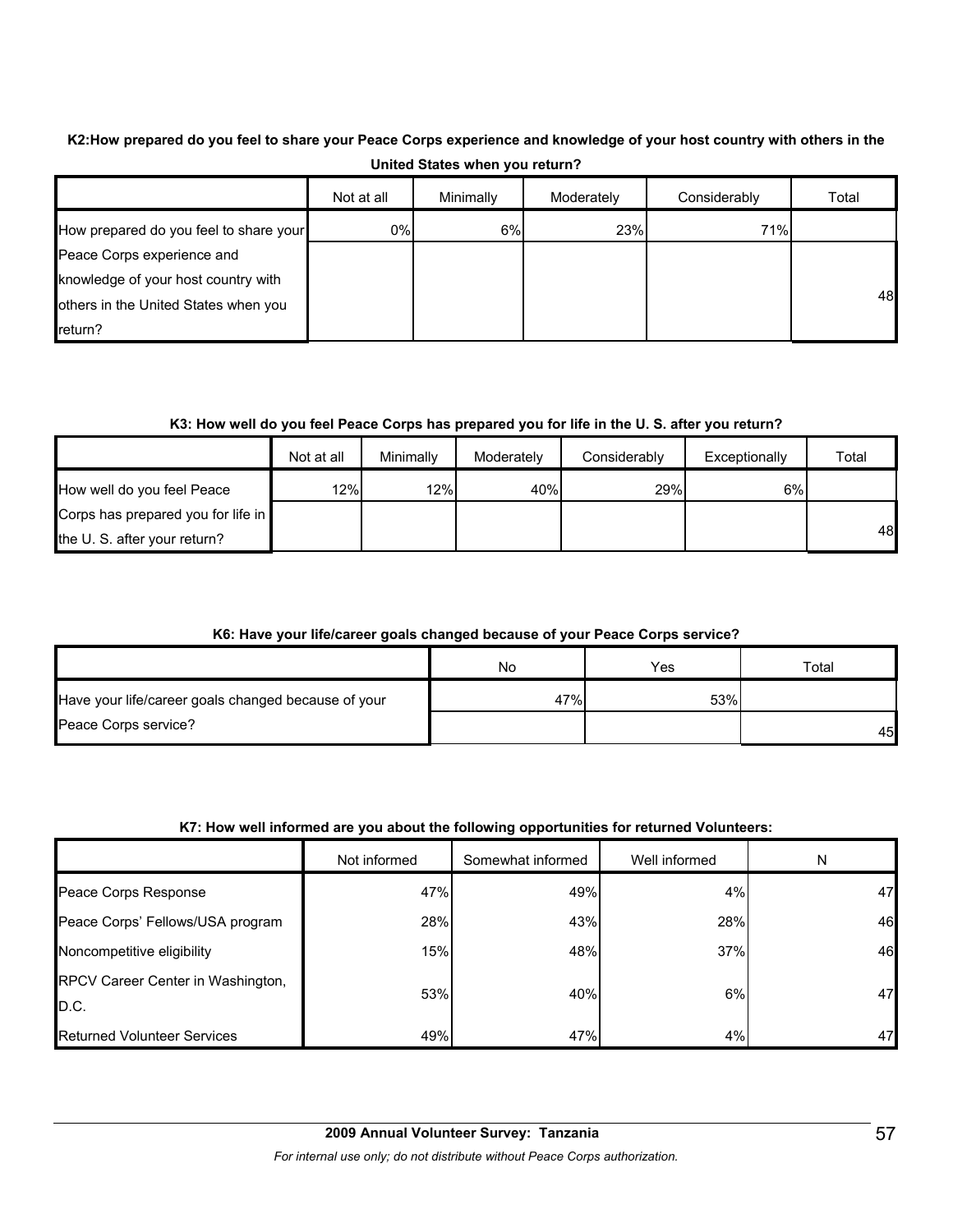**K2:How prepared do you feel to share your Peace Corps experience and knowledge of your host country with others in the United States when you return?**

| | Not at all | Minimally | Moderately | Considerably | Total |
|---|---|---|---|---|---|
| How prepared do you feel to share your Peace Corps experience and knowledge of your host country with others in the United States when you return? | 0% | 6% | 23% | 71% | 48 |

**K3: How well do you feel Peace Corps has prepared you for life in the U. S. after you return?**

| | Not at all | Minimally | Moderately | Considerably | Exceptionally | Total |
|---|---|---|---|---|---|---|
| How well do you feel Peace Corps has prepared you for life in the U. S. after your return? | 12% | 12% | 40% | 29% | 6% | 48 |

**K6: Have your life/career goals changed because of your Peace Corps service?**

| | No | Yes | Total |
|---|---|---|---|
| Have your life/career goals changed because of your Peace Corps service? | 47% | 53% | 45 |

**K7: How well informed are you about the following opportunities for returned Volunteers:**

| | Not informed | Somewhat informed | Well informed | N |
|---|---|---|---|---|
| Peace Corps Response | 47% | 49% | 4% | 47 |
| Peace Corps' Fellows/USA program | 28% | 43% | 28% | 46 |
| Noncompetitive eligibility | 15% | 48% | 37% | 46 |
| RPCV Career Center in Washington, D.C. | 53% | 40% | 6% | 47 |
| Returned Volunteer Services | 49% | 47% | 4% | 47 |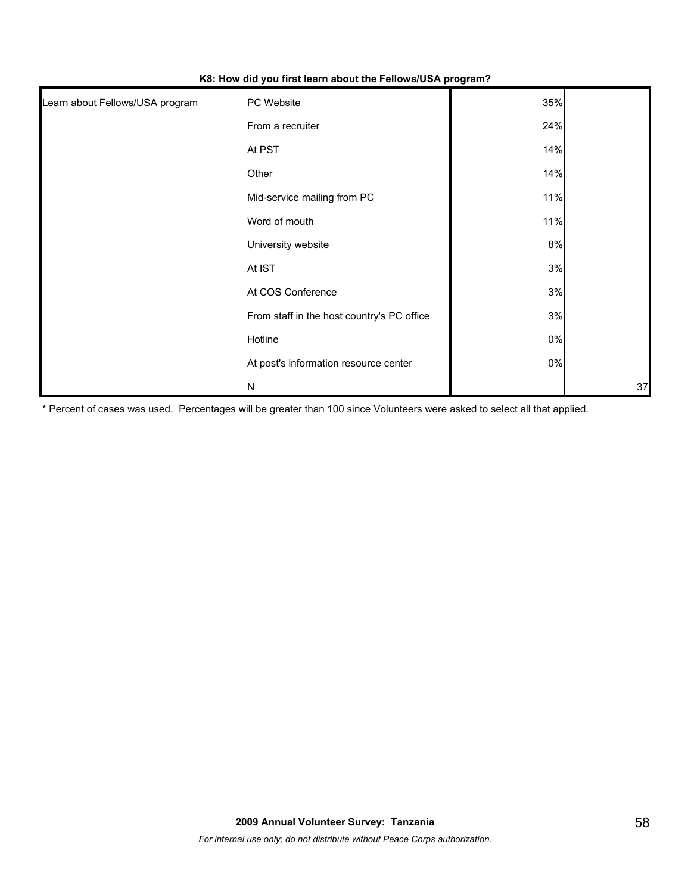**K8: How did you first learn about the Fellows/USA program?**

| | | | |
|---|---|---|---|
| Learn about Fellows/USA program | PC Website | 35% | |
| | From a recruiter | 24% | |
| | At PST | 14% | |
| | Other | 14% | |
| | Mid-service mailing from PC | 11% | |
| | Word of mouth | 11% | |
| | University website | 8% | |
| | At IST | 3% | |
| | At COS Conference | 3% | |
| | From staff in the host country's PC office | 3% | |
| | Hotline | 0% | |
| | At post's information resource center | 0% | |
| | N | | 37 |

* Percent of cases was used. Percentages will be greater than 100 since Volunteers were asked to select all that applied.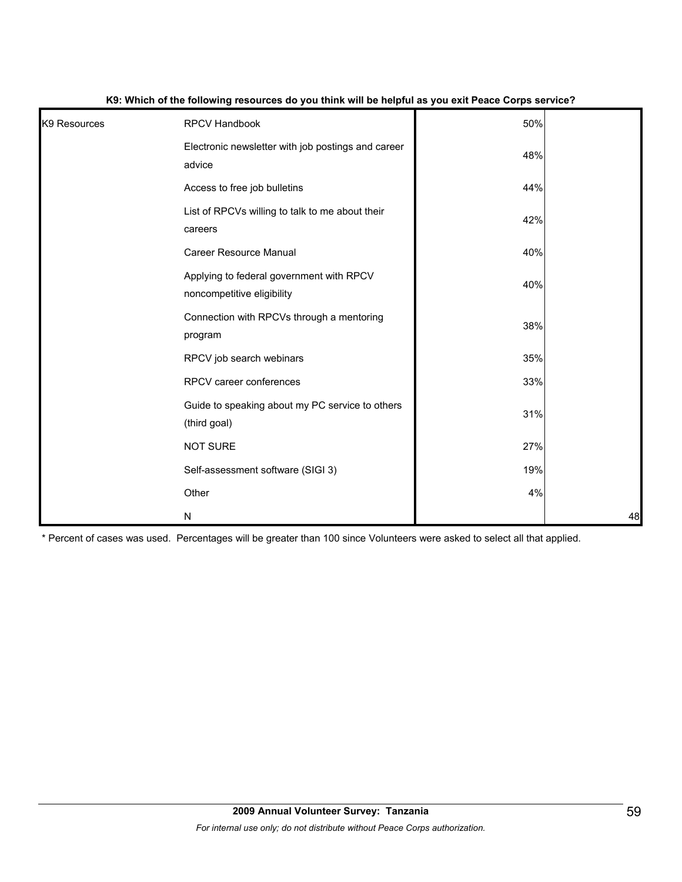**K9: Which of the following resources do you think will be helpful as you exit Peace Corps service?**

| | | | |
|---|---|---|---|
| K9 Resources | RPCV Handbook | 50% | |
| | Electronic newsletter with job postings and career advice | 48% | |
| | Access to free job bulletins | 44% | |
| | List of RPCVs willing to talk to me about their careers | 42% | |
| | Career Resource Manual | 40% | |
| | Applying to federal government with RPCV noncompetitive eligibility | 40% | |
| | Connection with RPCVs through a mentoring program | 38% | |
| | RPCV job search webinars | 35% | |
| | RPCV career conferences | 33% | |
| | Guide to speaking about my PC service to others (third goal) | 31% | |
| | NOT SURE | 27% | |
| | Self-assessment software (SIGI 3) | 19% | |
| | Other | 4% | |
| | N | | 48 |

* Percent of cases was used. Percentages will be greater than 100 since Volunteers were asked to select all that applied.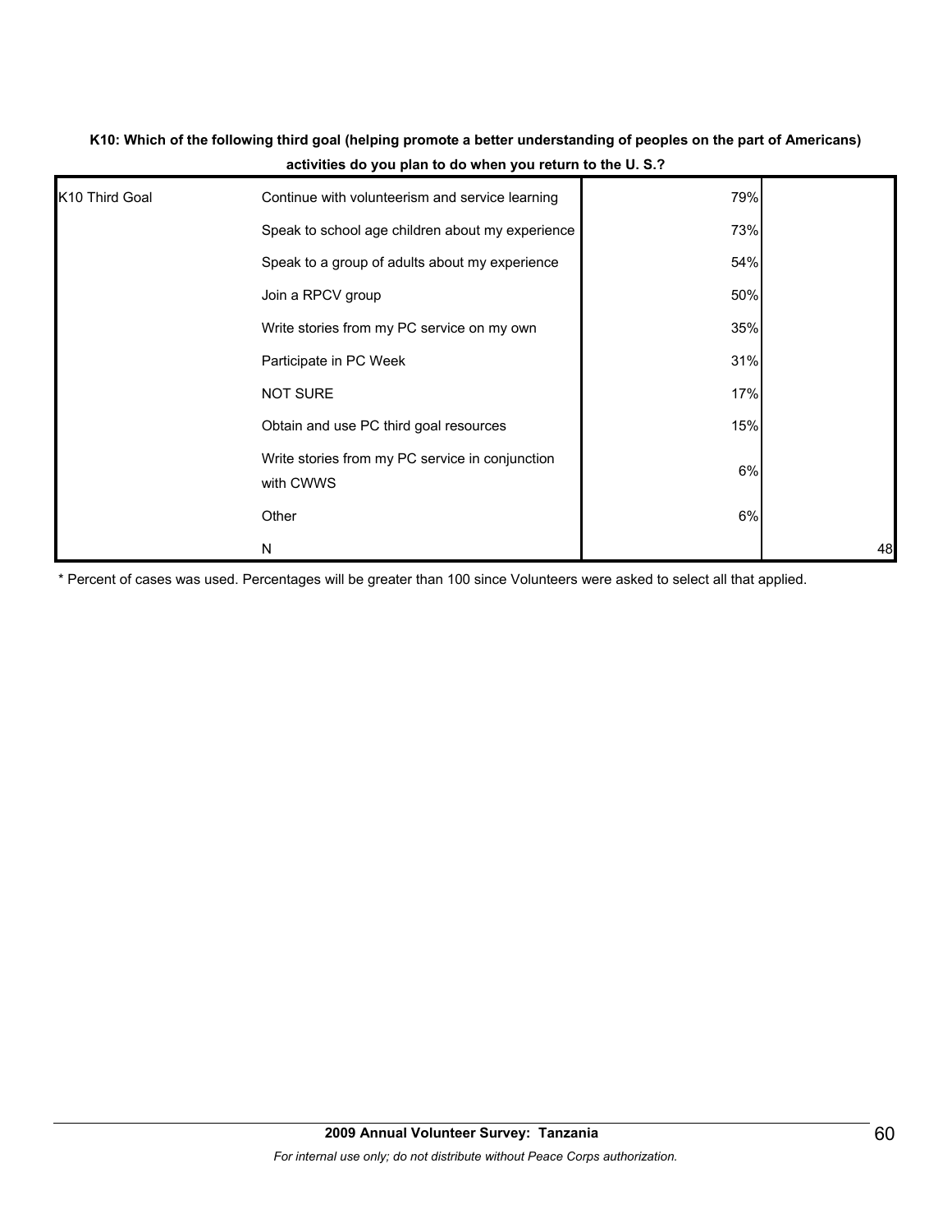**K10: Which of the following third goal (helping promote a better understanding of peoples on the part of Americans) activities do you plan to do when you return to the U. S.?**

| | | | |
|---|---|---|---|
| K10 Third Goal | Continue with volunteerism and service learning | 79% | |
| | Speak to school age children about my experience | 73% | |
| | Speak to a group of adults about my experience | 54% | |
| | Join a RPCV group | 50% | |
| | Write stories from my PC service on my own | 35% | |
| | Participate in PC Week | 31% | |
| | NOT SURE | 17% | |
| | Obtain and use PC third goal resources | 15% | |
| | Write stories from my PC service in conjunction with CWWS | 6% | |
| | Other | 6% | |
| | N | | 48 |

* Percent of cases was used. Percentages will be greater than 100 since Volunteers were asked to select all that applied.